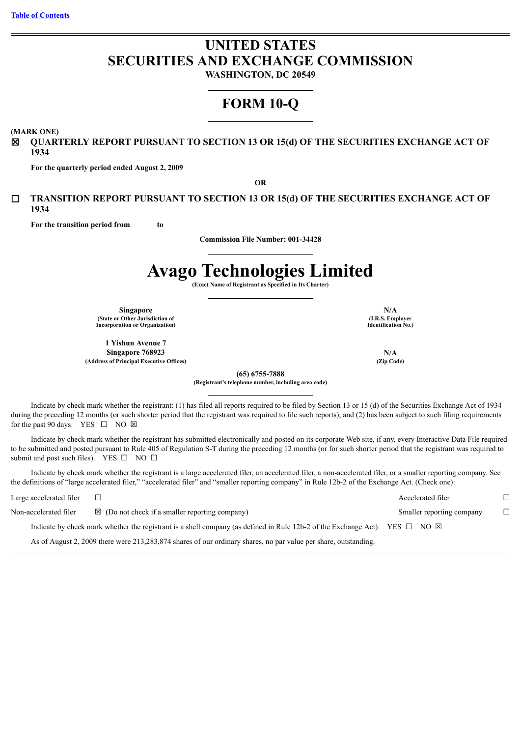[Table of Contents](#)

# UNITED STATES SECURITIES AND EXCHANGE COMMISSION

**WASHINGTON, DC 20549**

# FORM 10-Q

**(MARK ONE)**

☒ **QUARTERLY REPORT PURSUANT TO SECTION 13 OR 15(d) OF THE SECURITIES EXCHANGE ACT OF 1934**

**For the quarterly period ended August 2, 2009**

**OR**

☐ **TRANSITION REPORT PURSUANT TO SECTION 13 OR 15(d) OF THE SECURITIES EXCHANGE ACT OF 1934**

**For the transition period from to**

**Commission File Number: 001-34428**

# Avago Technologies Limited

**(Exact Name of Registrant as Specified in Its Charter)**

| | |
|---|---|
| **Singapore**<br>**(State or Other Jurisdiction of Incorporation or Organization)** | **N/A**<br>**(I.R.S. Employer Identification No.)** |
| **1 Yishun Avenue 7**<br>**Singapore 768923**<br>**(Address of Principal Executive Offices)** | **N/A**<br>**(Zip Code)** |

**(65) 6755-7888**
**(Registrant's telephone number, including area code)**

Indicate by check mark whether the registrant: (1) has filed all reports required to be filed by Section 13 or 15 (d) of the Securities Exchange Act of 1934 during the preceding 12 months (or such shorter period that the registrant was required to file such reports), and (2) has been subject to such filing requirements for the past 90 days. YES ☐ NO ☒

Indicate by check mark whether the registrant has submitted electronically and posted on its corporate Web site, if any, every Interactive Data File required to be submitted and posted pursuant to Rule 405 of Regulation S-T during the preceding 12 months (or for such shorter period that the registrant was required to submit and post such files). YES ☐ NO ☐

Indicate by check mark whether the registrant is a large accelerated filer, an accelerated filer, a non-accelerated filer, or a smaller reporting company. See the definitions of "large accelerated filer," "accelerated filer" and "smaller reporting company" in Rule 12b-2 of the Exchange Act. (Check one):

| | | | |
|---|---|---|---|
| Large accelerated filer | ☐ | Accelerated filer | ☐ |
| Non-accelerated filer | ☒ (Do not check if a smaller reporting company) | Smaller reporting company | ☐ |

Indicate by check mark whether the registrant is a shell company (as defined in Rule 12b-2 of the Exchange Act). YES ☐ NO ☒

As of August 2, 2009 there were 213,283,874 shares of our ordinary shares, no par value per share, outstanding.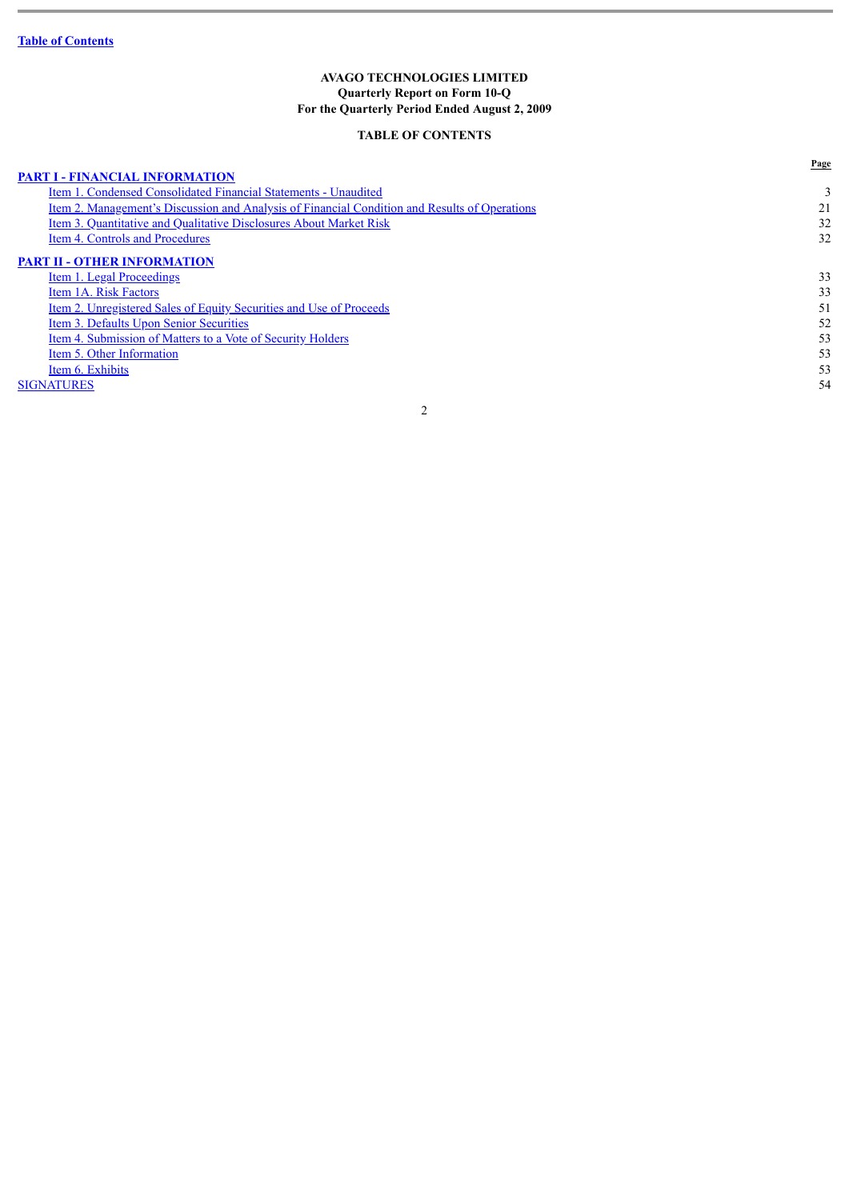Table of Contents

**AVAGO TECHNOLOGIES LIMITED**
**Quarterly Report on Form 10-Q**
**For the Quarterly Period Ended August 2, 2009**

**TABLE OF CONTENTS**

| | Page |
|---|---|
| **PART I - FINANCIAL INFORMATION** | |
| Item 1. Condensed Consolidated Financial Statements - Unaudited | 3 |
| Item 2. Management's Discussion and Analysis of Financial Condition and Results of Operations | 21 |
| Item 3. Quantitative and Qualitative Disclosures About Market Risk | 32 |
| Item 4. Controls and Procedures | 32 |
| **PART II - OTHER INFORMATION** | |
| Item 1. Legal Proceedings | 33 |
| Item 1A. Risk Factors | 33 |
| Item 2. Unregistered Sales of Equity Securities and Use of Proceeds | 51 |
| Item 3. Defaults Upon Senior Securities | 52 |
| Item 4. Submission of Matters to a Vote of Security Holders | 53 |
| Item 5. Other Information | 53 |
| Item 6. Exhibits | 53 |
| SIGNATURES | 54 |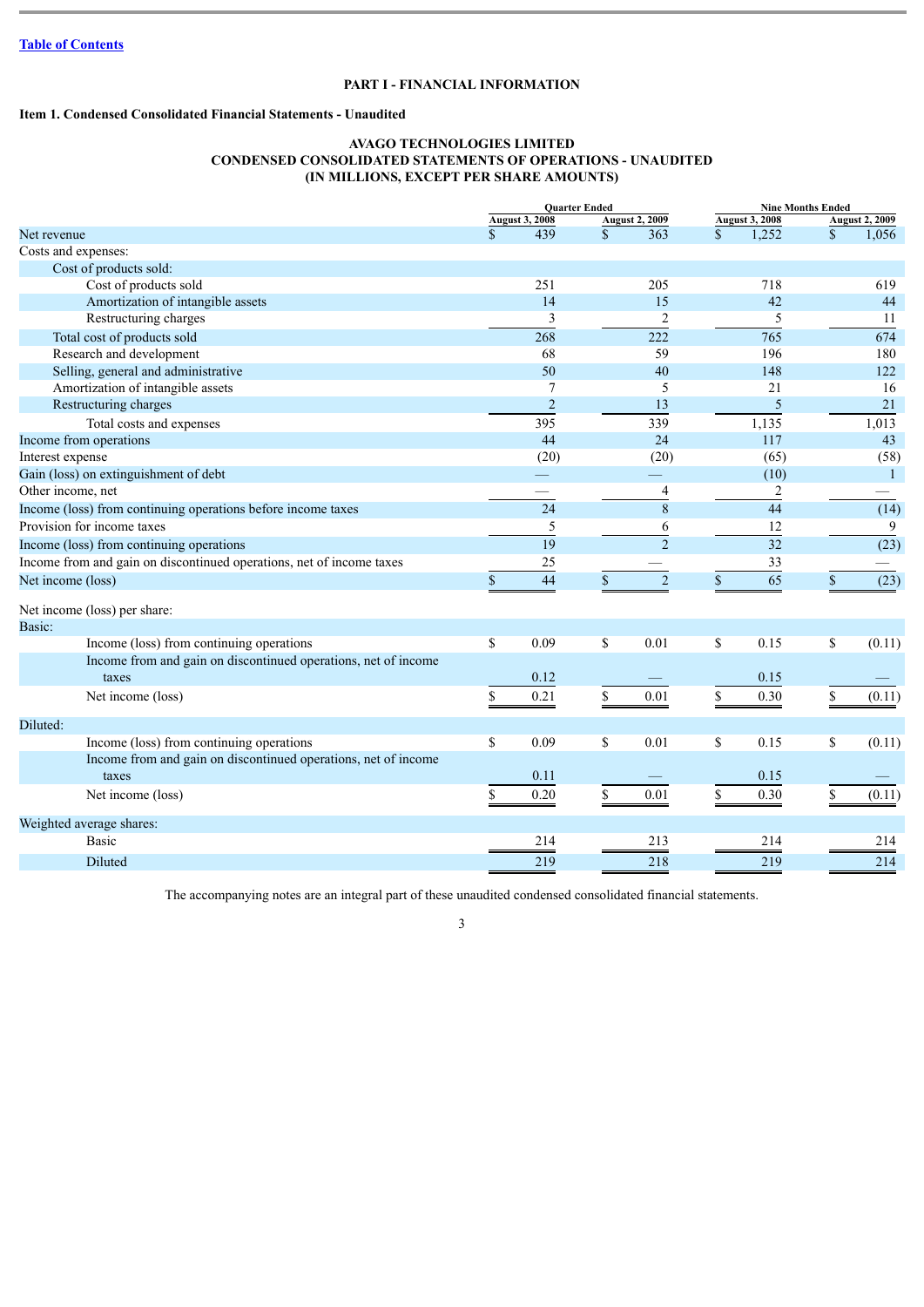Table of Contents

## PART I - FINANCIAL INFORMATION

### Item 1. Condensed Consolidated Financial Statements - Unaudited

**AVAGO TECHNOLOGIES LIMITED**
**CONDENSED CONSOLIDATED STATEMENTS OF OPERATIONS - UNAUDITED**
**(IN MILLIONS, EXCEPT PER SHARE AMOUNTS)**

| | Quarter Ended | | Nine Months Ended | |
|---|---|---|---|---|
| | August 3, 2008 | August 2, 2009 | August 3, 2008 | August 2, 2009 |
| Net revenue | $ 439 | $ 363 | $ 1,252 | $ 1,056 |
| Costs and expenses: | | | | |
| Cost of products sold: | | | | |
| Cost of products sold | 251 | 205 | 718 | 619 |
| Amortization of intangible assets | 14 | 15 | 42 | 44 |
| Restructuring charges | 3 | 2 | 5 | 11 |
| Total cost of products sold | 268 | 222 | 765 | 674 |
| Research and development | 68 | 59 | 196 | 180 |
| Selling, general and administrative | 50 | 40 | 148 | 122 |
| Amortization of intangible assets | 7 | 5 | 21 | 16 |
| Restructuring charges | 2 | 13 | 5 | 21 |
| Total costs and expenses | 395 | 339 | 1,135 | 1,013 |
| Income from operations | 44 | 24 | 117 | 43 |
| Interest expense | (20) | (20) | (65) | (58) |
| Gain (loss) on extinguishment of debt | — | — | (10) | 1 |
| Other income, net | — | 4 | 2 | — |
| Income (loss) from continuing operations before income taxes | 24 | 8 | 44 | (14) |
| Provision for income taxes | 5 | 6 | 12 | 9 |
| Income (loss) from continuing operations | 19 | 2 | 32 | (23) |
| Income from and gain on discontinued operations, net of income taxes | 25 | — | 33 | — |
| Net income (loss) | $ 44 | $ 2 | $ 65 | $ (23) |
| Net income (loss) per share: | | | | |
| Basic: | | | | |
| Income (loss) from continuing operations | $ 0.09 | $ 0.01 | $ 0.15 | $ (0.11) |
| Income from and gain on discontinued operations, net of income taxes | 0.12 | — | 0.15 | — |
| Net income (loss) | $ 0.21 | $ 0.01 | $ 0.30 | $ (0.11) |
| Diluted: | | | | |
| Income (loss) from continuing operations | $ 0.09 | $ 0.01 | $ 0.15 | $ (0.11) |
| Income from and gain on discontinued operations, net of income taxes | 0.11 | — | 0.15 | — |
| Net income (loss) | $ 0.20 | $ 0.01 | $ 0.30 | $ (0.11) |
| Weighted average shares: | | | | |
| Basic | 214 | 213 | 214 | 214 |
| Diluted | 219 | 218 | 219 | 214 |

The accompanying notes are an integral part of these unaudited condensed consolidated financial statements.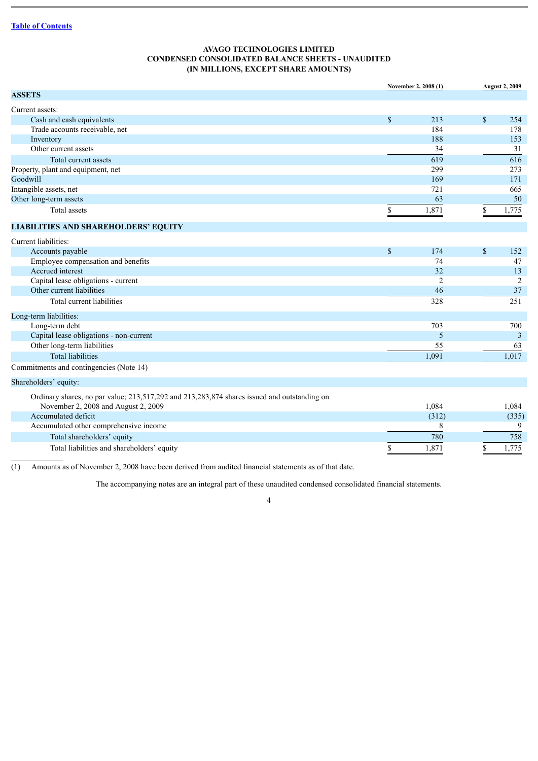[Table of Contents](#)

# AVAGO TECHNOLOGIES LIMITED
## CONDENSED CONSOLIDATED BALANCE SHEETS - UNAUDITED
## (IN MILLIONS, EXCEPT SHARE AMOUNTS)

| | November 2, 2008 (1) | August 2, 2009 |
|---|---|---|
| **ASSETS** | | |
| Current assets: | | |
| Cash and cash equivalents | $ 213 | $ 254 |
| Trade accounts receivable, net | 184 | 178 |
| Inventory | 188 | 153 |
| Other current assets | 34 | 31 |
| Total current assets | 619 | 616 |
| Property, plant and equipment, net | 299 | 273 |
| Goodwill | 169 | 171 |
| Intangible assets, net | 721 | 665 |
| Other long-term assets | 63 | 50 |
| Total assets | $ 1,871 | $ 1,775 |
| **LIABILITIES AND SHAREHOLDERS' EQUITY** | | |
| Current liabilities: | | |
| Accounts payable | $ 174 | $ 152 |
| Employee compensation and benefits | 74 | 47 |
| Accrued interest | 32 | 13 |
| Capital lease obligations - current | 2 | 2 |
| Other current liabilities | 46 | 37 |
| Total current liabilities | 328 | 251 |
| Long-term liabilities: | | |
| Long-term debt | 703 | 700 |
| Capital lease obligations - non-current | 5 | 3 |
| Other long-term liabilities | 55 | 63 |
| Total liabilities | 1,091 | 1,017 |
| Commitments and contingencies (Note 14) | | |
| Shareholders' equity: | | |
| Ordinary shares, no par value; 213,517,292 and 213,283,874 shares issued and outstanding on November 2, 2008 and August 2, 2009 | 1,084 | 1,084 |
| Accumulated deficit | (312) | (335) |
| Accumulated other comprehensive income | 8 | 9 |
| Total shareholders' equity | 780 | 758 |
| Total liabilities and shareholders' equity | $ 1,871 | $ 1,775 |

(1) Amounts as of November 2, 2008 have been derived from audited financial statements as of that date.

The accompanying notes are an integral part of these unaudited condensed consolidated financial statements.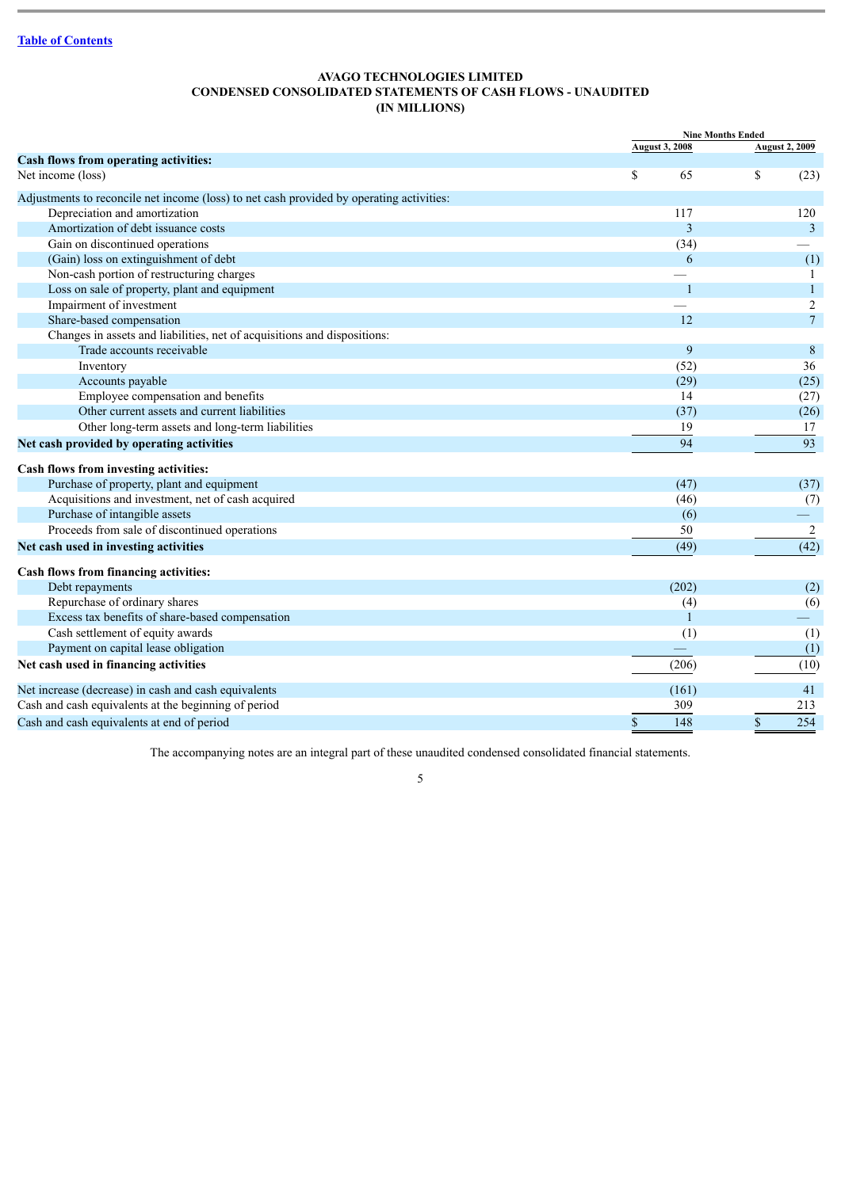[Table of Contents](#)

**AVAGO TECHNOLOGIES LIMITED**
**CONDENSED CONSOLIDATED STATEMENTS OF CASH FLOWS - UNAUDITED**
**(IN MILLIONS)**

| | Nine Months Ended | |
|---|---|---|
| | August 3, 2008 | August 2, 2009 |
| **Cash flows from operating activities:** | | |
| Net income (loss) | $ 65 | $ (23) |
| Adjustments to reconcile net income (loss) to net cash provided by operating activities: | | |
| Depreciation and amortization | 117 | 120 |
| Amortization of debt issuance costs | 3 | 3 |
| Gain on discontinued operations | (34) | — |
| (Gain) loss on extinguishment of debt | 6 | (1) |
| Non-cash portion of restructuring charges | — | 1 |
| Loss on sale of property, plant and equipment | 1 | 1 |
| Impairment of investment | — | 2 |
| Share-based compensation | 12 | 7 |
| Changes in assets and liabilities, net of acquisitions and dispositions: | | |
| Trade accounts receivable | 9 | 8 |
| Inventory | (52) | 36 |
| Accounts payable | (29) | (25) |
| Employee compensation and benefits | 14 | (27) |
| Other current assets and current liabilities | (37) | (26) |
| Other long-term assets and long-term liabilities | 19 | 17 |
| **Net cash provided by operating activities** | 94 | 93 |
| **Cash flows from investing activities:** | | |
| Purchase of property, plant and equipment | (47) | (37) |
| Acquisitions and investment, net of cash acquired | (46) | (7) |
| Purchase of intangible assets | (6) | — |
| Proceeds from sale of discontinued operations | 50 | 2 |
| **Net cash used in investing activities** | (49) | (42) |
| **Cash flows from financing activities:** | | |
| Debt repayments | (202) | (2) |
| Repurchase of ordinary shares | (4) | (6) |
| Excess tax benefits of share-based compensation | 1 | — |
| Cash settlement of equity awards | (1) | (1) |
| Payment on capital lease obligation | — | (1) |
| **Net cash used in financing activities** | (206) | (10) |
| Net increase (decrease) in cash and cash equivalents | (161) | 41 |
| Cash and cash equivalents at the beginning of period | 309 | 213 |
| Cash and cash equivalents at end of period | $ 148 | $ 254 |

The accompanying notes are an integral part of these unaudited condensed consolidated financial statements.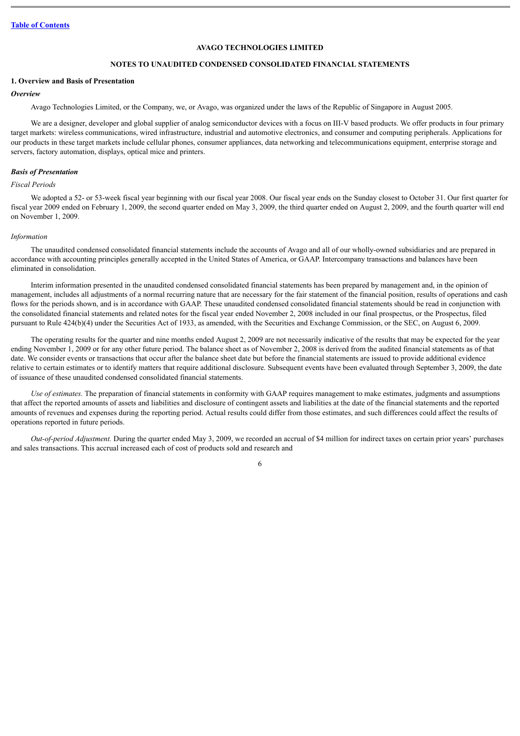[Table of Contents](#)

**AVAGO TECHNOLOGIES LIMITED**

**NOTES TO UNAUDITED CONDENSED CONSOLIDATED FINANCIAL STATEMENTS**

## 1. Overview and Basis of Presentation

### *Overview*

Avago Technologies Limited, or the Company, we, or Avago, was organized under the laws of the Republic of Singapore in August 2005.

We are a designer, developer and global supplier of analog semiconductor devices with a focus on III-V based products. We offer products in four primary target markets: wireless communications, wired infrastructure, industrial and automotive electronics, and consumer and computing peripherals. Applications for our products in these target markets include cellular phones, consumer appliances, data networking and telecommunications equipment, enterprise storage and servers, factory automation, displays, optical mice and printers.

### *Basis of Presentation*

*Fiscal Periods*

We adopted a 52- or 53-week fiscal year beginning with our fiscal year 2008. Our fiscal year ends on the Sunday closest to October 31. Our first quarter for fiscal year 2009 ended on February 1, 2009, the second quarter ended on May 3, 2009, the third quarter ended on August 2, 2009, and the fourth quarter will end on November 1, 2009.

*Information*

The unaudited condensed consolidated financial statements include the accounts of Avago and all of our wholly-owned subsidiaries and are prepared in accordance with accounting principles generally accepted in the United States of America, or GAAP. Intercompany transactions and balances have been eliminated in consolidation.

Interim information presented in the unaudited condensed consolidated financial statements has been prepared by management and, in the opinion of management, includes all adjustments of a normal recurring nature that are necessary for the fair statement of the financial position, results of operations and cash flows for the periods shown, and is in accordance with GAAP. These unaudited condensed consolidated financial statements should be read in conjunction with the consolidated financial statements and related notes for the fiscal year ended November 2, 2008 included in our final prospectus, or the Prospectus, filed pursuant to Rule 424(b)(4) under the Securities Act of 1933, as amended, with the Securities and Exchange Commission, or the SEC, on August 6, 2009.

The operating results for the quarter and nine months ended August 2, 2009 are not necessarily indicative of the results that may be expected for the year ending November 1, 2009 or for any other future period. The balance sheet as of November 2, 2008 is derived from the audited financial statements as of that date. We consider events or transactions that occur after the balance sheet date but before the financial statements are issued to provide additional evidence relative to certain estimates or to identify matters that require additional disclosure. Subsequent events have been evaluated through September 3, 2009, the date of issuance of these unaudited condensed consolidated financial statements.

*Use of estimates.* The preparation of financial statements in conformity with GAAP requires management to make estimates, judgments and assumptions that affect the reported amounts of assets and liabilities and disclosure of contingent assets and liabilities at the date of the financial statements and the reported amounts of revenues and expenses during the reporting period. Actual results could differ from those estimates, and such differences could affect the results of operations reported in future periods.

*Out-of-period Adjustment.* During the quarter ended May 3, 2009, we recorded an accrual of $4 million for indirect taxes on certain prior years' purchases and sales transactions. This accrual increased each of cost of products sold and research and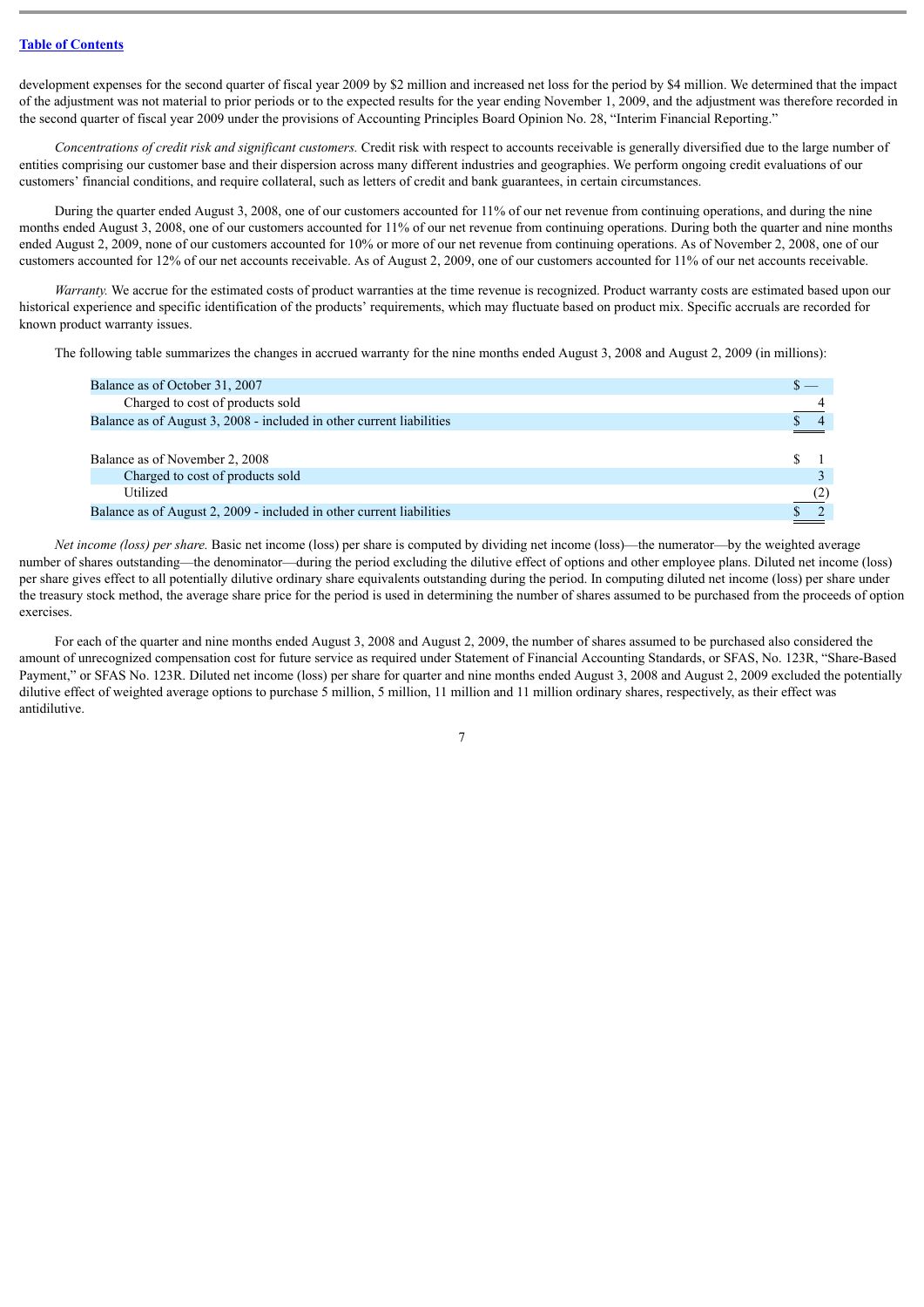development expenses for the second quarter of fiscal year 2009 by $2 million and increased net loss for the period by $4 million. We determined that the impact of the adjustment was not material to prior periods or to the expected results for the year ending November 1, 2009, and the adjustment was therefore recorded in the second quarter of fiscal year 2009 under the provisions of Accounting Principles Board Opinion No. 28, "Interim Financial Reporting."

*Concentrations of credit risk and significant customers.* Credit risk with respect to accounts receivable is generally diversified due to the large number of entities comprising our customer base and their dispersion across many different industries and geographies. We perform ongoing credit evaluations of our customers' financial conditions, and require collateral, such as letters of credit and bank guarantees, in certain circumstances.

During the quarter ended August 3, 2008, one of our customers accounted for 11% of our net revenue from continuing operations, and during the nine months ended August 3, 2008, one of our customers accounted for 11% of our net revenue from continuing operations. During both the quarter and nine months ended August 2, 2009, none of our customers accounted for 10% or more of our net revenue from continuing operations. As of November 2, 2008, one of our customers accounted for 12% of our net accounts receivable. As of August 2, 2009, one of our customers accounted for 11% of our net accounts receivable.

*Warranty.* We accrue for the estimated costs of product warranties at the time revenue is recognized. Product warranty costs are estimated based upon our historical experience and specific identification of the products' requirements, which may fluctuate based on product mix. Specific accruals are recorded for known product warranty issues.

The following table summarizes the changes in accrued warranty for the nine months ended August 3, 2008 and August 2, 2009 (in millions):

| | |
|---|---|
| Balance as of October 31, 2007 | $ — |
| Charged to cost of products sold | 4 |
| Balance as of August 3, 2008 - included in other current liabilities | $ 4 |
| | |
| Balance as of November 2, 2008 | $ 1 |
| Charged to cost of products sold | 3 |
| Utilized | (2) |
| Balance as of August 2, 2009 - included in other current liabilities | $ 2 |

*Net income (loss) per share.* Basic net income (loss) per share is computed by dividing net income (loss)—the numerator—by the weighted average number of shares outstanding—the denominator—during the period excluding the dilutive effect of options and other employee plans. Diluted net income (loss) per share gives effect to all potentially dilutive ordinary share equivalents outstanding during the period. In computing diluted net income (loss) per share under the treasury stock method, the average share price for the period is used in determining the number of shares assumed to be purchased from the proceeds of option exercises.

For each of the quarter and nine months ended August 3, 2008 and August 2, 2009, the number of shares assumed to be purchased also considered the amount of unrecognized compensation cost for future service as required under Statement of Financial Accounting Standards, or SFAS, No. 123R, "Share-Based Payment," or SFAS No. 123R. Diluted net income (loss) per share for quarter and nine months ended August 3, 2008 and August 2, 2009 excluded the potentially dilutive effect of weighted average options to purchase 5 million, 5 million, 11 million and 11 million ordinary shares, respectively, as their effect was antidilutive.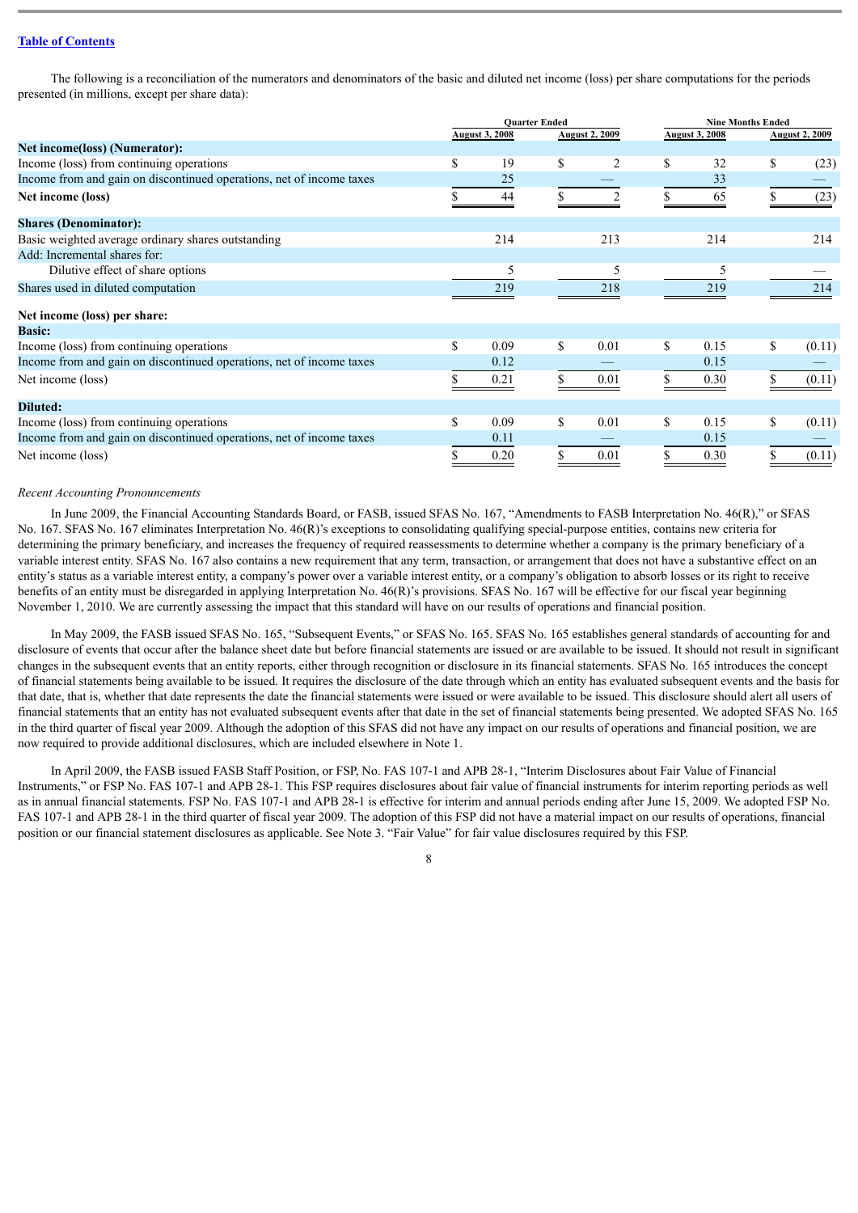[Table of Contents](#)

The following is a reconciliation of the numerators and denominators of the basic and diluted net income (loss) per share computations for the periods presented (in millions, except per share data):

| | Quarter Ended | | Nine Months Ended | |
|---|---|---|---|---|
| | August 3, 2008 | August 2, 2009 | August 3, 2008 | August 2, 2009 |
| **Net income(loss) (Numerator):** | | | | |
| Income (loss) from continuing operations | $ 19 | $ 2 | $ 32 | $ (23) |
| Income from and gain on discontinued operations, net of income taxes | 25 | — | 33 | — |
| **Net income (loss)** | $ 44 | $ 2 | $ 65 | $ (23) |
| **Shares (Denominator):** | | | | |
| Basic weighted average ordinary shares outstanding | 214 | 213 | 214 | 214 |
| Add: Incremental shares for: | | | | |
| Dilutive effect of share options | 5 | 5 | 5 | — |
| Shares used in diluted computation | 219 | 218 | 219 | 214 |
| **Net income (loss) per share:** | | | | |
| **Basic:** | | | | |
| Income (loss) from continuing operations | $ 0.09 | $ 0.01 | $ 0.15 | $ (0.11) |
| Income from and gain on discontinued operations, net of income taxes | 0.12 | — | 0.15 | — |
| Net income (loss) | $ 0.21 | $ 0.01 | $ 0.30 | $ (0.11) |
| **Diluted:** | | | | |
| Income (loss) from continuing operations | $ 0.09 | $ 0.01 | $ 0.15 | $ (0.11) |
| Income from and gain on discontinued operations, net of income taxes | 0.11 | — | 0.15 | — |
| Net income (loss) | $ 0.20 | $ 0.01 | $ 0.30 | $ (0.11) |

*Recent Accounting Pronouncements*

In June 2009, the Financial Accounting Standards Board, or FASB, issued SFAS No. 167, "Amendments to FASB Interpretation No. 46(R)," or SFAS No. 167. SFAS No. 167 eliminates Interpretation No. 46(R)'s exceptions to consolidating qualifying special-purpose entities, contains new criteria for determining the primary beneficiary, and increases the frequency of required reassessments to determine whether a company is the primary beneficiary of a variable interest entity. SFAS No. 167 also contains a new requirement that any term, transaction, or arrangement that does not have a substantive effect on an entity's status as a variable interest entity, a company's power over a variable interest entity, or a company's obligation to absorb losses or its right to receive benefits of an entity must be disregarded in applying Interpretation No. 46(R)'s provisions. SFAS No. 167 will be effective for our fiscal year beginning November 1, 2010. We are currently assessing the impact that this standard will have on our results of operations and financial position.

In May 2009, the FASB issued SFAS No. 165, "Subsequent Events," or SFAS No. 165. SFAS No. 165 establishes general standards of accounting for and disclosure of events that occur after the balance sheet date but before financial statements are issued or are available to be issued. It should not result in significant changes in the subsequent events that an entity reports, either through recognition or disclosure in its financial statements. SFAS No. 165 introduces the concept of financial statements being available to be issued. It requires the disclosure of the date through which an entity has evaluated subsequent events and the basis for that date, that is, whether that date represents the date the financial statements were issued or were available to be issued. This disclosure should alert all users of financial statements that an entity has not evaluated subsequent events after that date in the set of financial statements being presented. We adopted SFAS No. 165 in the third quarter of fiscal year 2009. Although the adoption of this SFAS did not have any impact on our results of operations and financial position, we are now required to provide additional disclosures, which are included elsewhere in Note 1.

In April 2009, the FASB issued FASB Staff Position, or FSP, No. FAS 107-1 and APB 28-1, "Interim Disclosures about Fair Value of Financial Instruments," or FSP No. FAS 107-1 and APB 28-1. This FSP requires disclosures about fair value of financial instruments for interim reporting periods as well as in annual financial statements. FSP No. FAS 107-1 and APB 28-1 is effective for interim and annual periods ending after June 15, 2009. We adopted FSP No. FAS 107-1 and APB 28-1 in the third quarter of fiscal year 2009. The adoption of this FSP did not have a material impact on our results of operations, financial position or our financial statement disclosures as applicable. See Note 3. "Fair Value" for fair value disclosures required by this FSP.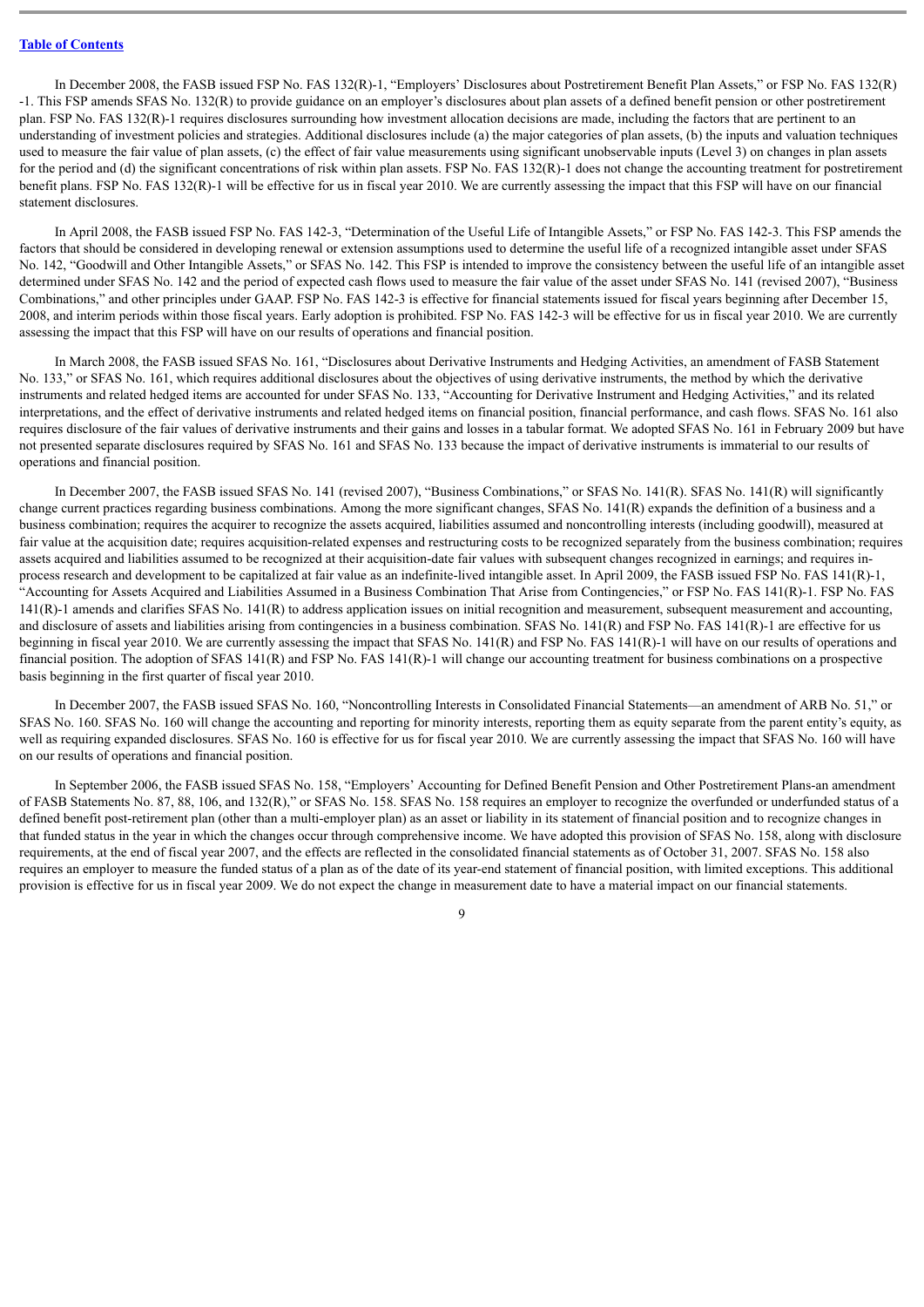In December 2008, the FASB issued FSP No. FAS 132(R)-1, "Employers' Disclosures about Postretirement Benefit Plan Assets," or FSP No. FAS 132(R)-1. This FSP amends SFAS No. 132(R) to provide guidance on an employer's disclosures about plan assets of a defined benefit pension or other postretirement plan. FSP No. FAS 132(R)-1 requires disclosures surrounding how investment allocation decisions are made, including the factors that are pertinent to an understanding of investment policies and strategies. Additional disclosures include (a) the major categories of plan assets, (b) the inputs and valuation techniques used to measure the fair value of plan assets, (c) the effect of fair value measurements using significant unobservable inputs (Level 3) on changes in plan assets for the period and (d) the significant concentrations of risk within plan assets. FSP No. FAS 132(R)-1 does not change the accounting treatment for postretirement benefit plans. FSP No. FAS 132(R)-1 will be effective for us in fiscal year 2010. We are currently assessing the impact that this FSP will have on our financial statement disclosures.

In April 2008, the FASB issued FSP No. FAS 142-3, "Determination of the Useful Life of Intangible Assets," or FSP No. FAS 142-3. This FSP amends the factors that should be considered in developing renewal or extension assumptions used to determine the useful life of a recognized intangible asset under SFAS No. 142, "Goodwill and Other Intangible Assets," or SFAS No. 142. This FSP is intended to improve the consistency between the useful life of an intangible asset determined under SFAS No. 142 and the period of expected cash flows used to measure the fair value of the asset under SFAS No. 141 (revised 2007), "Business Combinations," and other principles under GAAP. FSP No. FAS 142-3 is effective for financial statements issued for fiscal years beginning after December 15, 2008, and interim periods within those fiscal years. Early adoption is prohibited. FSP No. FAS 142-3 will be effective for us in fiscal year 2010. We are currently assessing the impact that this FSP will have on our results of operations and financial position.

In March 2008, the FASB issued SFAS No. 161, "Disclosures about Derivative Instruments and Hedging Activities, an amendment of FASB Statement No. 133," or SFAS No. 161, which requires additional disclosures about the objectives of using derivative instruments, the method by which the derivative instruments and related hedged items are accounted for under SFAS No. 133, "Accounting for Derivative Instrument and Hedging Activities," and its related interpretations, and the effect of derivative instruments and related hedged items on financial position, financial performance, and cash flows. SFAS No. 161 also requires disclosure of the fair values of derivative instruments and their gains and losses in a tabular format. We adopted SFAS No. 161 in February 2009 but have not presented separate disclosures required by SFAS No. 161 and SFAS No. 133 because the impact of derivative instruments is immaterial to our results of operations and financial position.

In December 2007, the FASB issued SFAS No. 141 (revised 2007), "Business Combinations," or SFAS No. 141(R). SFAS No. 141(R) will significantly change current practices regarding business combinations. Among the more significant changes, SFAS No. 141(R) expands the definition of a business and a business combination; requires the acquirer to recognize the assets acquired, liabilities assumed and noncontrolling interests (including goodwill), measured at fair value at the acquisition date; requires acquisition-related expenses and restructuring costs to be recognized separately from the business combination; requires assets acquired and liabilities assumed to be recognized at their acquisition-date fair values with subsequent changes recognized in earnings; and requires in-process research and development to be capitalized at fair value as an indefinite-lived intangible asset. In April 2009, the FASB issued FSP No. FAS 141(R)-1, "Accounting for Assets Acquired and Liabilities Assumed in a Business Combination That Arise from Contingencies," or FSP No. FAS 141(R)-1. FSP No. FAS 141(R)-1 amends and clarifies SFAS No. 141(R) to address application issues on initial recognition and measurement, subsequent measurement and accounting, and disclosure of assets and liabilities arising from contingencies in a business combination. SFAS No. 141(R) and FSP No. FAS 141(R)-1 are effective for us beginning in fiscal year 2010. We are currently assessing the impact that SFAS No. 141(R) and FSP No. FAS 141(R)-1 will have on our results of operations and financial position. The adoption of SFAS 141(R) and FSP No. FAS 141(R)-1 will change our accounting treatment for business combinations on a prospective basis beginning in the first quarter of fiscal year 2010.

In December 2007, the FASB issued SFAS No. 160, "Noncontrolling Interests in Consolidated Financial Statements—an amendment of ARB No. 51," or SFAS No. 160. SFAS No. 160 will change the accounting and reporting for minority interests, reporting them as equity separate from the parent entity's equity, as well as requiring expanded disclosures. SFAS No. 160 is effective for us for fiscal year 2010. We are currently assessing the impact that SFAS No. 160 will have on our results of operations and financial position.

In September 2006, the FASB issued SFAS No. 158, "Employers' Accounting for Defined Benefit Pension and Other Postretirement Plans-an amendment of FASB Statements No. 87, 88, 106, and 132(R)," or SFAS No. 158. SFAS No. 158 requires an employer to recognize the overfunded or underfunded status of a defined benefit post-retirement plan (other than a multi-employer plan) as an asset or liability in its statement of financial position and to recognize changes in that funded status in the year in which the changes occur through comprehensive income. We have adopted this provision of SFAS No. 158, along with disclosure requirements, at the end of fiscal year 2007, and the effects are reflected in the consolidated financial statements as of October 31, 2007. SFAS No. 158 also requires an employer to measure the funded status of a plan as of the date of its year-end statement of financial position, with limited exceptions. This additional provision is effective for us in fiscal year 2009. We do not expect the change in measurement date to have a material impact on our financial statements.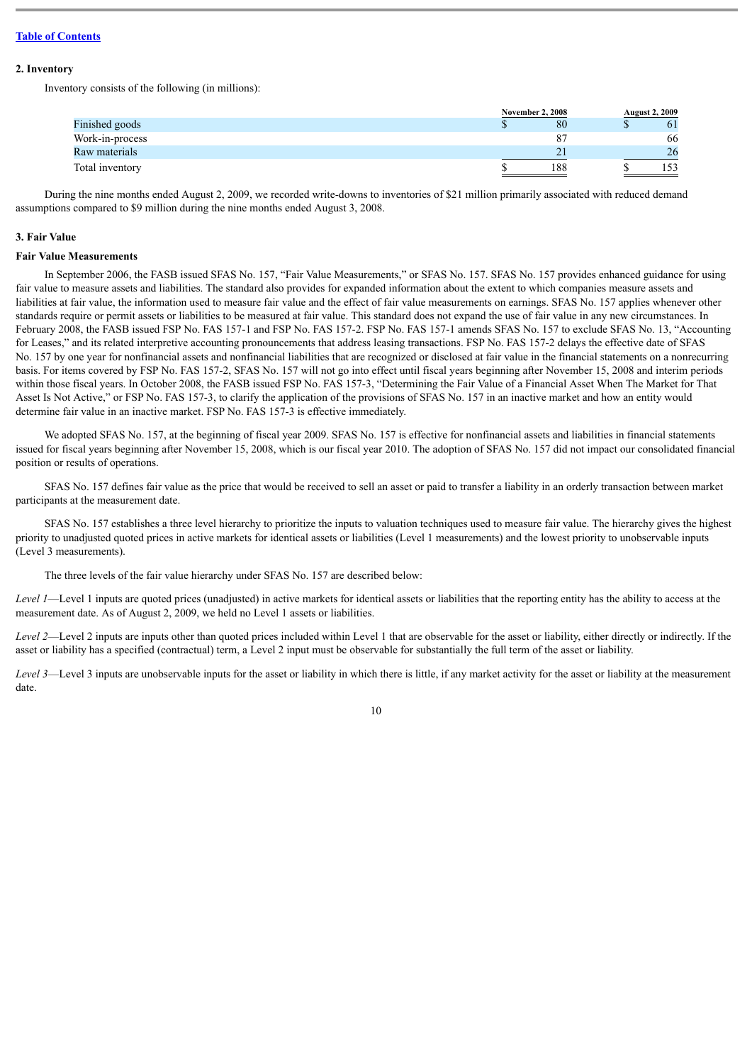## 2. Inventory

Inventory consists of the following (in millions):

| | November 2, 2008 | August 2, 2009 |
|---|---|---|
| Finished goods | $ 80 | $ 61 |
| Work-in-process | 87 | 66 |
| Raw materials | 21 | 26 |
| Total inventory | $ 188 | $ 153 |

During the nine months ended August 2, 2009, we recorded write-downs to inventories of $21 million primarily associated with reduced demand assumptions compared to $9 million during the nine months ended August 3, 2008.

## 3. Fair Value

### Fair Value Measurements

In September 2006, the FASB issued SFAS No. 157, "Fair Value Measurements," or SFAS No. 157. SFAS No. 157 provides enhanced guidance for using fair value to measure assets and liabilities. The standard also provides for expanded information about the extent to which companies measure assets and liabilities at fair value, the information used to measure fair value and the effect of fair value measurements on earnings. SFAS No. 157 applies whenever other standards require or permit assets or liabilities to be measured at fair value. This standard does not expand the use of fair value in any new circumstances. In February 2008, the FASB issued FSP No. FAS 157-1 and FSP No. FAS 157-2. FSP No. FAS 157-1 amends SFAS No. 157 to exclude SFAS No. 13, "Accounting for Leases," and its related interpretive accounting pronouncements that address leasing transactions. FSP No. FAS 157-2 delays the effective date of SFAS No. 157 by one year for nonfinancial assets and nonfinancial liabilities that are recognized or disclosed at fair value in the financial statements on a nonrecurring basis. For items covered by FSP No. FAS 157-2, SFAS No. 157 will not go into effect until fiscal years beginning after November 15, 2008 and interim periods within those fiscal years. In October 2008, the FASB issued FSP No. FAS 157-3, "Determining the Fair Value of a Financial Asset When The Market for That Asset Is Not Active," or FSP No. FAS 157-3, to clarify the application of the provisions of SFAS No. 157 in an inactive market and how an entity would determine fair value in an inactive market. FSP No. FAS 157-3 is effective immediately.

We adopted SFAS No. 157, at the beginning of fiscal year 2009. SFAS No. 157 is effective for nonfinancial assets and liabilities in financial statements issued for fiscal years beginning after November 15, 2008, which is our fiscal year 2010. The adoption of SFAS No. 157 did not impact our consolidated financial position or results of operations.

SFAS No. 157 defines fair value as the price that would be received to sell an asset or paid to transfer a liability in an orderly transaction between market participants at the measurement date.

SFAS No. 157 establishes a three level hierarchy to prioritize the inputs to valuation techniques used to measure fair value. The hierarchy gives the highest priority to unadjusted quoted prices in active markets for identical assets or liabilities (Level 1 measurements) and the lowest priority to unobservable inputs (Level 3 measurements).

The three levels of the fair value hierarchy under SFAS No. 157 are described below:

*Level 1*—Level 1 inputs are quoted prices (unadjusted) in active markets for identical assets or liabilities that the reporting entity has the ability to access at the measurement date. As of August 2, 2009, we held no Level 1 assets or liabilities.

*Level 2*—Level 2 inputs are inputs other than quoted prices included within Level 1 that are observable for the asset or liability, either directly or indirectly. If the asset or liability has a specified (contractual) term, a Level 2 input must be observable for substantially the full term of the asset or liability.

*Level 3*—Level 3 inputs are unobservable inputs for the asset or liability in which there is little, if any market activity for the asset or liability at the measurement date.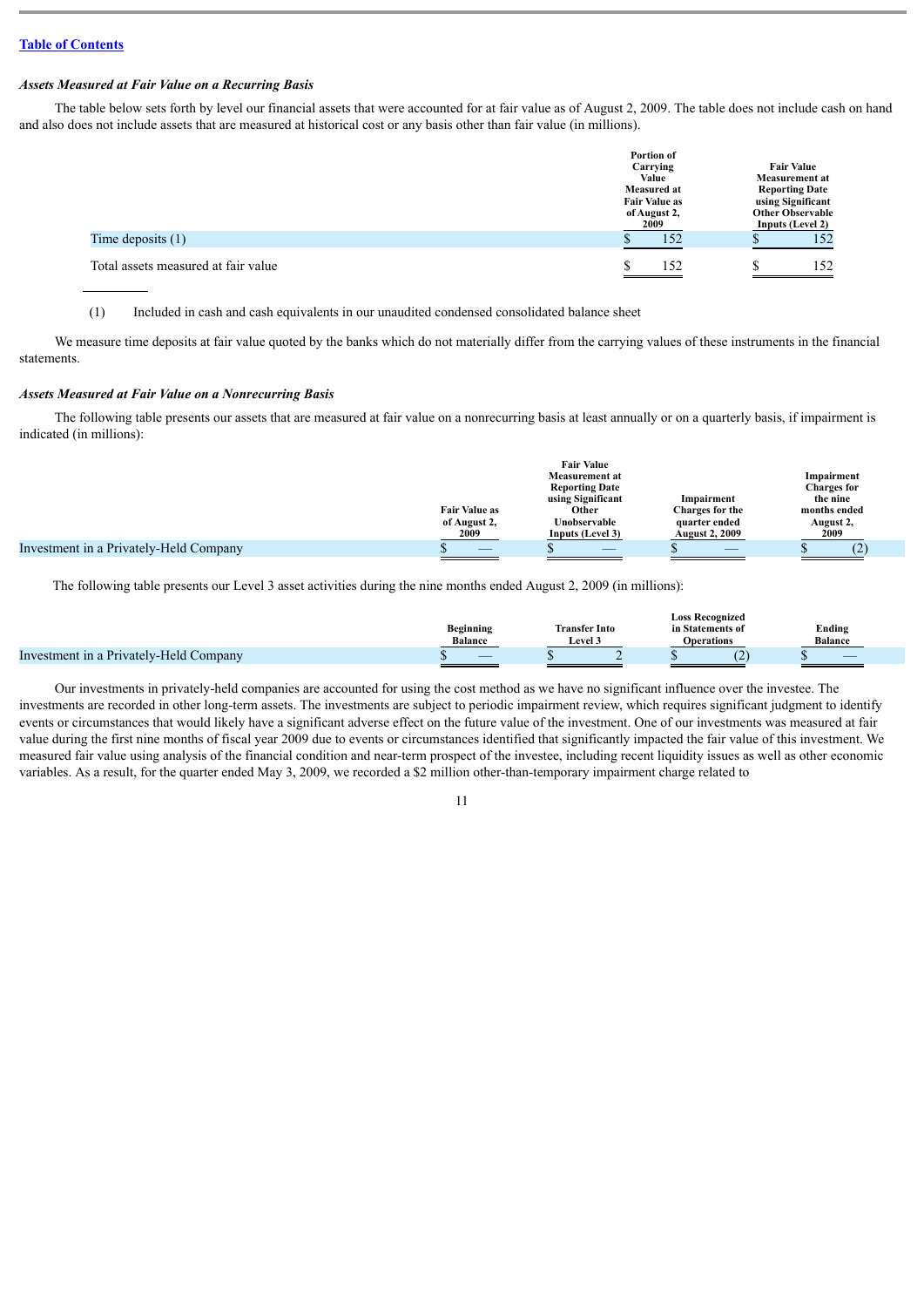[Table of Contents](#)

***Assets Measured at Fair Value on a Recurring Basis***

The table below sets forth by level our financial assets that were accounted for at fair value as of August 2, 2009. The table does not include cash on hand and also does not include assets that are measured at historical cost or any basis other than fair value (in millions).

| | Portion of Carrying Value Measured at Fair Value as of August 2, 2009 | Fair Value Measurement at Reporting Date using Significant Other Observable Inputs (Level 2) |
|---|---|---|
| Time deposits (1) | $ 152 | $ 152 |
| Total assets measured at fair value | $ 152 | $ 152 |

(1) Included in cash and cash equivalents in our unaudited condensed consolidated balance sheet

We measure time deposits at fair value quoted by the banks which do not materially differ from the carrying values of these instruments in the financial statements.

***Assets Measured at Fair Value on a Nonrecurring Basis***

The following table presents our assets that are measured at fair value on a nonrecurring basis at least annually or on a quarterly basis, if impairment is indicated (in millions):

| | Fair Value as of August 2, 2009 | Fair Value Measurement at Reporting Date using Significant Other Unobservable Inputs (Level 3) | Impairment Charges for the quarter ended August 2, 2009 | Impairment Charges for the nine months ended August 2, 2009 |
|---|---|---|---|---|
| Investment in a Privately-Held Company | $ — | $ — | $ — | $ (2) |

The following table presents our Level 3 asset activities during the nine months ended August 2, 2009 (in millions):

| | Beginning Balance | Transfer Into Level 3 | Loss Recognized in Statements of Operations | Ending Balance |
|---|---|---|---|---|
| Investment in a Privately-Held Company | $ — | $ 2 | $ (2) | $ — |

Our investments in privately-held companies are accounted for using the cost method as we have no significant influence over the investee. The investments are recorded in other long-term assets. The investments are subject to periodic impairment review, which requires significant judgment to identify events or circumstances that would likely have a significant adverse effect on the future value of the investment. One of our investments was measured at fair value during the first nine months of fiscal year 2009 due to events or circumstances identified that significantly impacted the fair value of this investment. We measured fair value using analysis of the financial condition and near-term prospect of the investee, including recent liquidity issues as well as other economic variables. As a result, for the quarter ended May 3, 2009, we recorded a $2 million other-than-temporary impairment charge related to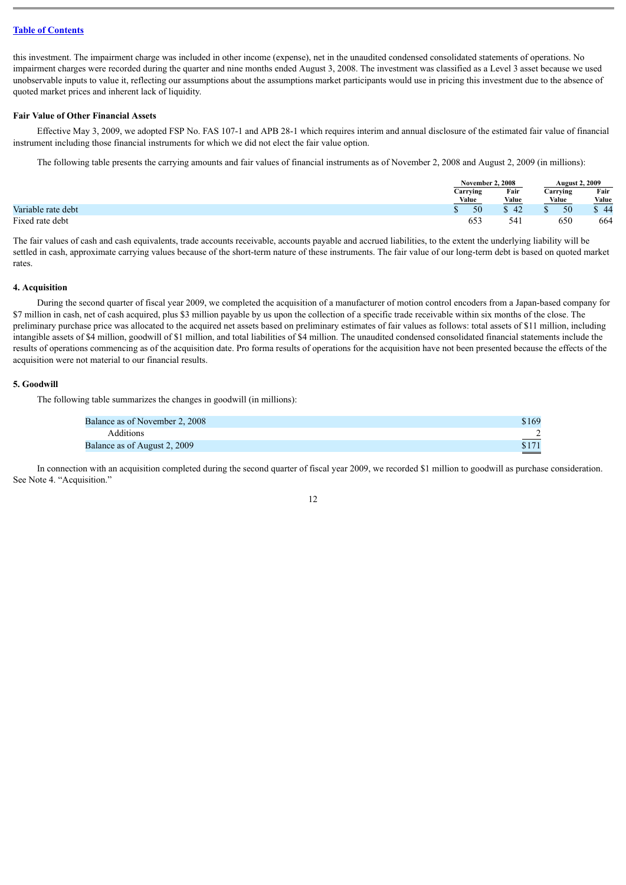[Table of Contents](#)

this investment. The impairment charge was included in other income (expense), net in the unaudited condensed consolidated statements of operations. No impairment charges were recorded during the quarter and nine months ended August 3, 2008. The investment was classified as a Level 3 asset because we used unobservable inputs to value it, reflecting our assumptions about the assumptions market participants would use in pricing this investment due to the absence of quoted market prices and inherent lack of liquidity.

**Fair Value of Other Financial Assets**

Effective May 3, 2009, we adopted FSP No. FAS 107-1 and APB 28-1 which requires interim and annual disclosure of the estimated fair value of financial instrument including those financial instruments for which we did not elect the fair value option.

The following table presents the carrying amounts and fair values of financial instruments as of November 2, 2008 and August 2, 2009 (in millions):

| | November 2, 2008 | | August 2, 2009 | |
|---|---|---|---|---|
| | Carrying Value | Fair Value | Carrying Value | Fair Value |
| Variable rate debt | $ 50 | $ 42 | $ 50 | $ 44 |
| Fixed rate debt | 653 | 541 | 650 | 664 |

The fair values of cash and cash equivalents, trade accounts receivable, accounts payable and accrued liabilities, to the extent the underlying liability will be settled in cash, approximate carrying values because of the short-term nature of these instruments. The fair value of our long-term debt is based on quoted market rates.

**4. Acquisition**

During the second quarter of fiscal year 2009, we completed the acquisition of a manufacturer of motion control encoders from a Japan-based company for $7 million in cash, net of cash acquired, plus $3 million payable by us upon the collection of a specific trade receivable within six months of the close. The preliminary purchase price was allocated to the acquired net assets based on preliminary estimates of fair values as follows: total assets of $11 million, including intangible assets of $4 million, goodwill of $1 million, and total liabilities of $4 million. The unaudited condensed consolidated financial statements include the results of operations commencing as of the acquisition date. Pro forma results of operations for the acquisition have not been presented because the effects of the acquisition were not material to our financial results.

**5. Goodwill**

The following table summarizes the changes in goodwill (in millions):

| | |
|---|---|
| Balance as of November 2, 2008 | $169 |
| Additions | 2 |
| Balance as of August 2, 2009 | $171 |

In connection with an acquisition completed during the second quarter of fiscal year 2009, we recorded $1 million to goodwill as purchase consideration. See Note 4. "Acquisition."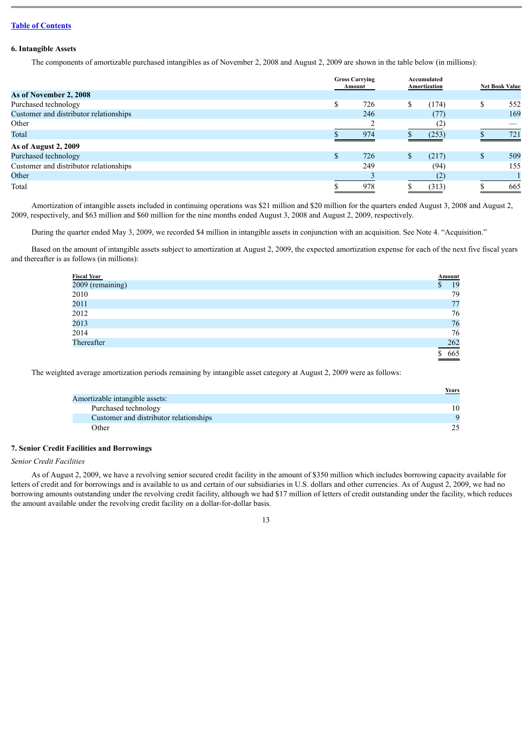### 6. Intangible Assets

The components of amortizable purchased intangibles as of November 2, 2008 and August 2, 2009 are shown in the table below (in millions):

| | Gross Carrying Amount | Accumulated Amortization | Net Book Value |
|---|---|---|---|
| **As of November 2, 2008** | | | |
| Purchased technology | $ 726 | $ (174) | $ 552 |
| Customer and distributor relationships | 246 | (77) | 169 |
| Other | 2 | (2) | — |
| Total | $ 974 | $ (253) | $ 721 |
| **As of August 2, 2009** | | | |
| Purchased technology | $ 726 | $ (217) | $ 509 |
| Customer and distributor relationships | 249 | (94) | 155 |
| Other | 3 | (2) | 1 |
| Total | $ 978 | $ (313) | $ 665 |

Amortization of intangible assets included in continuing operations was $21 million and $20 million for the quarters ended August 3, 2008 and August 2, 2009, respectively, and $63 million and $60 million for the nine months ended August 3, 2008 and August 2, 2009, respectively.

During the quarter ended May 3, 2009, we recorded $4 million in intangible assets in conjunction with an acquisition. See Note 4. "Acquisition."

Based on the amount of intangible assets subject to amortization at August 2, 2009, the expected amortization expense for each of the next five fiscal years and thereafter is as follows (in millions):

| Fiscal Year | Amount |
|---|---|
| 2009 (remaining) | $ 19 |
| 2010 | 79 |
| 2011 | 77 |
| 2012 | 76 |
| 2013 | 76 |
| 2014 | 76 |
| Thereafter | 262 |
| | $ 665 |

The weighted average amortization periods remaining by intangible asset category at August 2, 2009 were as follows:

| | Years |
|---|---|
| Amortizable intangible assets: | |
| Purchased technology | 10 |
| Customer and distributor relationships | 9 |
| Other | 25 |

### 7. Senior Credit Facilities and Borrowings

*Senior Credit Facilities*

As of August 2, 2009, we have a revolving senior secured credit facility in the amount of $350 million which includes borrowing capacity available for letters of credit and for borrowings and is available to us and certain of our subsidiaries in U.S. dollars and other currencies. As of August 2, 2009, we had no borrowing amounts outstanding under the revolving credit facility, although we had $17 million of letters of credit outstanding under the facility, which reduces the amount available under the revolving credit facility on a dollar-for-dollar basis.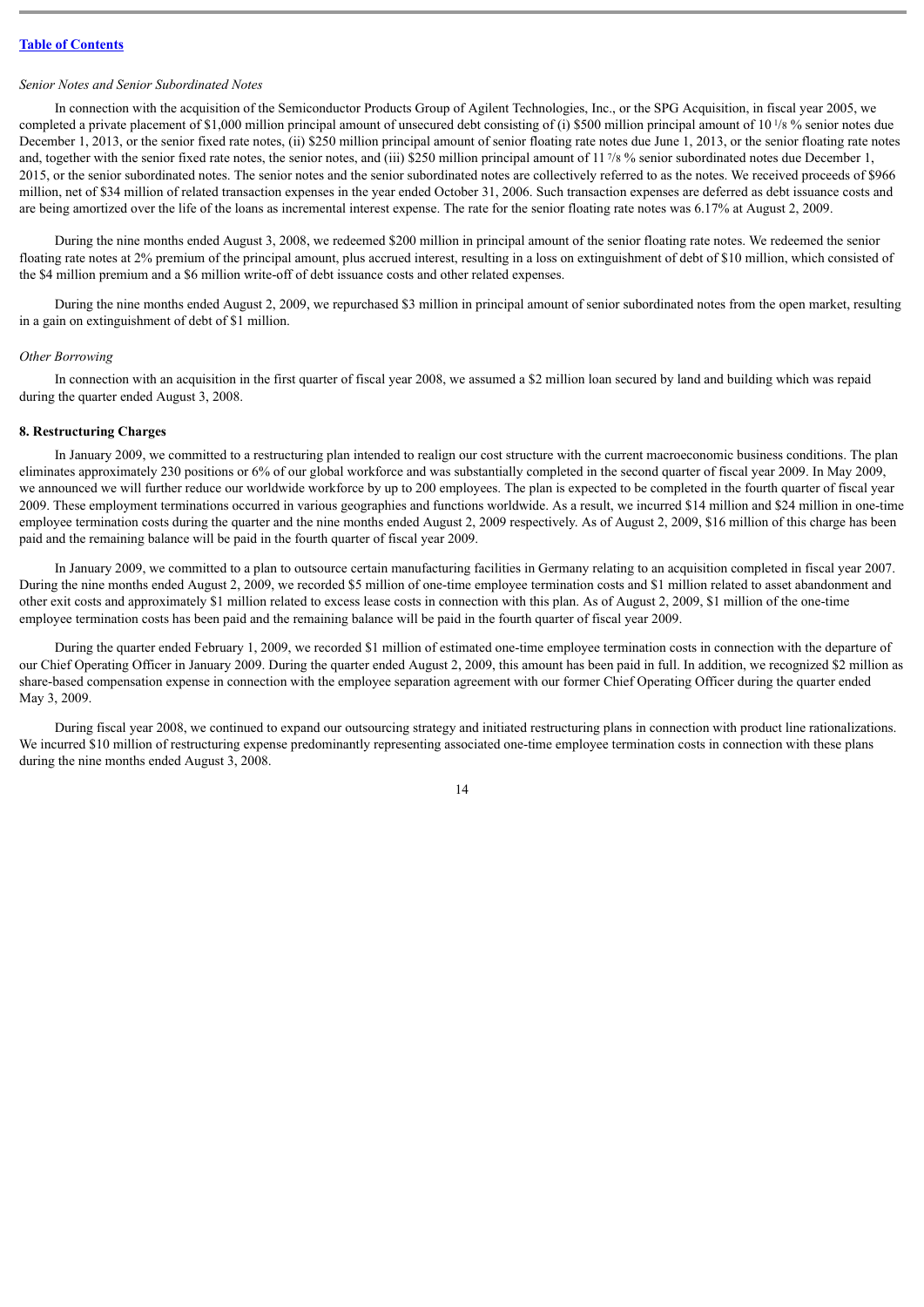[Table of Contents](#)

*Senior Notes and Senior Subordinated Notes*

In connection with the acquisition of the Semiconductor Products Group of Agilent Technologies, Inc., or the SPG Acquisition, in fiscal year 2005, we completed a private placement of $1,000 million principal amount of unsecured debt consisting of (i) $500 million principal amount of 10 1/8 % senior notes due December 1, 2013, or the senior fixed rate notes, (ii) $250 million principal amount of senior floating rate notes due June 1, 2013, or the senior floating rate notes and, together with the senior fixed rate notes, the senior notes, and (iii) $250 million principal amount of 11 7/8 % senior subordinated notes due December 1, 2015, or the senior subordinated notes. The senior notes and the senior subordinated notes are collectively referred to as the notes. We received proceeds of $966 million, net of $34 million of related transaction expenses in the year ended October 31, 2006. Such transaction expenses are deferred as debt issuance costs and are being amortized over the life of the loans as incremental interest expense. The rate for the senior floating rate notes was 6.17% at August 2, 2009.

During the nine months ended August 3, 2008, we redeemed $200 million in principal amount of the senior floating rate notes. We redeemed the senior floating rate notes at 2% premium of the principal amount, plus accrued interest, resulting in a loss on extinguishment of debt of $10 million, which consisted of the $4 million premium and a $6 million write-off of debt issuance costs and other related expenses.

During the nine months ended August 2, 2009, we repurchased $3 million in principal amount of senior subordinated notes from the open market, resulting in a gain on extinguishment of debt of $1 million.

*Other Borrowing*

In connection with an acquisition in the first quarter of fiscal year 2008, we assumed a $2 million loan secured by land and building which was repaid during the quarter ended August 3, 2008.

**8. Restructuring Charges**

In January 2009, we committed to a restructuring plan intended to realign our cost structure with the current macroeconomic business conditions. The plan eliminates approximately 230 positions or 6% of our global workforce and was substantially completed in the second quarter of fiscal year 2009. In May 2009, we announced we will further reduce our worldwide workforce by up to 200 employees. The plan is expected to be completed in the fourth quarter of fiscal year 2009. These employment terminations occurred in various geographies and functions worldwide. As a result, we incurred $14 million and $24 million in one-time employee termination costs during the quarter and the nine months ended August 2, 2009 respectively. As of August 2, 2009, $16 million of this charge has been paid and the remaining balance will be paid in the fourth quarter of fiscal year 2009.

In January 2009, we committed to a plan to outsource certain manufacturing facilities in Germany relating to an acquisition completed in fiscal year 2007. During the nine months ended August 2, 2009, we recorded $5 million of one-time employee termination costs and $1 million related to asset abandonment and other exit costs and approximately $1 million related to excess lease costs in connection with this plan. As of August 2, 2009, $1 million of the one-time employee termination costs has been paid and the remaining balance will be paid in the fourth quarter of fiscal year 2009.

During the quarter ended February 1, 2009, we recorded $1 million of estimated one-time employee termination costs in connection with the departure of our Chief Operating Officer in January 2009. During the quarter ended August 2, 2009, this amount has been paid in full. In addition, we recognized $2 million as share-based compensation expense in connection with the employee separation agreement with our former Chief Operating Officer during the quarter ended May 3, 2009.

During fiscal year 2008, we continued to expand our outsourcing strategy and initiated restructuring plans in connection with product line rationalizations. We incurred $10 million of restructuring expense predominantly representing associated one-time employee termination costs in connection with these plans during the nine months ended August 3, 2008.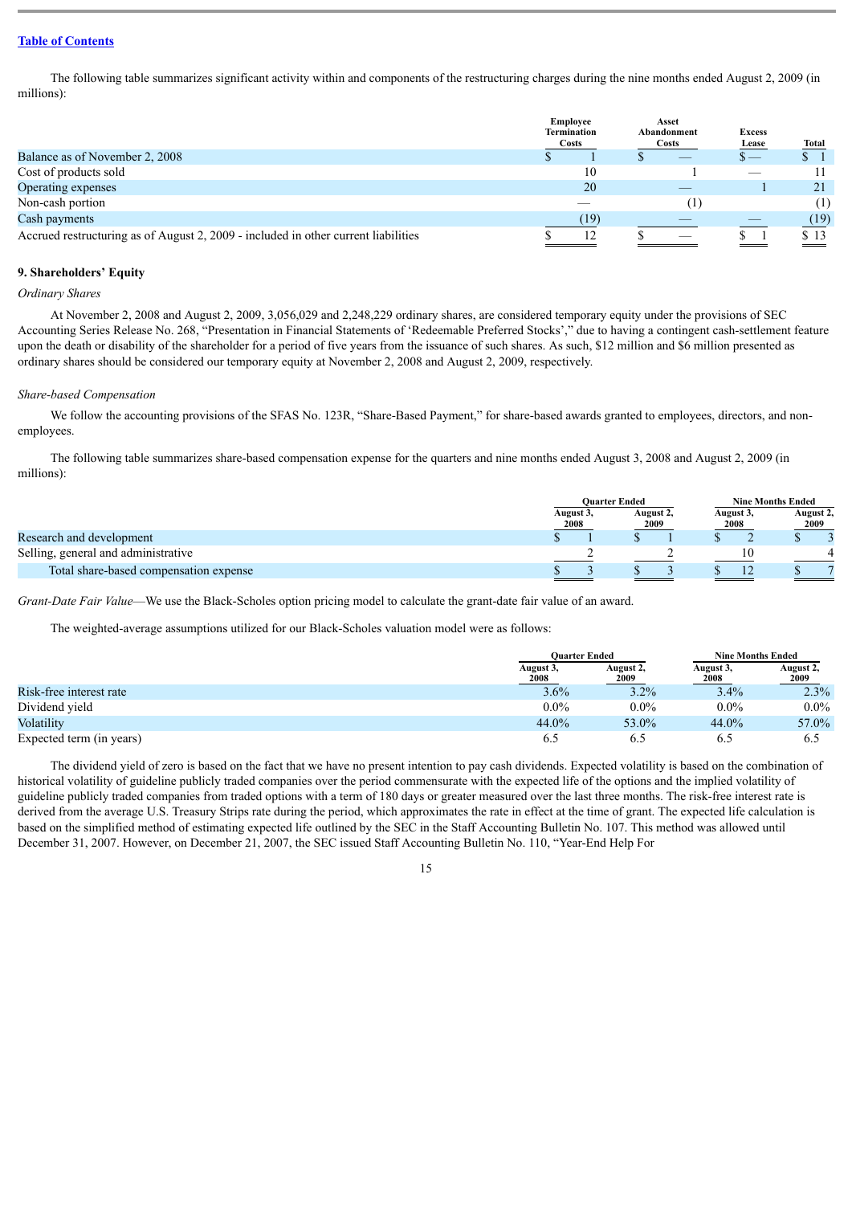[Table of Contents](#)

The following table summarizes significant activity within and components of the restructuring charges during the nine months ended August 2, 2009 (in millions):

| | Employee Termination Costs | Asset Abandonment Costs | Excess Lease | Total |
|---|---|---|---|---|
| Balance as of November 2, 2008 | $ 1 | $ — | $ — | $ 1 |
| Cost of products sold | 10 | 1 | — | 11 |
| Operating expenses | 20 | — | 1 | 21 |
| Non-cash portion | — | (1) | | (1) |
| Cash payments | (19) | — | — | (19) |
| Accrued restructuring as of August 2, 2009 - included in other current liabilities | $ 12 | $ — | $ 1 | $ 13 |

**9. Shareholders' Equity**

*Ordinary Shares*

At November 2, 2008 and August 2, 2009, 3,056,029 and 2,248,229 ordinary shares, are considered temporary equity under the provisions of SEC Accounting Series Release No. 268, "Presentation in Financial Statements of 'Redeemable Preferred Stocks'," due to having a contingent cash-settlement feature upon the death or disability of the shareholder for a period of five years from the issuance of such shares. As such, $12 million and $6 million presented as ordinary shares should be considered our temporary equity at November 2, 2008 and August 2, 2009, respectively.

*Share-based Compensation*

We follow the accounting provisions of the SFAS No. 123R, "Share-Based Payment," for share-based awards granted to employees, directors, and non-employees.

The following table summarizes share-based compensation expense for the quarters and nine months ended August 3, 2008 and August 2, 2009 (in millions):

| | Quarter Ended | | Nine Months Ended | |
|---|---|---|---|---|
| | August 3, 2008 | August 2, 2009 | August 3, 2008 | August 2, 2009 |
| Research and development | $ 1 | $ 1 | $ 2 | $ 3 |
| Selling, general and administrative | 2 | 2 | 10 | 4 |
| Total share-based compensation expense | $ 3 | $ 3 | $ 12 | $ 7 |

*Grant-Date Fair Value*—We use the Black-Scholes option pricing model to calculate the grant-date fair value of an award.

The weighted-average assumptions utilized for our Black-Scholes valuation model were as follows:

| | Quarter Ended | | Nine Months Ended | |
|---|---|---|---|---|
| | August 3, 2008 | August 2, 2009 | August 3, 2008 | August 2, 2009 |
| Risk-free interest rate | 3.6% | 3.2% | 3.4% | 2.3% |
| Dividend yield | 0.0% | 0.0% | 0.0% | 0.0% |
| Volatility | 44.0% | 53.0% | 44.0% | 57.0% |
| Expected term (in years) | 6.5 | 6.5 | 6.5 | 6.5 |

The dividend yield of zero is based on the fact that we have no present intention to pay cash dividends. Expected volatility is based on the combination of historical volatility of guideline publicly traded companies over the period commensurate with the expected life of the options and the implied volatility of guideline publicly traded companies from traded options with a term of 180 days or greater measured over the last three months. The risk-free interest rate is derived from the average U.S. Treasury Strips rate during the period, which approximates the rate in effect at the time of grant. The expected life calculation is based on the simplified method of estimating expected life outlined by the SEC in the Staff Accounting Bulletin No. 107. This method was allowed until December 31, 2007. However, on December 21, 2007, the SEC issued Staff Accounting Bulletin No. 110, "Year-End Help For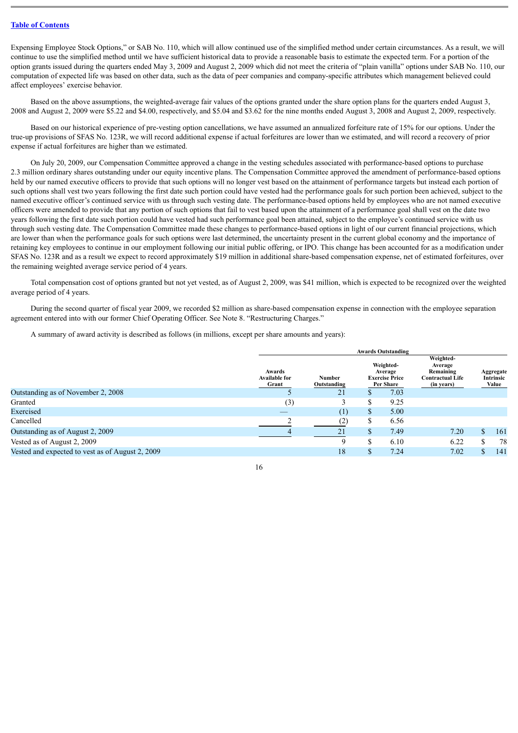[Table of Contents](#)

Expensing Employee Stock Options," or SAB No. 110, which will allow continued use of the simplified method under certain circumstances. As a result, we will continue to use the simplified method until we have sufficient historical data to provide a reasonable basis to estimate the expected term. For a portion of the option grants issued during the quarters ended May 3, 2009 and August 2, 2009 which did not meet the criteria of "plain vanilla" options under SAB No. 110, our computation of expected life was based on other data, such as the data of peer companies and company-specific attributes which management believed could affect employees' exercise behavior.

Based on the above assumptions, the weighted-average fair values of the options granted under the share option plans for the quarters ended August 3, 2008 and August 2, 2009 were $5.22 and $4.00, respectively, and $5.04 and $3.62 for the nine months ended August 3, 2008 and August 2, 2009, respectively.

Based on our historical experience of pre-vesting option cancellations, we have assumed an annualized forfeiture rate of 15% for our options. Under the true-up provisions of SFAS No. 123R, we will record additional expense if actual forfeitures are lower than we estimated, and will record a recovery of prior expense if actual forfeitures are higher than we estimated.

On July 20, 2009, our Compensation Committee approved a change in the vesting schedules associated with performance-based options to purchase 2.3 million ordinary shares outstanding under our equity incentive plans. The Compensation Committee approved the amendment of performance-based options held by our named executive officers to provide that such options will no longer vest based on the attainment of performance targets but instead each portion of such options shall vest two years following the first date such portion could have vested had the performance goals for such portion been achieved, subject to the named executive officer's continued service with us through such vesting date. The performance-based options held by employees who are not named executive officers were amended to provide that any portion of such options that fail to vest based upon the attainment of a performance goal shall vest on the date two years following the first date such portion could have vested had such performance goal been attained, subject to the employee's continued service with us through such vesting date. The Compensation Committee made these changes to performance-based options in light of our current financial projections, which are lower than when the performance goals for such options were last determined, the uncertainty present in the current global economy and the importance of retaining key employees to continue in our employment following our initial public offering, or IPO. This change has been accounted for as a modification under SFAS No. 123R and as a result we expect to record approximately $19 million in additional share-based compensation expense, net of estimated forfeitures, over the remaining weighted average service period of 4 years.

Total compensation cost of options granted but not yet vested, as of August 2, 2009, was $41 million, which is expected to be recognized over the weighted average period of 4 years.

During the second quarter of fiscal year 2009, we recorded $2 million as share-based compensation expense in connection with the employee separation agreement entered into with our former Chief Operating Officer. See Note 8. "Restructuring Charges."

A summary of award activity is described as follows (in millions, except per share amounts and years):

| | | Awards Outstanding | | | |
|---|---|---|---|---|---|
| | Awards Available for Grant | Number Outstanding | Weighted-Average Exercise Price Per Share | Weighted-Average Remaining Contractual Life (in years) | Aggregate Intrinsic Value |
| Outstanding as of November 2, 2008 | 5 | 21 | $ 7.03 | | |
| Granted | (3) | 3 | $ 9.25 | | |
| Exercised | — | (1) | $ 5.00 | | |
| Cancelled | 2 | (2) | $ 6.56 | | |
| Outstanding as of August 2, 2009 | 4 | 21 | $ 7.49 | 7.20 | $ 161 |
| Vested as of August 2, 2009 | | 9 | $ 6.10 | 6.22 | $ 78 |
| Vested and expected to vest as of August 2, 2009 | | 18 | $ 7.24 | 7.02 | $ 141 |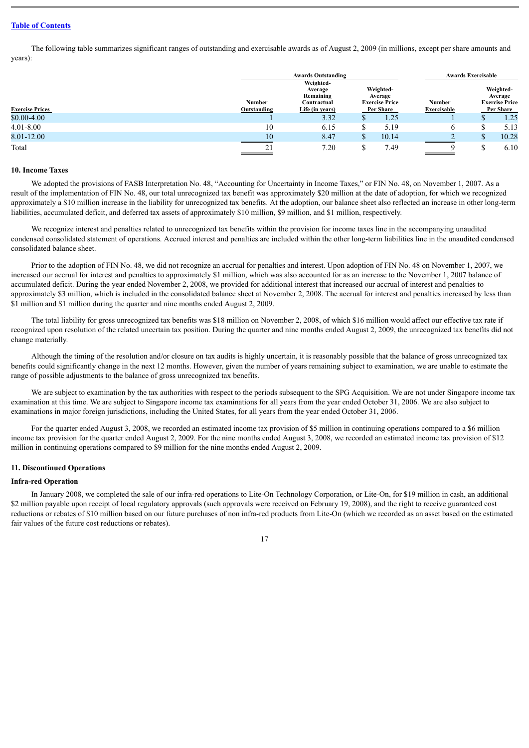[Table of Contents](#)

The following table summarizes significant ranges of outstanding and exercisable awards as of August 2, 2009 (in millions, except per share amounts and years):

| | Awards Outstanding | | | Awards Exercisable | |
|---|---|---|---|---|---|
| Exercise Prices | Number Outstanding | Weighted-Average Remaining Contractual Life (in years) | Weighted-Average Exercise Price Per Share | Number Exercisable | Weighted-Average Exercise Price Per Share |
| $0.00-4.00 | 1 | 3.32 | $ 1.25 | 1 | $ 1.25 |
| 4.01-8.00 | 10 | 6.15 | $ 5.19 | 6 | $ 5.13 |
| 8.01-12.00 | 10 | 8.47 | $ 10.14 | 2 | $ 10.28 |
| Total | 21 | 7.20 | $ 7.49 | 9 | $ 6.10 |

## 10. Income Taxes

We adopted the provisions of FASB Interpretation No. 48, "Accounting for Uncertainty in Income Taxes," or FIN No. 48, on November 1, 2007. As a result of the implementation of FIN No. 48, our total unrecognized tax benefit was approximately $20 million at the date of adoption, for which we recognized approximately a $10 million increase in the liability for unrecognized tax benefits. At the adoption, our balance sheet also reflected an increase in other long-term liabilities, accumulated deficit, and deferred tax assets of approximately $10 million, $9 million, and $1 million, respectively.

We recognize interest and penalties related to unrecognized tax benefits within the provision for income taxes line in the accompanying unaudited condensed consolidated statement of operations. Accrued interest and penalties are included within the other long-term liabilities line in the unaudited condensed consolidated balance sheet.

Prior to the adoption of FIN No. 48, we did not recognize an accrual for penalties and interest. Upon adoption of FIN No. 48 on November 1, 2007, we increased our accrual for interest and penalties to approximately $1 million, which was also accounted for as an increase to the November 1, 2007 balance of accumulated deficit. During the year ended November 2, 2008, we provided for additional interest that increased our accrual of interest and penalties to approximately $3 million, which is included in the consolidated balance sheet at November 2, 2008. The accrual for interest and penalties increased by less than $1 million and $1 million during the quarter and nine months ended August 2, 2009.

The total liability for gross unrecognized tax benefits was $18 million on November 2, 2008, of which $16 million would affect our effective tax rate if recognized upon resolution of the related uncertain tax position. During the quarter and nine months ended August 2, 2009, the unrecognized tax benefits did not change materially.

Although the timing of the resolution and/or closure on tax audits is highly uncertain, it is reasonably possible that the balance of gross unrecognized tax benefits could significantly change in the next 12 months. However, given the number of years remaining subject to examination, we are unable to estimate the range of possible adjustments to the balance of gross unrecognized tax benefits.

We are subject to examination by the tax authorities with respect to the periods subsequent to the SPG Acquisition. We are not under Singapore income tax examination at this time. We are subject to Singapore income tax examinations for all years from the year ended October 31, 2006. We are also subject to examinations in major foreign jurisdictions, including the United States, for all years from the year ended October 31, 2006.

For the quarter ended August 3, 2008, we recorded an estimated income tax provision of $5 million in continuing operations compared to a $6 million income tax provision for the quarter ended August 2, 2009. For the nine months ended August 3, 2008, we recorded an estimated income tax provision of $12 million in continuing operations compared to $9 million for the nine months ended August 2, 2009.

## 11. Discontinued Operations

### Infra-red Operation

In January 2008, we completed the sale of our infra-red operations to Lite-On Technology Corporation, or Lite-On, for $19 million in cash, an additional $2 million payable upon receipt of local regulatory approvals (such approvals were received on February 19, 2008), and the right to receive guaranteed cost reductions or rebates of $10 million based on our future purchases of non infra-red products from Lite-On (which we recorded as an asset based on the estimated fair values of the future cost reductions or rebates).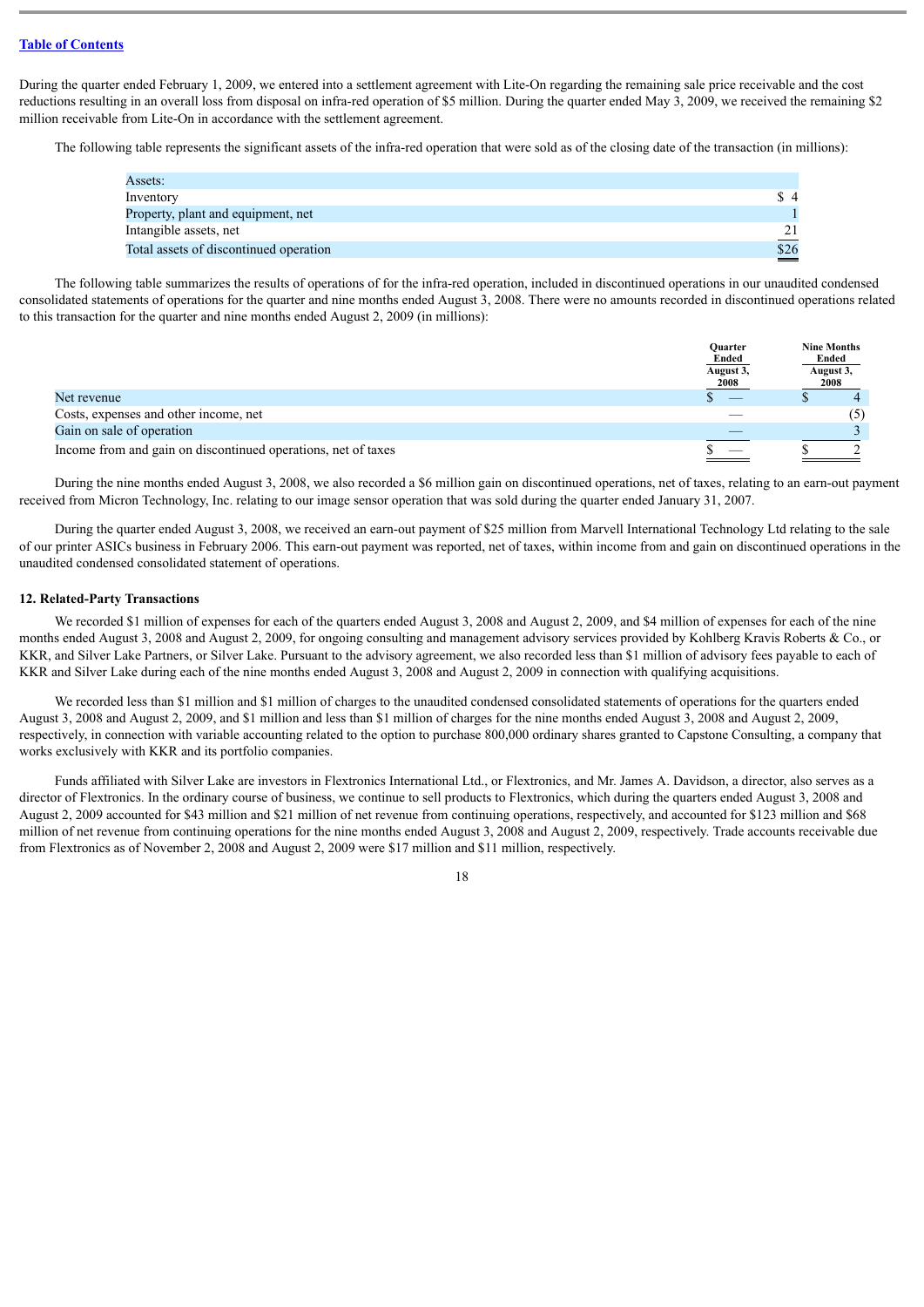During the quarter ended February 1, 2009, we entered into a settlement agreement with Lite-On regarding the remaining sale price receivable and the cost reductions resulting in an overall loss from disposal on infra-red operation of $5 million. During the quarter ended May 3, 2009, we received the remaining $2 million receivable from Lite-On in accordance with the settlement agreement.

The following table represents the significant assets of the infra-red operation that were sold as of the closing date of the transaction (in millions):

| | |
|---|---|
| Assets: | |
| Inventory | $ 4 |
| Property, plant and equipment, net | 1 |
| Intangible assets, net | 21 |
| Total assets of discontinued operation | $26 |

The following table summarizes the results of operations of for the infra-red operation, included in discontinued operations in our unaudited condensed consolidated statements of operations for the quarter and nine months ended August 3, 2008. There were no amounts recorded in discontinued operations related to this transaction for the quarter and nine months ended August 2, 2009 (in millions):

| | Quarter Ended August 3, 2008 | Nine Months Ended August 3, 2008 |
|---|---|---|
| Net revenue | $ — | $ 4 |
| Costs, expenses and other income, net | — | (5) |
| Gain on sale of operation | — | 3 |
| Income from and gain on discontinued operations, net of taxes | $ — | $ 2 |

During the nine months ended August 3, 2008, we also recorded a $6 million gain on discontinued operations, net of taxes, relating to an earn-out payment received from Micron Technology, Inc. relating to our image sensor operation that was sold during the quarter ended January 31, 2007.

During the quarter ended August 3, 2008, we received an earn-out payment of $25 million from Marvell International Technology Ltd relating to the sale of our printer ASICs business in February 2006. This earn-out payment was reported, net of taxes, within income from and gain on discontinued operations in the unaudited condensed consolidated statement of operations.

**12. Related-Party Transactions**

We recorded $1 million of expenses for each of the quarters ended August 3, 2008 and August 2, 2009, and $4 million of expenses for each of the nine months ended August 3, 2008 and August 2, 2009, for ongoing consulting and management advisory services provided by Kohlberg Kravis Roberts & Co., or KKR, and Silver Lake Partners, or Silver Lake. Pursuant to the advisory agreement, we also recorded less than $1 million of advisory fees payable to each of KKR and Silver Lake during each of the nine months ended August 3, 2008 and August 2, 2009 in connection with qualifying acquisitions.

We recorded less than $1 million and $1 million of charges to the unaudited condensed consolidated statements of operations for the quarters ended August 3, 2008 and August 2, 2009, and $1 million and less than $1 million of charges for the nine months ended August 3, 2008 and August 2, 2009, respectively, in connection with variable accounting related to the option to purchase 800,000 ordinary shares granted to Capstone Consulting, a company that works exclusively with KKR and its portfolio companies.

Funds affiliated with Silver Lake are investors in Flextronics International Ltd., or Flextronics, and Mr. James A. Davidson, a director, also serves as a director of Flextronics. In the ordinary course of business, we continue to sell products to Flextronics, which during the quarters ended August 3, 2008 and August 2, 2009 accounted for $43 million and $21 million of net revenue from continuing operations, respectively, and accounted for $123 million and $68 million of net revenue from continuing operations for the nine months ended August 3, 2008 and August 2, 2009, respectively. Trade accounts receivable due from Flextronics as of November 2, 2008 and August 2, 2009 were $17 million and $11 million, respectively.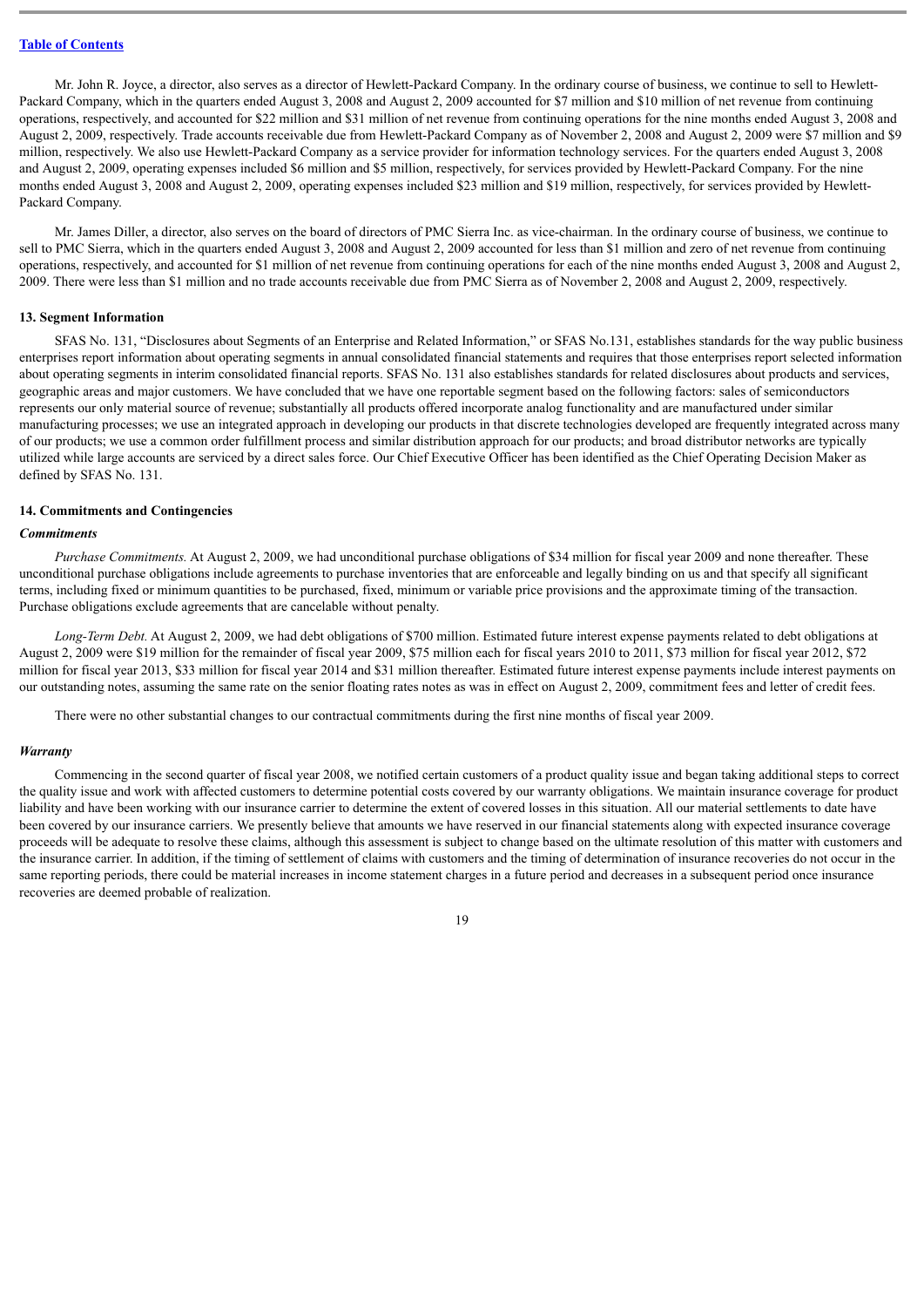Mr. John R. Joyce, a director, also serves as a director of Hewlett-Packard Company. In the ordinary course of business, we continue to sell to Hewlett-Packard Company, which in the quarters ended August 3, 2008 and August 2, 2009 accounted for $7 million and $10 million of net revenue from continuing operations, respectively, and accounted for $22 million and $31 million of net revenue from continuing operations for the nine months ended August 3, 2008 and August 2, 2009, respectively. Trade accounts receivable due from Hewlett-Packard Company as of November 2, 2008 and August 2, 2009 were $7 million and $9 million, respectively. We also use Hewlett-Packard Company as a service provider for information technology services. For the quarters ended August 3, 2008 and August 2, 2009, operating expenses included $6 million and $5 million, respectively, for services provided by Hewlett-Packard Company. For the nine months ended August 3, 2008 and August 2, 2009, operating expenses included $23 million and $19 million, respectively, for services provided by Hewlett-Packard Company.

Mr. James Diller, a director, also serves on the board of directors of PMC Sierra Inc. as vice-chairman. In the ordinary course of business, we continue to sell to PMC Sierra, which in the quarters ended August 3, 2008 and August 2, 2009 accounted for less than $1 million and zero of net revenue from continuing operations, respectively, and accounted for $1 million of net revenue from continuing operations for each of the nine months ended August 3, 2008 and August 2, 2009. There were less than $1 million and no trade accounts receivable due from PMC Sierra as of November 2, 2008 and August 2, 2009, respectively.

### 13. Segment Information

SFAS No. 131, "Disclosures about Segments of an Enterprise and Related Information," or SFAS No.131, establishes standards for the way public business enterprises report information about operating segments in annual consolidated financial statements and requires that those enterprises report selected information about operating segments in interim consolidated financial reports. SFAS No. 131 also establishes standards for related disclosures about products and services, geographic areas and major customers. We have concluded that we have one reportable segment based on the following factors: sales of semiconductors represents our only material source of revenue; substantially all products offered incorporate analog functionality and are manufactured under similar manufacturing processes; we use an integrated approach in developing our products in that discrete technologies developed are frequently integrated across many of our products; we use a common order fulfillment process and similar distribution approach for our products; and broad distributor networks are typically utilized while large accounts are serviced by a direct sales force. Our Chief Executive Officer has been identified as the Chief Operating Decision Maker as defined by SFAS No. 131.

### 14. Commitments and Contingencies

#### *Commitments*

*Purchase Commitments.* At August 2, 2009, we had unconditional purchase obligations of $34 million for fiscal year 2009 and none thereafter. These unconditional purchase obligations include agreements to purchase inventories that are enforceable and legally binding on us and that specify all significant terms, including fixed or minimum quantities to be purchased, fixed, minimum or variable price provisions and the approximate timing of the transaction. Purchase obligations exclude agreements that are cancelable without penalty.

*Long-Term Debt.* At August 2, 2009, we had debt obligations of $700 million. Estimated future interest expense payments related to debt obligations at August 2, 2009 were $19 million for the remainder of fiscal year 2009, $75 million each for fiscal years 2010 to 2011, $73 million for fiscal year 2012, $72 million for fiscal year 2013, $33 million for fiscal year 2014 and $31 million thereafter. Estimated future interest expense payments include interest payments on our outstanding notes, assuming the same rate on the senior floating rates notes as was in effect on August 2, 2009, commitment fees and letter of credit fees.

There were no other substantial changes to our contractual commitments during the first nine months of fiscal year 2009.

#### *Warranty*

Commencing in the second quarter of fiscal year 2008, we notified certain customers of a product quality issue and began taking additional steps to correct the quality issue and work with affected customers to determine potential costs covered by our warranty obligations. We maintain insurance coverage for product liability and have been working with our insurance carrier to determine the extent of covered losses in this situation. All our material settlements to date have been covered by our insurance carriers. We presently believe that amounts we have reserved in our financial statements along with expected insurance coverage proceeds will be adequate to resolve these claims, although this assessment is subject to change based on the ultimate resolution of this matter with customers and the insurance carrier. In addition, if the timing of settlement of claims with customers and the timing of determination of insurance recoveries do not occur in the same reporting periods, there could be material increases in income statement charges in a future period and decreases in a subsequent period once insurance recoveries are deemed probable of realization.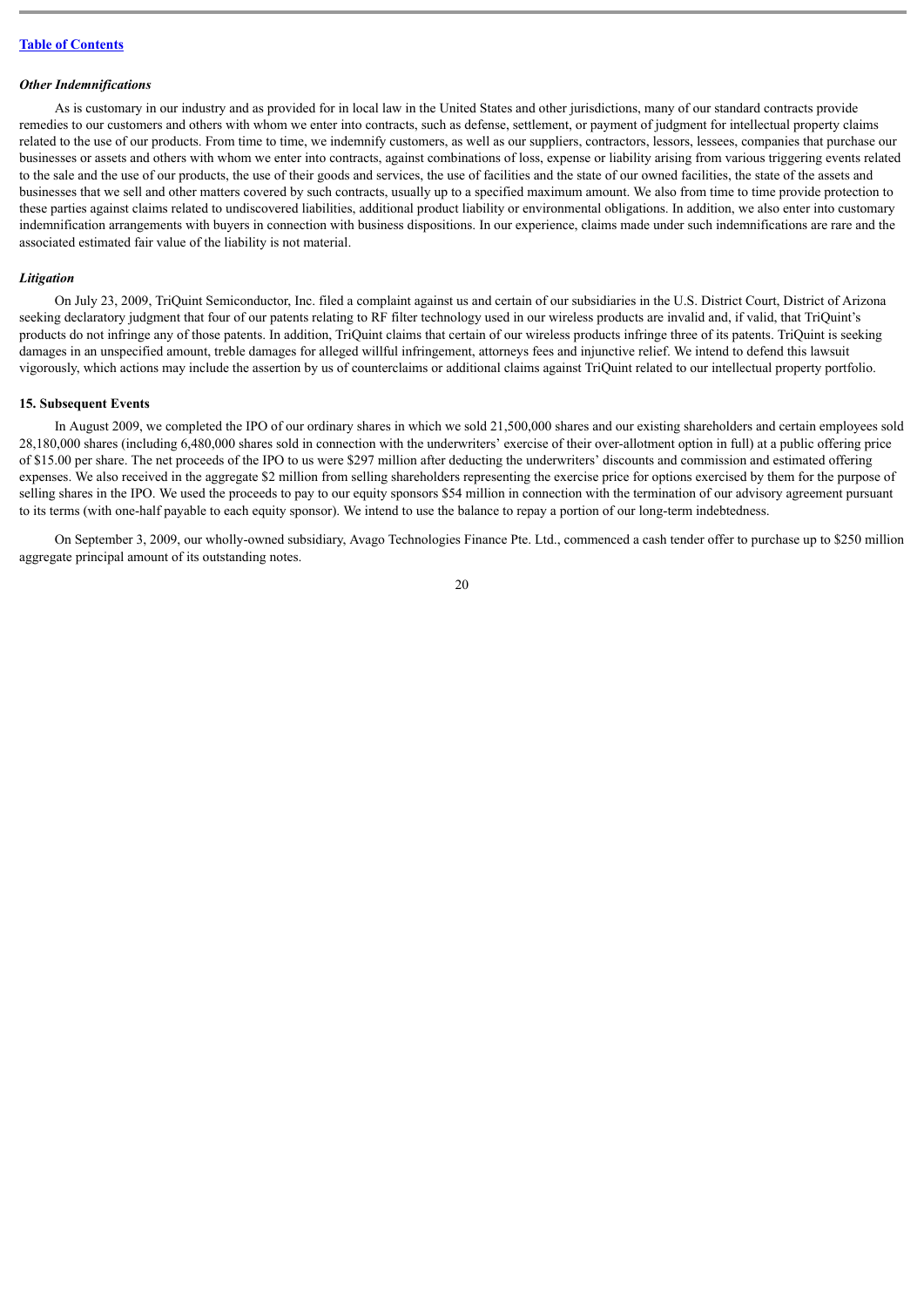*Other Indemnifications*

As is customary in our industry and as provided for in local law in the United States and other jurisdictions, many of our standard contracts provide remedies to our customers and others with whom we enter into contracts, such as defense, settlement, or payment of judgment for intellectual property claims related to the use of our products. From time to time, we indemnify customers, as well as our suppliers, contractors, lessors, lessees, companies that purchase our businesses or assets and others with whom we enter into contracts, against combinations of loss, expense or liability arising from various triggering events related to the sale and the use of our products, the use of their goods and services, the use of facilities and the state of our owned facilities, the state of the assets and businesses that we sell and other matters covered by such contracts, usually up to a specified maximum amount. We also from time to time provide protection to these parties against claims related to undiscovered liabilities, additional product liability or environmental obligations. In addition, we also enter into customary indemnification arrangements with buyers in connection with business dispositions. In our experience, claims made under such indemnifications are rare and the associated estimated fair value of the liability is not material.

*Litigation*

On July 23, 2009, TriQuint Semiconductor, Inc. filed a complaint against us and certain of our subsidiaries in the U.S. District Court, District of Arizona seeking declaratory judgment that four of our patents relating to RF filter technology used in our wireless products are invalid and, if valid, that TriQuint's products do not infringe any of those patents. In addition, TriQuint claims that certain of our wireless products infringe three of its patents. TriQuint is seeking damages in an unspecified amount, treble damages for alleged willful infringement, attorneys fees and injunctive relief. We intend to defend this lawsuit vigorously, which actions may include the assertion by us of counterclaims or additional claims against TriQuint related to our intellectual property portfolio.

**15. Subsequent Events**

In August 2009, we completed the IPO of our ordinary shares in which we sold 21,500,000 shares and our existing shareholders and certain employees sold 28,180,000 shares (including 6,480,000 shares sold in connection with the underwriters' exercise of their over-allotment option in full) at a public offering price of $15.00 per share. The net proceeds of the IPO to us were $297 million after deducting the underwriters' discounts and commission and estimated offering expenses. We also received in the aggregate $2 million from selling shareholders representing the exercise price for options exercised by them for the purpose of selling shares in the IPO. We used the proceeds to pay to our equity sponsors $54 million in connection with the termination of our advisory agreement pursuant to its terms (with one-half payable to each equity sponsor). We intend to use the balance to repay a portion of our long-term indebtedness.

On September 3, 2009, our wholly-owned subsidiary, Avago Technologies Finance Pte. Ltd., commenced a cash tender offer to purchase up to $250 million aggregate principal amount of its outstanding notes.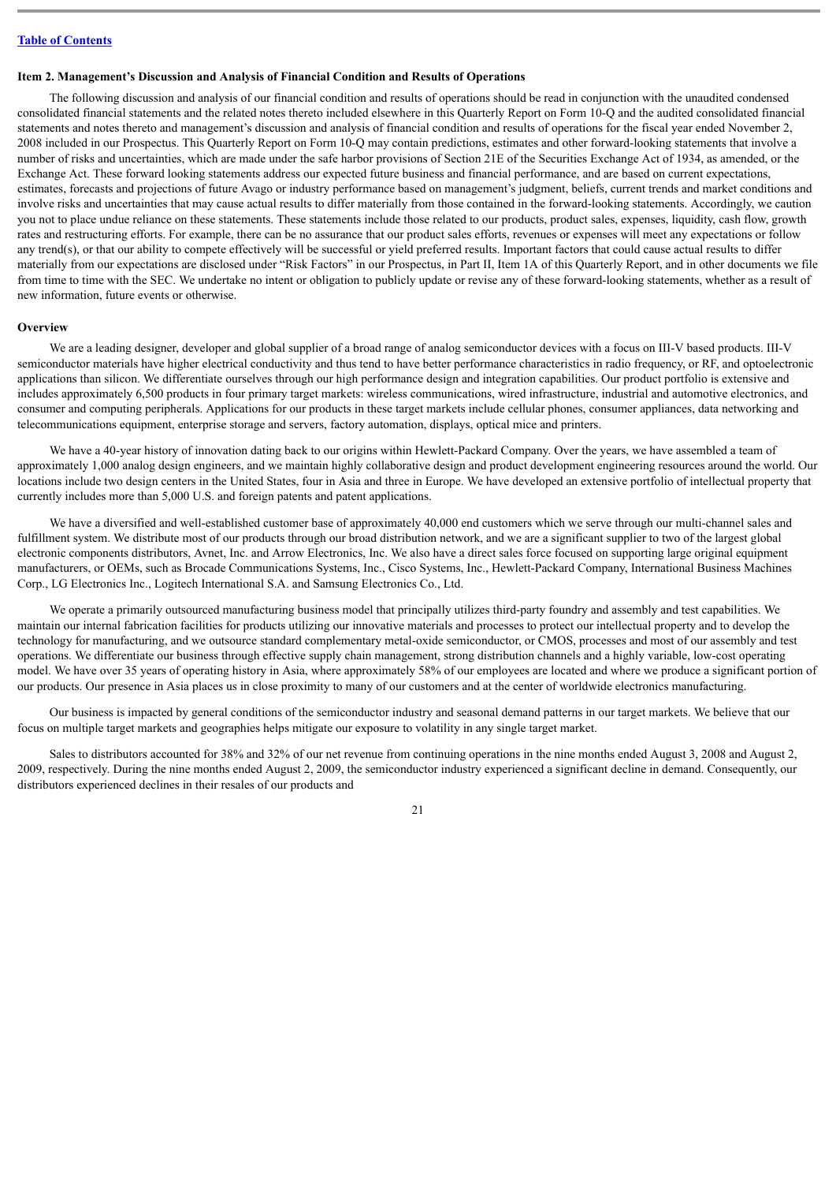[Table of Contents](#)

**Item 2. Management's Discussion and Analysis of Financial Condition and Results of Operations**

The following discussion and analysis of our financial condition and results of operations should be read in conjunction with the unaudited condensed consolidated financial statements and the related notes thereto included elsewhere in this Quarterly Report on Form 10-Q and the audited consolidated financial statements and notes thereto and management's discussion and analysis of financial condition and results of operations for the fiscal year ended November 2, 2008 included in our Prospectus. This Quarterly Report on Form 10-Q may contain predictions, estimates and other forward-looking statements that involve a number of risks and uncertainties, which are made under the safe harbor provisions of Section 21E of the Securities Exchange Act of 1934, as amended, or the Exchange Act. These forward looking statements address our expected future business and financial performance, and are based on current expectations, estimates, forecasts and projections of future Avago or industry performance based on management's judgment, beliefs, current trends and market conditions and involve risks and uncertainties that may cause actual results to differ materially from those contained in the forward-looking statements. Accordingly, we caution you not to place undue reliance on these statements. These statements include those related to our products, product sales, expenses, liquidity, cash flow, growth rates and restructuring efforts. For example, there can be no assurance that our product sales efforts, revenues or expenses will meet any expectations or follow any trend(s), or that our ability to compete effectively will be successful or yield preferred results. Important factors that could cause actual results to differ materially from our expectations are disclosed under "Risk Factors" in our Prospectus, in Part II, Item 1A of this Quarterly Report, and in other documents we file from time to time with the SEC. We undertake no intent or obligation to publicly update or revise any of these forward-looking statements, whether as a result of new information, future events or otherwise.

**Overview**

We are a leading designer, developer and global supplier of a broad range of analog semiconductor devices with a focus on III-V based products. III-V semiconductor materials have higher electrical conductivity and thus tend to have better performance characteristics in radio frequency, or RF, and optoelectronic applications than silicon. We differentiate ourselves through our high performance design and integration capabilities. Our product portfolio is extensive and includes approximately 6,500 products in four primary target markets: wireless communications, wired infrastructure, industrial and automotive electronics, and consumer and computing peripherals. Applications for our products in these target markets include cellular phones, consumer appliances, data networking and telecommunications equipment, enterprise storage and servers, factory automation, displays, optical mice and printers.

We have a 40-year history of innovation dating back to our origins within Hewlett-Packard Company. Over the years, we have assembled a team of approximately 1,000 analog design engineers, and we maintain highly collaborative design and product development engineering resources around the world. Our locations include two design centers in the United States, four in Asia and three in Europe. We have developed an extensive portfolio of intellectual property that currently includes more than 5,000 U.S. and foreign patents and patent applications.

We have a diversified and well-established customer base of approximately 40,000 end customers which we serve through our multi-channel sales and fulfillment system. We distribute most of our products through our broad distribution network, and we are a significant supplier to two of the largest global electronic components distributors, Avnet, Inc. and Arrow Electronics, Inc. We also have a direct sales force focused on supporting large original equipment manufacturers, or OEMs, such as Brocade Communications Systems, Inc., Cisco Systems, Inc., Hewlett-Packard Company, International Business Machines Corp., LG Electronics Inc., Logitech International S.A. and Samsung Electronics Co., Ltd.

We operate a primarily outsourced manufacturing business model that principally utilizes third-party foundry and assembly and test capabilities. We maintain our internal fabrication facilities for products utilizing our innovative materials and processes to protect our intellectual property and to develop the technology for manufacturing, and we outsource standard complementary metal-oxide semiconductor, or CMOS, processes and most of our assembly and test operations. We differentiate our business through effective supply chain management, strong distribution channels and a highly variable, low-cost operating model. We have over 35 years of operating history in Asia, where approximately 58% of our employees are located and where we produce a significant portion of our products. Our presence in Asia places us in close proximity to many of our customers and at the center of worldwide electronics manufacturing.

Our business is impacted by general conditions of the semiconductor industry and seasonal demand patterns in our target markets. We believe that our focus on multiple target markets and geographies helps mitigate our exposure to volatility in any single target market.

Sales to distributors accounted for 38% and 32% of our net revenue from continuing operations in the nine months ended August 3, 2008 and August 2, 2009, respectively. During the nine months ended August 2, 2009, the semiconductor industry experienced a significant decline in demand. Consequently, our distributors experienced declines in their resales of our products and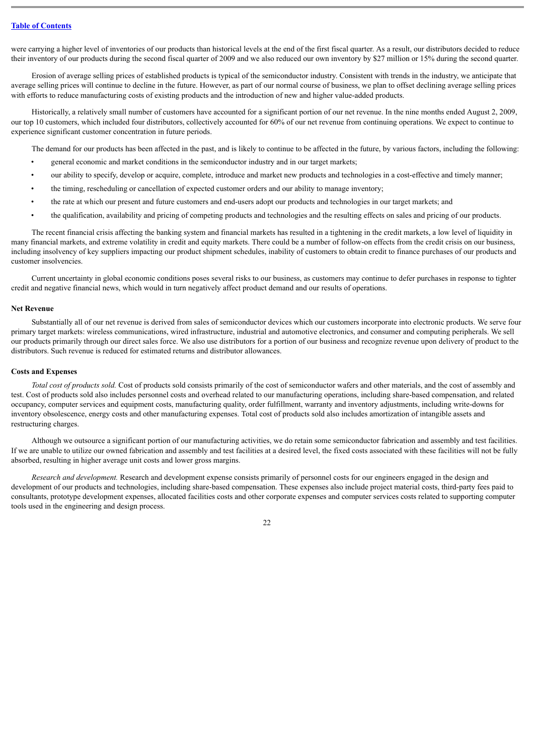were carrying a higher level of inventories of our products than historical levels at the end of the first fiscal quarter. As a result, our distributors decided to reduce their inventory of our products during the second fiscal quarter of 2009 and we also reduced our own inventory by $27 million or 15% during the second quarter.

Erosion of average selling prices of established products is typical of the semiconductor industry. Consistent with trends in the industry, we anticipate that average selling prices will continue to decline in the future. However, as part of our normal course of business, we plan to offset declining average selling prices with efforts to reduce manufacturing costs of existing products and the introduction of new and higher value-added products.

Historically, a relatively small number of customers have accounted for a significant portion of our net revenue. In the nine months ended August 2, 2009, our top 10 customers, which included four distributors, collectively accounted for 60% of our net revenue from continuing operations. We expect to continue to experience significant customer concentration in future periods.

The demand for our products has been affected in the past, and is likely to continue to be affected in the future, by various factors, including the following:

- general economic and market conditions in the semiconductor industry and in our target markets;
- our ability to specify, develop or acquire, complete, introduce and market new products and technologies in a cost-effective and timely manner;
- the timing, rescheduling or cancellation of expected customer orders and our ability to manage inventory;
- the rate at which our present and future customers and end-users adopt our products and technologies in our target markets; and
- the qualification, availability and pricing of competing products and technologies and the resulting effects on sales and pricing of our products.

The recent financial crisis affecting the banking system and financial markets has resulted in a tightening in the credit markets, a low level of liquidity in many financial markets, and extreme volatility in credit and equity markets. There could be a number of follow-on effects from the credit crisis on our business, including insolvency of key suppliers impacting our product shipment schedules, inability of customers to obtain credit to finance purchases of our products and customer insolvencies.

Current uncertainty in global economic conditions poses several risks to our business, as customers may continue to defer purchases in response to tighter credit and negative financial news, which would in turn negatively affect product demand and our results of operations.

**Net Revenue**

Substantially all of our net revenue is derived from sales of semiconductor devices which our customers incorporate into electronic products. We serve four primary target markets: wireless communications, wired infrastructure, industrial and automotive electronics, and consumer and computing peripherals. We sell our products primarily through our direct sales force. We also use distributors for a portion of our business and recognize revenue upon delivery of product to the distributors. Such revenue is reduced for estimated returns and distributor allowances.

**Costs and Expenses**

*Total cost of products sold.* Cost of products sold consists primarily of the cost of semiconductor wafers and other materials, and the cost of assembly and test. Cost of products sold also includes personnel costs and overhead related to our manufacturing operations, including share-based compensation, and related occupancy, computer services and equipment costs, manufacturing quality, order fulfillment, warranty and inventory adjustments, including write-downs for inventory obsolescence, energy costs and other manufacturing expenses. Total cost of products sold also includes amortization of intangible assets and restructuring charges.

Although we outsource a significant portion of our manufacturing activities, we do retain some semiconductor fabrication and assembly and test facilities. If we are unable to utilize our owned fabrication and assembly and test facilities at a desired level, the fixed costs associated with these facilities will not be fully absorbed, resulting in higher average unit costs and lower gross margins.

*Research and development.* Research and development expense consists primarily of personnel costs for our engineers engaged in the design and development of our products and technologies, including share-based compensation. These expenses also include project material costs, third-party fees paid to consultants, prototype development expenses, allocated facilities costs and other corporate expenses and computer services costs related to supporting computer tools used in the engineering and design process.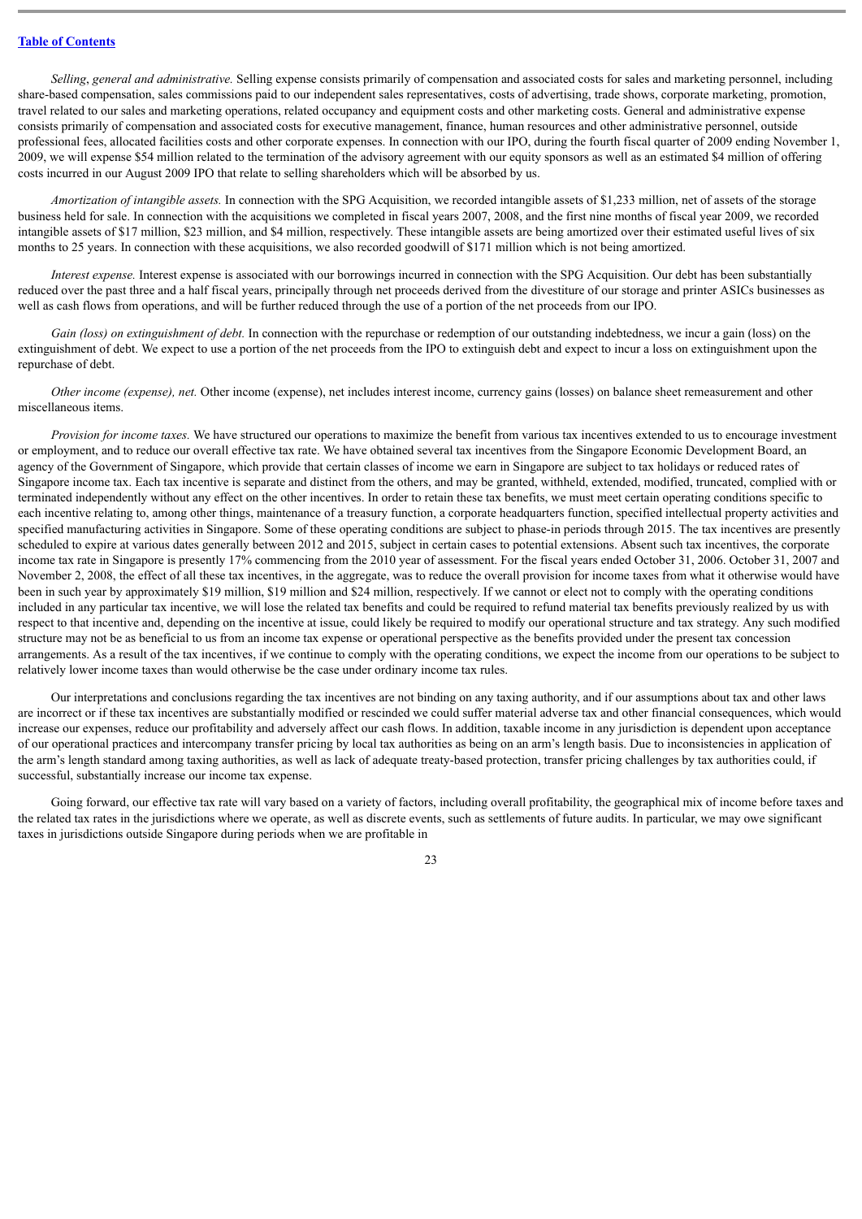[Table of Contents](#)

*Selling, general and administrative.* Selling expense consists primarily of compensation and associated costs for sales and marketing personnel, including share-based compensation, sales commissions paid to our independent sales representatives, costs of advertising, trade shows, corporate marketing, promotion, travel related to our sales and marketing operations, related occupancy and equipment costs and other marketing costs. General and administrative expense consists primarily of compensation and associated costs for executive management, finance, human resources and other administrative personnel, outside professional fees, allocated facilities costs and other corporate expenses. In connection with our IPO, during the fourth fiscal quarter of 2009 ending November 1, 2009, we will expense $54 million related to the termination of the advisory agreement with our equity sponsors as well as an estimated $4 million of offering costs incurred in our August 2009 IPO that relate to selling shareholders which will be absorbed by us.

*Amortization of intangible assets.* In connection with the SPG Acquisition, we recorded intangible assets of $1,233 million, net of assets of the storage business held for sale. In connection with the acquisitions we completed in fiscal years 2007, 2008, and the first nine months of fiscal year 2009, we recorded intangible assets of $17 million, $23 million, and $4 million, respectively. These intangible assets are being amortized over their estimated useful lives of six months to 25 years. In connection with these acquisitions, we also recorded goodwill of $171 million which is not being amortized.

*Interest expense.* Interest expense is associated with our borrowings incurred in connection with the SPG Acquisition. Our debt has been substantially reduced over the past three and a half fiscal years, principally through net proceeds derived from the divestiture of our storage and printer ASICs businesses as well as cash flows from operations, and will be further reduced through the use of a portion of the net proceeds from our IPO.

*Gain (loss) on extinguishment of debt.* In connection with the repurchase or redemption of our outstanding indebtedness, we incur a gain (loss) on the extinguishment of debt. We expect to use a portion of the net proceeds from the IPO to extinguish debt and expect to incur a loss on extinguishment upon the repurchase of debt.

*Other income (expense), net.* Other income (expense), net includes interest income, currency gains (losses) on balance sheet remeasurement and other miscellaneous items.

*Provision for income taxes.* We have structured our operations to maximize the benefit from various tax incentives extended to us to encourage investment or employment, and to reduce our overall effective tax rate. We have obtained several tax incentives from the Singapore Economic Development Board, an agency of the Government of Singapore, which provide that certain classes of income we earn in Singapore are subject to tax holidays or reduced rates of Singapore income tax. Each tax incentive is separate and distinct from the others, and may be granted, withheld, extended, modified, truncated, complied with or terminated independently without any effect on the other incentives. In order to retain these tax benefits, we must meet certain operating conditions specific to each incentive relating to, among other things, maintenance of a treasury function, a corporate headquarters function, specified intellectual property activities and specified manufacturing activities in Singapore. Some of these operating conditions are subject to phase-in periods through 2015. The tax incentives are presently scheduled to expire at various dates generally between 2012 and 2015, subject in certain cases to potential extensions. Absent such tax incentives, the corporate income tax rate in Singapore is presently 17% commencing from the 2010 year of assessment. For the fiscal years ended October 31, 2006. October 31, 2007 and November 2, 2008, the effect of all these tax incentives, in the aggregate, was to reduce the overall provision for income taxes from what it otherwise would have been in such year by approximately $19 million, $19 million and $24 million, respectively. If we cannot or elect not to comply with the operating conditions included in any particular tax incentive, we will lose the related tax benefits and could be required to refund material tax benefits previously realized by us with respect to that incentive and, depending on the incentive at issue, could likely be required to modify our operational structure and tax strategy. Any such modified structure may not be as beneficial to us from an income tax expense or operational perspective as the benefits provided under the present tax concession arrangements. As a result of the tax incentives, if we continue to comply with the operating conditions, we expect the income from our operations to be subject to relatively lower income taxes than would otherwise be the case under ordinary income tax rules.

Our interpretations and conclusions regarding the tax incentives are not binding on any taxing authority, and if our assumptions about tax and other laws are incorrect or if these tax incentives are substantially modified or rescinded we could suffer material adverse tax and other financial consequences, which would increase our expenses, reduce our profitability and adversely affect our cash flows. In addition, taxable income in any jurisdiction is dependent upon acceptance of our operational practices and intercompany transfer pricing by local tax authorities as being on an arm's length basis. Due to inconsistencies in application of the arm's length standard among taxing authorities, as well as lack of adequate treaty-based protection, transfer pricing challenges by tax authorities could, if successful, substantially increase our income tax expense.

Going forward, our effective tax rate will vary based on a variety of factors, including overall profitability, the geographical mix of income before taxes and the related tax rates in the jurisdictions where we operate, as well as discrete events, such as settlements of future audits. In particular, we may owe significant taxes in jurisdictions outside Singapore during periods when we are profitable in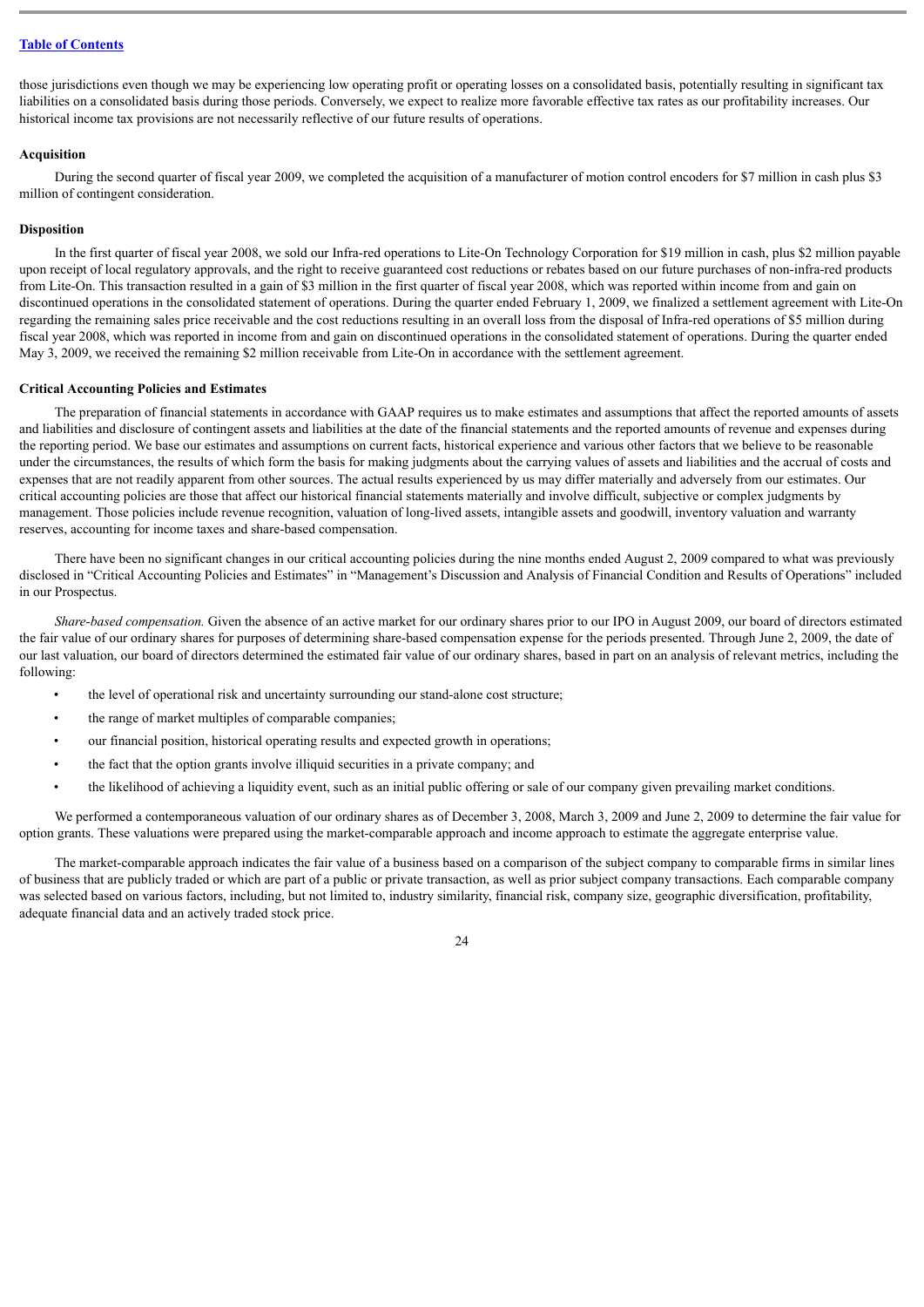those jurisdictions even though we may be experiencing low operating profit or operating losses on a consolidated basis, potentially resulting in significant tax liabilities on a consolidated basis during those periods. Conversely, we expect to realize more favorable effective tax rates as our profitability increases. Our historical income tax provisions are not necessarily reflective of our future results of operations.

### Acquisition

During the second quarter of fiscal year 2009, we completed the acquisition of a manufacturer of motion control encoders for $7 million in cash plus $3 million of contingent consideration.

### Disposition

In the first quarter of fiscal year 2008, we sold our Infra-red operations to Lite-On Technology Corporation for $19 million in cash, plus $2 million payable upon receipt of local regulatory approvals, and the right to receive guaranteed cost reductions or rebates based on our future purchases of non-infra-red products from Lite-On. This transaction resulted in a gain of $3 million in the first quarter of fiscal year 2008, which was reported within income from and gain on discontinued operations in the consolidated statement of operations. During the quarter ended February 1, 2009, we finalized a settlement agreement with Lite-On regarding the remaining sales price receivable and the cost reductions resulting in an overall loss from the disposal of Infra-red operations of $5 million during fiscal year 2008, which was reported in income from and gain on discontinued operations in the consolidated statement of operations. During the quarter ended May 3, 2009, we received the remaining $2 million receivable from Lite-On in accordance with the settlement agreement.

### Critical Accounting Policies and Estimates

The preparation of financial statements in accordance with GAAP requires us to make estimates and assumptions that affect the reported amounts of assets and liabilities and disclosure of contingent assets and liabilities at the date of the financial statements and the reported amounts of revenue and expenses during the reporting period. We base our estimates and assumptions on current facts, historical experience and various other factors that we believe to be reasonable under the circumstances, the results of which form the basis for making judgments about the carrying values of assets and liabilities and the accrual of costs and expenses that are not readily apparent from other sources. The actual results experienced by us may differ materially and adversely from our estimates. Our critical accounting policies are those that affect our historical financial statements materially and involve difficult, subjective or complex judgments by management. Those policies include revenue recognition, valuation of long-lived assets, intangible assets and goodwill, inventory valuation and warranty reserves, accounting for income taxes and share-based compensation.

There have been no significant changes in our critical accounting policies during the nine months ended August 2, 2009 compared to what was previously disclosed in "Critical Accounting Policies and Estimates" in "Management's Discussion and Analysis of Financial Condition and Results of Operations" included in our Prospectus.

*Share-based compensation.* Given the absence of an active market for our ordinary shares prior to our IPO in August 2009, our board of directors estimated the fair value of our ordinary shares for purposes of determining share-based compensation expense for the periods presented. Through June 2, 2009, the date of our last valuation, our board of directors determined the estimated fair value of our ordinary shares, based in part on an analysis of relevant metrics, including the following:

- the level of operational risk and uncertainty surrounding our stand-alone cost structure;
- the range of market multiples of comparable companies;
- our financial position, historical operating results and expected growth in operations;
- the fact that the option grants involve illiquid securities in a private company; and
- the likelihood of achieving a liquidity event, such as an initial public offering or sale of our company given prevailing market conditions.

We performed a contemporaneous valuation of our ordinary shares as of December 3, 2008, March 3, 2009 and June 2, 2009 to determine the fair value for option grants. These valuations were prepared using the market-comparable approach and income approach to estimate the aggregate enterprise value.

The market-comparable approach indicates the fair value of a business based on a comparison of the subject company to comparable firms in similar lines of business that are publicly traded or which are part of a public or private transaction, as well as prior subject company transactions. Each comparable company was selected based on various factors, including, but not limited to, industry similarity, financial risk, company size, geographic diversification, profitability, adequate financial data and an actively traded stock price.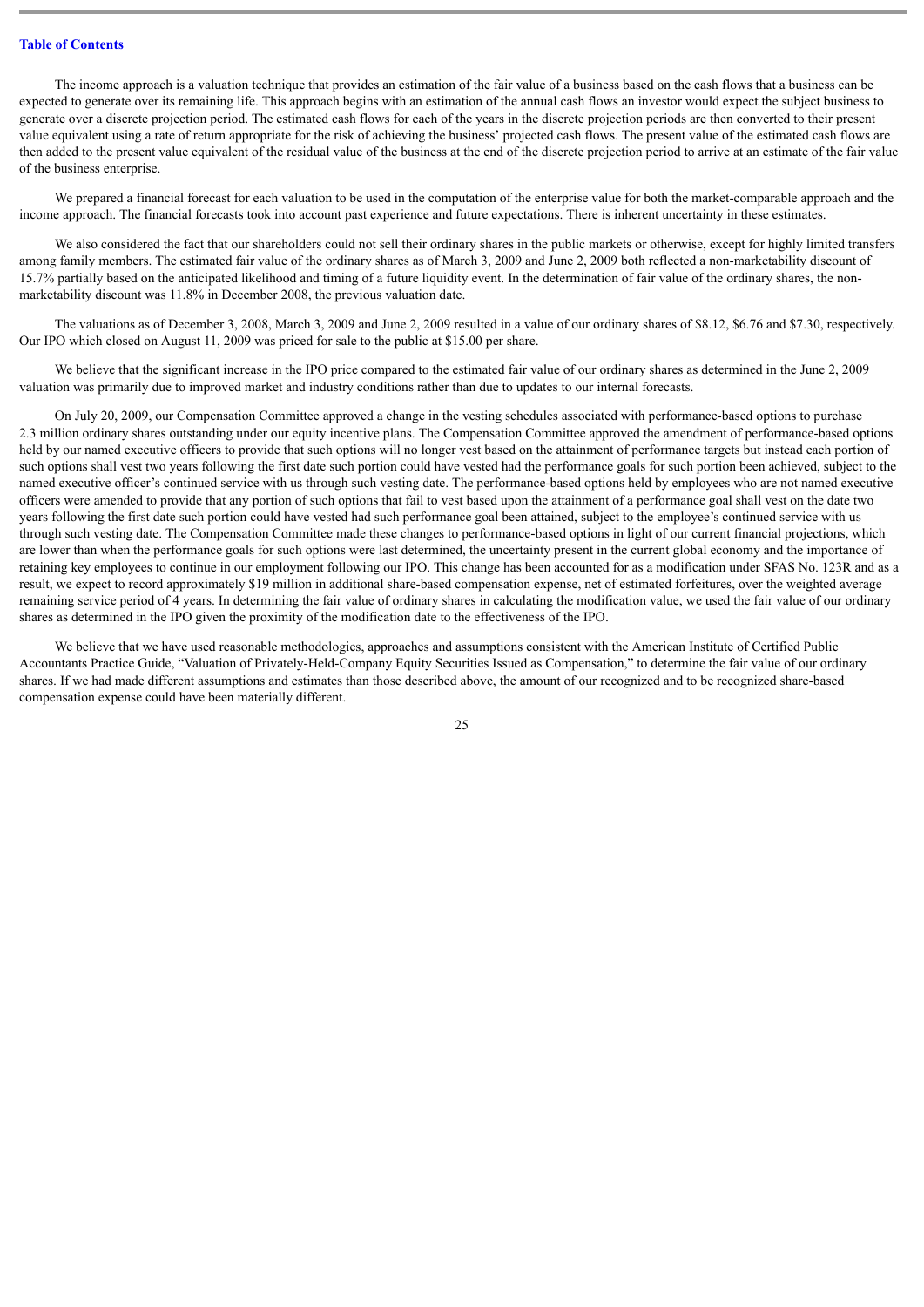The income approach is a valuation technique that provides an estimation of the fair value of a business based on the cash flows that a business can be expected to generate over its remaining life. This approach begins with an estimation of the annual cash flows an investor would expect the subject business to generate over a discrete projection period. The estimated cash flows for each of the years in the discrete projection periods are then converted to their present value equivalent using a rate of return appropriate for the risk of achieving the business' projected cash flows. The present value of the estimated cash flows are then added to the present value equivalent of the residual value of the business at the end of the discrete projection period to arrive at an estimate of the fair value of the business enterprise.

We prepared a financial forecast for each valuation to be used in the computation of the enterprise value for both the market-comparable approach and the income approach. The financial forecasts took into account past experience and future expectations. There is inherent uncertainty in these estimates.

We also considered the fact that our shareholders could not sell their ordinary shares in the public markets or otherwise, except for highly limited transfers among family members. The estimated fair value of the ordinary shares as of March 3, 2009 and June 2, 2009 both reflected a non-marketability discount of 15.7% partially based on the anticipated likelihood and timing of a future liquidity event. In the determination of fair value of the ordinary shares, the non-marketability discount was 11.8% in December 2008, the previous valuation date.

The valuations as of December 3, 2008, March 3, 2009 and June 2, 2009 resulted in a value of our ordinary shares of $8.12, $6.76 and $7.30, respectively. Our IPO which closed on August 11, 2009 was priced for sale to the public at $15.00 per share.

We believe that the significant increase in the IPO price compared to the estimated fair value of our ordinary shares as determined in the June 2, 2009 valuation was primarily due to improved market and industry conditions rather than due to updates to our internal forecasts.

On July 20, 2009, our Compensation Committee approved a change in the vesting schedules associated with performance-based options to purchase 2.3 million ordinary shares outstanding under our equity incentive plans. The Compensation Committee approved the amendment of performance-based options held by our named executive officers to provide that such options will no longer vest based on the attainment of performance targets but instead each portion of such options shall vest two years following the first date such portion could have vested had the performance goals for such portion been achieved, subject to the named executive officer's continued service with us through such vesting date. The performance-based options held by employees who are not named executive officers were amended to provide that any portion of such options that fail to vest based upon the attainment of a performance goal shall vest on the date two years following the first date such portion could have vested had such performance goal been attained, subject to the employee's continued service with us through such vesting date. The Compensation Committee made these changes to performance-based options in light of our current financial projections, which are lower than when the performance goals for such options were last determined, the uncertainty present in the current global economy and the importance of retaining key employees to continue in our employment following our IPO. This change has been accounted for as a modification under SFAS No. 123R and as a result, we expect to record approximately $19 million in additional share-based compensation expense, net of estimated forfeitures, over the weighted average remaining service period of 4 years. In determining the fair value of ordinary shares in calculating the modification value, we used the fair value of our ordinary shares as determined in the IPO given the proximity of the modification date to the effectiveness of the IPO.

We believe that we have used reasonable methodologies, approaches and assumptions consistent with the American Institute of Certified Public Accountants Practice Guide, "Valuation of Privately-Held-Company Equity Securities Issued as Compensation," to determine the fair value of our ordinary shares. If we had made different assumptions and estimates than those described above, the amount of our recognized and to be recognized share-based compensation expense could have been materially different.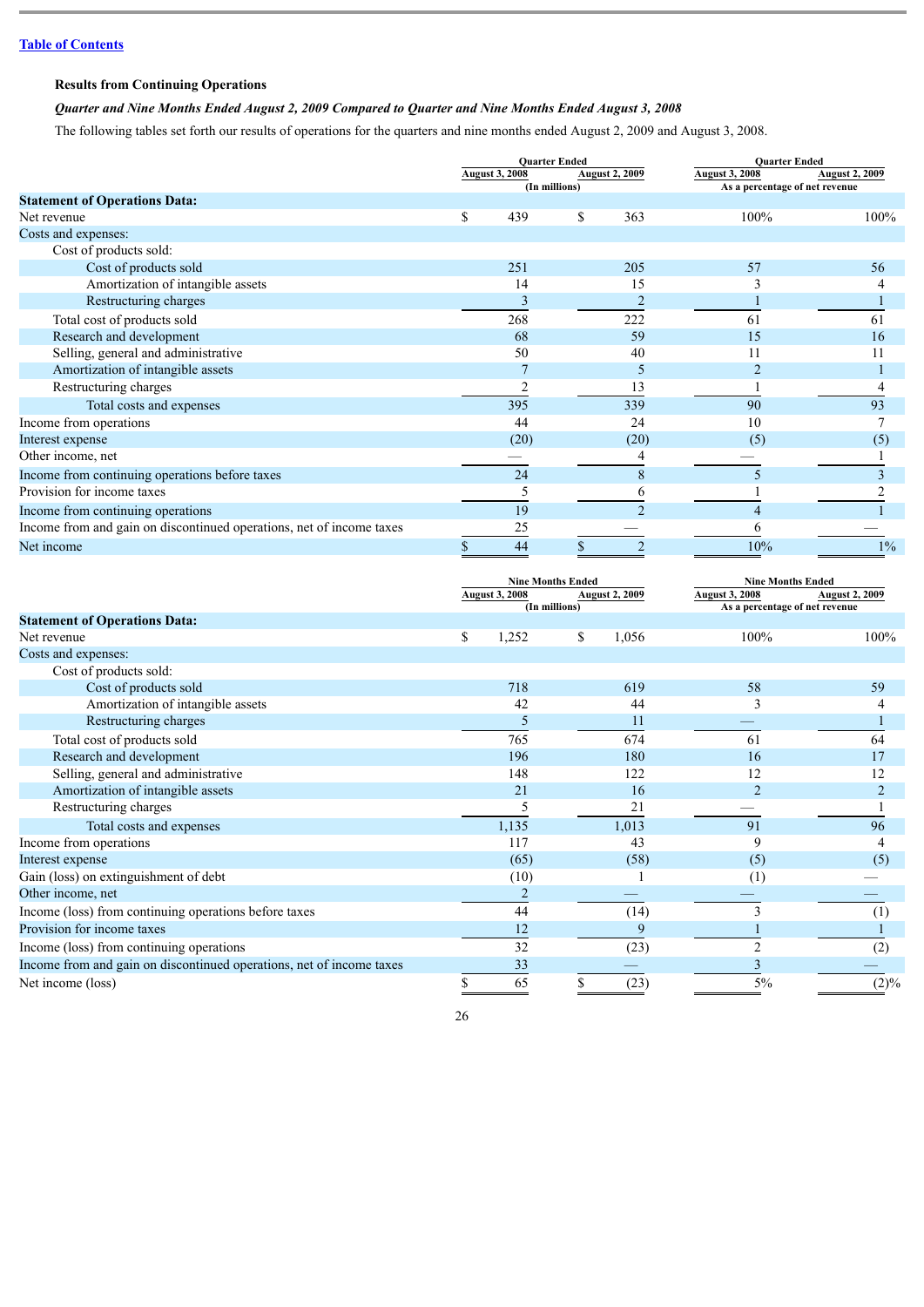[Table of Contents](#)

**Results from Continuing Operations**

***Quarter and Nine Months Ended August 2, 2009 Compared to Quarter and Nine Months Ended August 3, 2008***

The following tables set forth our results of operations for the quarters and nine months ended August 2, 2009 and August 3, 2008.

| | Quarter Ended (In millions) | | Quarter Ended As a percentage of net revenue | |
|---|---|---|---|---|
| | August 3, 2008 | August 2, 2009 | August 3, 2008 | August 2, 2009 |
| **Statement of Operations Data:** | | | | |
| Net revenue | $ 439 | $ 363 | 100% | 100% |
| Costs and expenses: | | | | |
| Cost of products sold: | | | | |
| Cost of products sold | 251 | 205 | 57 | 56 |
| Amortization of intangible assets | 14 | 15 | 3 | 4 |
| Restructuring charges | 3 | 2 | 1 | 1 |
| Total cost of products sold | 268 | 222 | 61 | 61 |
| Research and development | 68 | 59 | 15 | 16 |
| Selling, general and administrative | 50 | 40 | 11 | 11 |
| Amortization of intangible assets | 7 | 5 | 2 | 1 |
| Restructuring charges | 2 | 13 | 1 | 4 |
| Total costs and expenses | 395 | 339 | 90 | 93 |
| Income from operations | 44 | 24 | 10 | 7 |
| Interest expense | (20) | (20) | (5) | (5) |
| Other income, net | — | 4 | — | 1 |
| Income from continuing operations before taxes | 24 | 8 | 5 | 3 |
| Provision for income taxes | 5 | 6 | 1 | 2 |
| Income from continuing operations | 19 | 2 | 4 | 1 |
| Income from and gain on discontinued operations, net of income taxes | 25 | — | 6 | — |
| Net income | $ 44 | $ 2 | 10% | 1% |

| | Nine Months Ended (In millions) | | Nine Months Ended As a percentage of net revenue | |
|---|---|---|---|---|
| | August 3, 2008 | August 2, 2009 | August 3, 2008 | August 2, 2009 |
| **Statement of Operations Data:** | | | | |
| Net revenue | $ 1,252 | $ 1,056 | 100% | 100% |
| Costs and expenses: | | | | |
| Cost of products sold: | | | | |
| Cost of products sold | 718 | 619 | 58 | 59 |
| Amortization of intangible assets | 42 | 44 | 3 | 4 |
| Restructuring charges | 5 | 11 | — | 1 |
| Total cost of products sold | 765 | 674 | 61 | 64 |
| Research and development | 196 | 180 | 16 | 17 |
| Selling, general and administrative | 148 | 122 | 12 | 12 |
| Amortization of intangible assets | 21 | 16 | 2 | 2 |
| Restructuring charges | 5 | 21 | — | 1 |
| Total costs and expenses | 1,135 | 1,013 | 91 | 96 |
| Income from operations | 117 | 43 | 9 | 4 |
| Interest expense | (65) | (58) | (5) | (5) |
| Gain (loss) on extinguishment of debt | (10) | 1 | (1) | — |
| Other income, net | 2 | — | — | — |
| Income (loss) from continuing operations before taxes | 44 | (14) | 3 | (1) |
| Provision for income taxes | 12 | 9 | 1 | 1 |
| Income (loss) from continuing operations | 32 | (23) | 2 | (2) |
| Income from and gain on discontinued operations, net of income taxes | 33 | — | 3 | — |
| Net income (loss) | $ 65 | $ (23) | 5% | (2)% |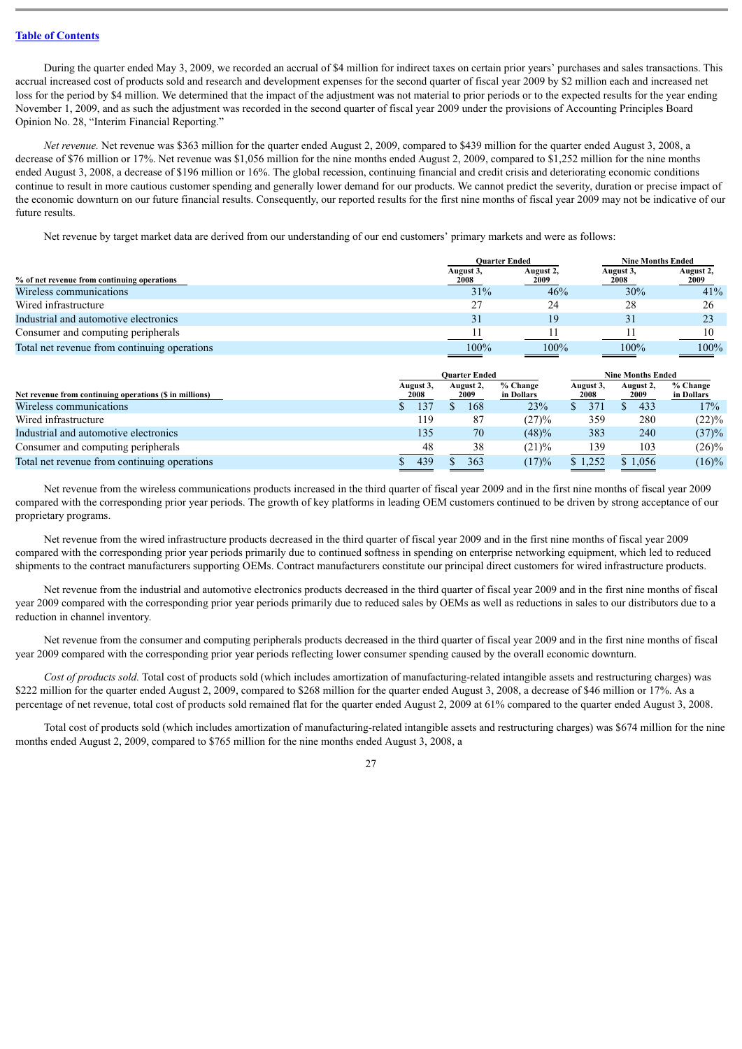[Table of Contents](#)

During the quarter ended May 3, 2009, we recorded an accrual of $4 million for indirect taxes on certain prior years' purchases and sales transactions. This accrual increased cost of products sold and research and development expenses for the second quarter of fiscal year 2009 by $2 million each and increased net loss for the period by $4 million. We determined that the impact of the adjustment was not material to prior periods or to the expected results for the year ending November 1, 2009, and as such the adjustment was recorded in the second quarter of fiscal year 2009 under the provisions of Accounting Principles Board Opinion No. 28, "Interim Financial Reporting."

*Net revenue.* Net revenue was $363 million for the quarter ended August 2, 2009, compared to $439 million for the quarter ended August 3, 2008, a decrease of $76 million or 17%. Net revenue was $1,056 million for the nine months ended August 2, 2009, compared to $1,252 million for the nine months ended August 3, 2008, a decrease of $196 million or 16%. The global recession, continuing financial and credit crisis and deteriorating economic conditions continue to result in more cautious customer spending and generally lower demand for our products. We cannot predict the severity, duration or precise impact of the economic downturn on our future financial results. Consequently, our reported results for the first nine months of fiscal year 2009 may not be indicative of our future results.

Net revenue by target market data are derived from our understanding of our end customers' primary markets and were as follows:

| % of net revenue from continuing operations | Quarter Ended | | Nine Months Ended | |
|---|---|---|---|---|
| | August 3, 2008 | August 2, 2009 | August 3, 2008 | August 2, 2009 |
| Wireless communications | 31% | 46% | 30% | 41% |
| Wired infrastructure | 27 | 24 | 28 | 26 |
| Industrial and automotive electronics | 31 | 19 | 31 | 23 |
| Consumer and computing peripherals | 11 | 11 | 11 | 10 |
| Total net revenue from continuing operations | 100% | 100% | 100% | 100% |

| Net revenue from continuing operations ($ in millions) | Quarter Ended | | | Nine Months Ended | | |
|---|---|---|---|---|---|---|
| | August 3, 2008 | August 2, 2009 | % Change in Dollars | August 3, 2008 | August 2, 2009 | % Change in Dollars |
| Wireless communications | $ 137 | $ 168 | 23% | $ 371 | $ 433 | 17% |
| Wired infrastructure | 119 | 87 | (27)% | 359 | 280 | (22)% |
| Industrial and automotive electronics | 135 | 70 | (48)% | 383 | 240 | (37)% |
| Consumer and computing peripherals | 48 | 38 | (21)% | 139 | 103 | (26)% |
| Total net revenue from continuing operations | $ 439 | $ 363 | (17)% | $ 1,252 | $ 1,056 | (16)% |

Net revenue from the wireless communications products increased in the third quarter of fiscal year 2009 and in the first nine months of fiscal year 2009 compared with the corresponding prior year periods. The growth of key platforms in leading OEM customers continued to be driven by strong acceptance of our proprietary programs.

Net revenue from the wired infrastructure products decreased in the third quarter of fiscal year 2009 and in the first nine months of fiscal year 2009 compared with the corresponding prior year periods primarily due to continued softness in spending on enterprise networking equipment, which led to reduced shipments to the contract manufacturers supporting OEMs. Contract manufacturers constitute our principal direct customers for wired infrastructure products.

Net revenue from the industrial and automotive electronics products decreased in the third quarter of fiscal year 2009 and in the first nine months of fiscal year 2009 compared with the corresponding prior year periods primarily due to reduced sales by OEMs as well as reductions in sales to our distributors due to a reduction in channel inventory.

Net revenue from the consumer and computing peripherals products decreased in the third quarter of fiscal year 2009 and in the first nine months of fiscal year 2009 compared with the corresponding prior year periods reflecting lower consumer spending caused by the overall economic downturn.

*Cost of products sold.* Total cost of products sold (which includes amortization of manufacturing-related intangible assets and restructuring charges) was $222 million for the quarter ended August 2, 2009, compared to $268 million for the quarter ended August 3, 2008, a decrease of $46 million or 17%. As a percentage of net revenue, total cost of products sold remained flat for the quarter ended August 2, 2009 at 61% compared to the quarter ended August 3, 2008.

Total cost of products sold (which includes amortization of manufacturing-related intangible assets and restructuring charges) was $674 million for the nine months ended August 2, 2009, compared to $765 million for the nine months ended August 3, 2008, a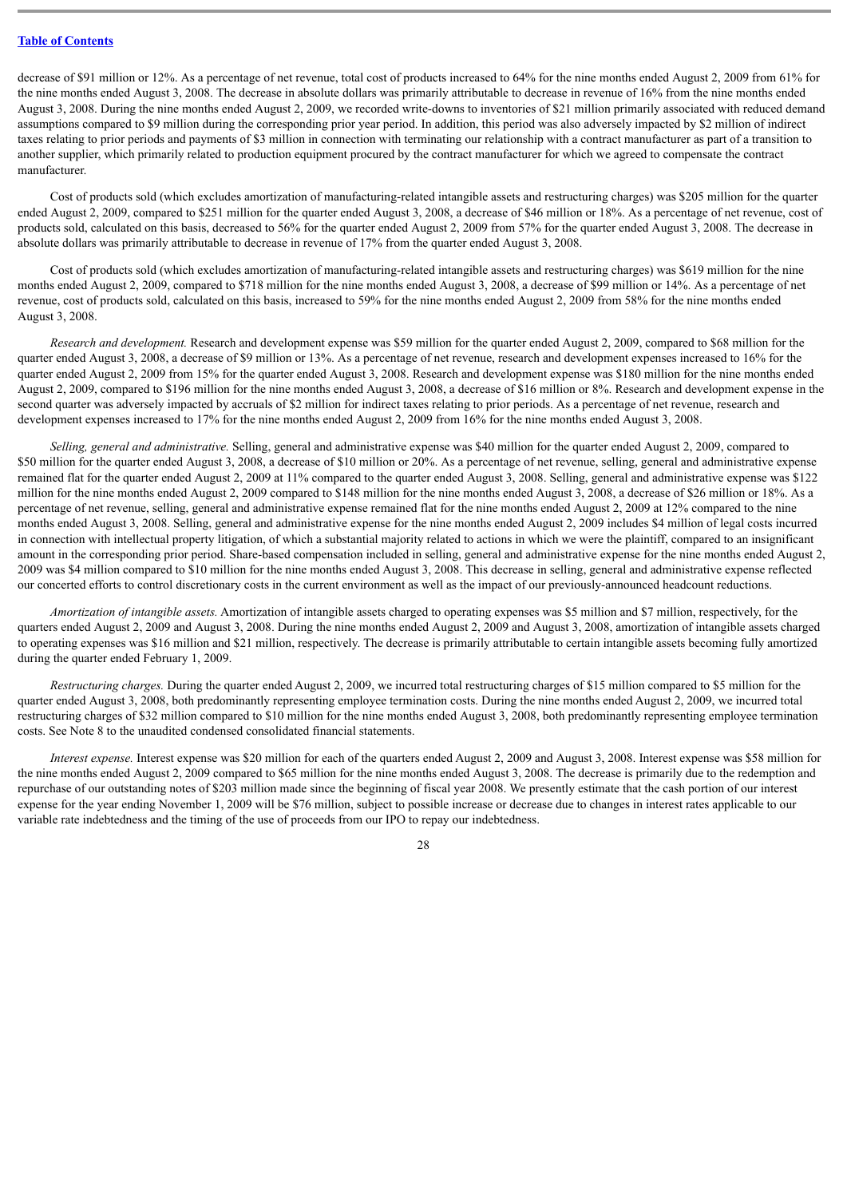decrease of $91 million or 12%. As a percentage of net revenue, total cost of products increased to 64% for the nine months ended August 2, 2009 from 61% for the nine months ended August 3, 2008. The decrease in absolute dollars was primarily attributable to decrease in revenue of 16% from the nine months ended August 3, 2008. During the nine months ended August 2, 2009, we recorded write-downs to inventories of $21 million primarily associated with reduced demand assumptions compared to $9 million during the corresponding prior year period. In addition, this period was also adversely impacted by $2 million of indirect taxes relating to prior periods and payments of $3 million in connection with terminating our relationship with a contract manufacturer as part of a transition to another supplier, which primarily related to production equipment procured by the contract manufacturer for which we agreed to compensate the contract manufacturer.

Cost of products sold (which excludes amortization of manufacturing-related intangible assets and restructuring charges) was $205 million for the quarter ended August 2, 2009, compared to $251 million for the quarter ended August 3, 2008, a decrease of $46 million or 18%. As a percentage of net revenue, cost of products sold, calculated on this basis, decreased to 56% for the quarter ended August 2, 2009 from 57% for the quarter ended August 3, 2008. The decrease in absolute dollars was primarily attributable to decrease in revenue of 17% from the quarter ended August 3, 2008.

Cost of products sold (which excludes amortization of manufacturing-related intangible assets and restructuring charges) was $619 million for the nine months ended August 2, 2009, compared to $718 million for the nine months ended August 3, 2008, a decrease of $99 million or 14%. As a percentage of net revenue, cost of products sold, calculated on this basis, increased to 59% for the nine months ended August 2, 2009 from 58% for the nine months ended August 3, 2008.

*Research and development.* Research and development expense was $59 million for the quarter ended August 2, 2009, compared to $68 million for the quarter ended August 3, 2008, a decrease of $9 million or 13%. As a percentage of net revenue, research and development expenses increased to 16% for the quarter ended August 2, 2009 from 15% for the quarter ended August 3, 2008. Research and development expense was $180 million for the nine months ended August 2, 2009, compared to $196 million for the nine months ended August 3, 2008, a decrease of $16 million or 8%. Research and development expense in the second quarter was adversely impacted by accruals of $2 million for indirect taxes relating to prior periods. As a percentage of net revenue, research and development expenses increased to 17% for the nine months ended August 2, 2009 from 16% for the nine months ended August 3, 2008.

*Selling, general and administrative.* Selling, general and administrative expense was $40 million for the quarter ended August 2, 2009, compared to $50 million for the quarter ended August 3, 2008, a decrease of $10 million or 20%. As a percentage of net revenue, selling, general and administrative expense remained flat for the quarter ended August 2, 2009 at 11% compared to the quarter ended August 3, 2008. Selling, general and administrative expense was $122 million for the nine months ended August 2, 2009 compared to $148 million for the nine months ended August 3, 2008, a decrease of $26 million or 18%. As a percentage of net revenue, selling, general and administrative expense remained flat for the nine months ended August 2, 2009 at 12% compared to the nine months ended August 3, 2008. Selling, general and administrative expense for the nine months ended August 2, 2009 includes $4 million of legal costs incurred in connection with intellectual property litigation, of which a substantial majority related to actions in which we were the plaintiff, compared to an insignificant amount in the corresponding prior period. Share-based compensation included in selling, general and administrative expense for the nine months ended August 2, 2009 was $4 million compared to $10 million for the nine months ended August 3, 2008. This decrease in selling, general and administrative expense reflected our concerted efforts to control discretionary costs in the current environment as well as the impact of our previously-announced headcount reductions.

*Amortization of intangible assets.* Amortization of intangible assets charged to operating expenses was $5 million and $7 million, respectively, for the quarters ended August 2, 2009 and August 3, 2008. During the nine months ended August 2, 2009 and August 3, 2008, amortization of intangible assets charged to operating expenses was $16 million and $21 million, respectively. The decrease is primarily attributable to certain intangible assets becoming fully amortized during the quarter ended February 1, 2009.

*Restructuring charges.* During the quarter ended August 2, 2009, we incurred total restructuring charges of $15 million compared to $5 million for the quarter ended August 3, 2008, both predominantly representing employee termination costs. During the nine months ended August 2, 2009, we incurred total restructuring charges of $32 million compared to $10 million for the nine months ended August 3, 2008, both predominantly representing employee termination costs. See Note 8 to the unaudited condensed consolidated financial statements.

*Interest expense.* Interest expense was $20 million for each of the quarters ended August 2, 2009 and August 3, 2008. Interest expense was $58 million for the nine months ended August 2, 2009 compared to $65 million for the nine months ended August 3, 2008. The decrease is primarily due to the redemption and repurchase of our outstanding notes of $203 million made since the beginning of fiscal year 2008. We presently estimate that the cash portion of our interest expense for the year ending November 1, 2009 will be $76 million, subject to possible increase or decrease due to changes in interest rates applicable to our variable rate indebtedness and the timing of the use of proceeds from our IPO to repay our indebtedness.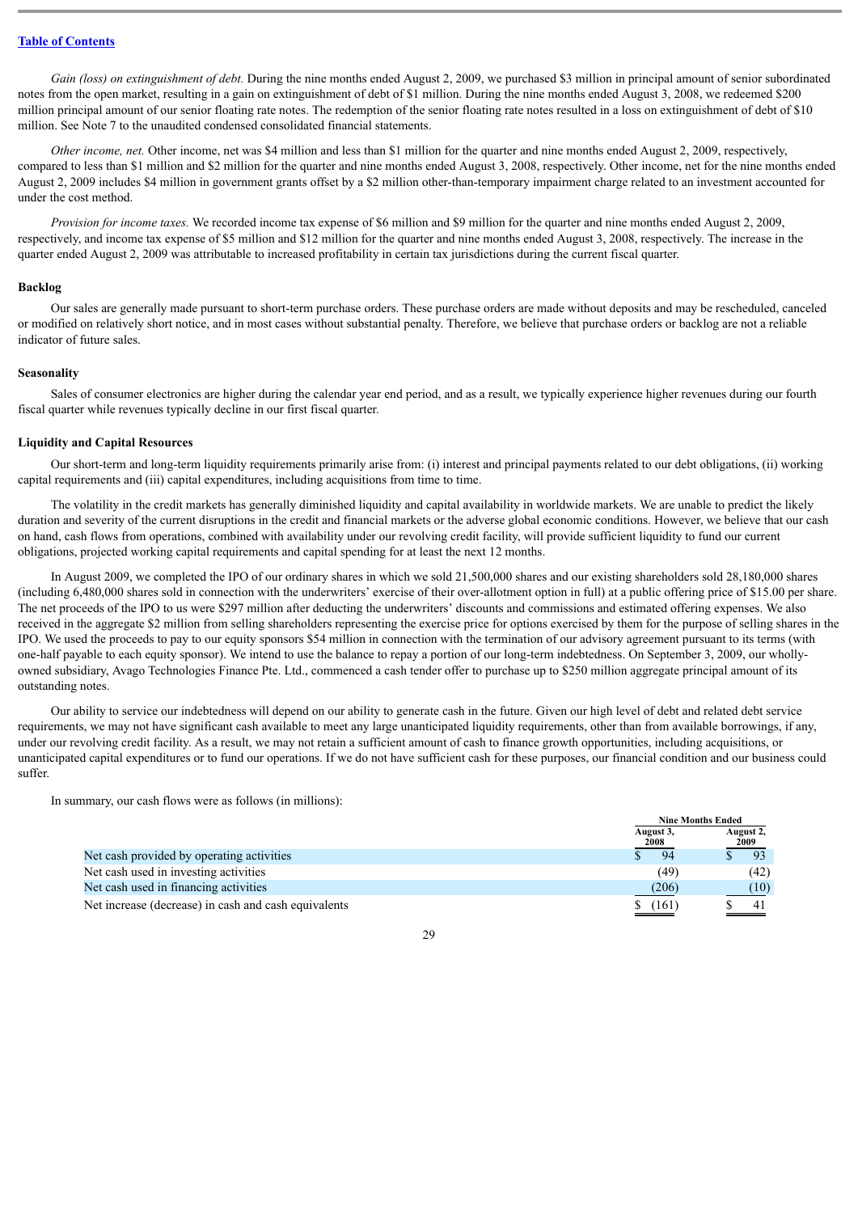*Gain (loss) on extinguishment of debt.* During the nine months ended August 2, 2009, we purchased $3 million in principal amount of senior subordinated notes from the open market, resulting in a gain on extinguishment of debt of $1 million. During the nine months ended August 3, 2008, we redeemed $200 million principal amount of our senior floating rate notes. The redemption of the senior floating rate notes resulted in a loss on extinguishment of debt of $10 million. See Note 7 to the unaudited condensed consolidated financial statements.

*Other income, net.* Other income, net was $4 million and less than $1 million for the quarter and nine months ended August 2, 2009, respectively, compared to less than $1 million and $2 million for the quarter and nine months ended August 3, 2008, respectively. Other income, net for the nine months ended August 2, 2009 includes $4 million in government grants offset by a $2 million other-than-temporary impairment charge related to an investment accounted for under the cost method.

*Provision for income taxes.* We recorded income tax expense of $6 million and $9 million for the quarter and nine months ended August 2, 2009, respectively, and income tax expense of $5 million and $12 million for the quarter and nine months ended August 3, 2008, respectively. The increase in the quarter ended August 2, 2009 was attributable to increased profitability in certain tax jurisdictions during the current fiscal quarter.

**Backlog**

Our sales are generally made pursuant to short-term purchase orders. These purchase orders are made without deposits and may be rescheduled, canceled or modified on relatively short notice, and in most cases without substantial penalty. Therefore, we believe that purchase orders or backlog are not a reliable indicator of future sales.

**Seasonality**

Sales of consumer electronics are higher during the calendar year end period, and as a result, we typically experience higher revenues during our fourth fiscal quarter while revenues typically decline in our first fiscal quarter.

**Liquidity and Capital Resources**

Our short-term and long-term liquidity requirements primarily arise from: (i) interest and principal payments related to our debt obligations, (ii) working capital requirements and (iii) capital expenditures, including acquisitions from time to time.

The volatility in the credit markets has generally diminished liquidity and capital availability in worldwide markets. We are unable to predict the likely duration and severity of the current disruptions in the credit and financial markets or the adverse global economic conditions. However, we believe that our cash on hand, cash flows from operations, combined with availability under our revolving credit facility, will provide sufficient liquidity to fund our current obligations, projected working capital requirements and capital spending for at least the next 12 months.

In August 2009, we completed the IPO of our ordinary shares in which we sold 21,500,000 shares and our existing shareholders sold 28,180,000 shares (including 6,480,000 shares sold in connection with the underwriters' exercise of their over-allotment option in full) at a public offering price of $15.00 per share. The net proceeds of the IPO to us were $297 million after deducting the underwriters' discounts and commissions and estimated offering expenses. We also received in the aggregate $2 million from selling shareholders representing the exercise price for options exercised by them for the purpose of selling shares in the IPO. We used the proceeds to pay to our equity sponsors $54 million in connection with the termination of our advisory agreement pursuant to its terms (with one-half payable to each equity sponsor). We intend to use the balance to repay a portion of our long-term indebtedness. On September 3, 2009, our wholly-owned subsidiary, Avago Technologies Finance Pte. Ltd., commenced a cash tender offer to purchase up to $250 million aggregate principal amount of its outstanding notes.

Our ability to service our indebtedness will depend on our ability to generate cash in the future. Given our high level of debt and related debt service requirements, we may not have significant cash available to meet any large unanticipated liquidity requirements, other than from available borrowings, if any, under our revolving credit facility. As a result, we may not retain a sufficient amount of cash to finance growth opportunities, including acquisitions, or unanticipated capital expenditures or to fund our operations. If we do not have sufficient cash for these purposes, our financial condition and our business could suffer.

In summary, our cash flows were as follows (in millions):

| | Nine Months Ended | |
|---|---|---|
| | August 3, 2008 | August 2, 2009 |
| Net cash provided by operating activities | $ 94 | $ 93 |
| Net cash used in investing activities | (49) | (42) |
| Net cash used in financing activities | (206) | (10) |
| Net increase (decrease) in cash and cash equivalents | $ (161) | $ 41 |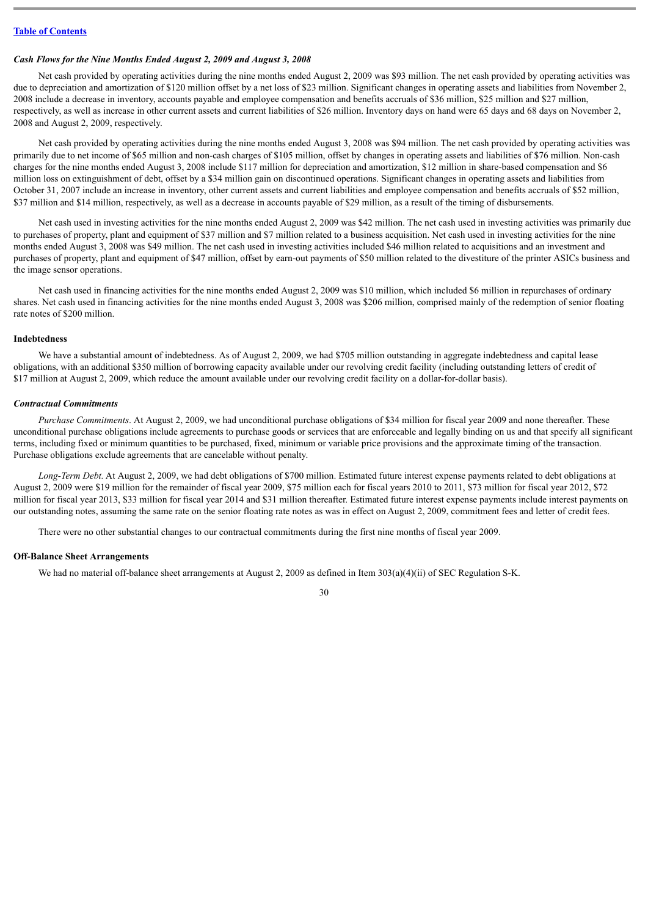*Cash Flows for the Nine Months Ended August 2, 2009 and August 3, 2008*

Net cash provided by operating activities during the nine months ended August 2, 2009 was $93 million. The net cash provided by operating activities was due to depreciation and amortization of $120 million offset by a net loss of $23 million. Significant changes in operating assets and liabilities from November 2, 2008 include a decrease in inventory, accounts payable and employee compensation and benefits accruals of $36 million, $25 million and $27 million, respectively, as well as increase in other current assets and current liabilities of $26 million. Inventory days on hand were 65 days and 68 days on November 2, 2008 and August 2, 2009, respectively.

Net cash provided by operating activities during the nine months ended August 3, 2008 was $94 million. The net cash provided by operating activities was primarily due to net income of $65 million and non-cash charges of $105 million, offset by changes in operating assets and liabilities of $76 million. Non-cash charges for the nine months ended August 3, 2008 include $117 million for depreciation and amortization, $12 million in share-based compensation and $6 million loss on extinguishment of debt, offset by a $34 million gain on discontinued operations. Significant changes in operating assets and liabilities from October 31, 2007 include an increase in inventory, other current assets and current liabilities and employee compensation and benefits accruals of $52 million, $37 million and $14 million, respectively, as well as a decrease in accounts payable of $29 million, as a result of the timing of disbursements.

Net cash used in investing activities for the nine months ended August 2, 2009 was $42 million. The net cash used in investing activities was primarily due to purchases of property, plant and equipment of $37 million and $7 million related to a business acquisition. Net cash used in investing activities for the nine months ended August 3, 2008 was $49 million. The net cash used in investing activities included $46 million related to acquisitions and an investment and purchases of property, plant and equipment of $47 million, offset by earn-out payments of $50 million related to the divestiture of the printer ASICs business and the image sensor operations.

Net cash used in financing activities for the nine months ended August 2, 2009 was $10 million, which included $6 million in repurchases of ordinary shares. Net cash used in financing activities for the nine months ended August 3, 2008 was $206 million, comprised mainly of the redemption of senior floating rate notes of $200 million.

**Indebtedness**

We have a substantial amount of indebtedness. As of August 2, 2009, we had $705 million outstanding in aggregate indebtedness and capital lease obligations, with an additional $350 million of borrowing capacity available under our revolving credit facility (including outstanding letters of credit of $17 million at August 2, 2009, which reduce the amount available under our revolving credit facility on a dollar-for-dollar basis).

***Contractual Commitments***

*Purchase Commitments*. At August 2, 2009, we had unconditional purchase obligations of $34 million for fiscal year 2009 and none thereafter. These unconditional purchase obligations include agreements to purchase goods or services that are enforceable and legally binding on us and that specify all significant terms, including fixed or minimum quantities to be purchased, fixed, minimum or variable price provisions and the approximate timing of the transaction. Purchase obligations exclude agreements that are cancelable without penalty.

*Long-Term Debt.* At August 2, 2009, we had debt obligations of $700 million. Estimated future interest expense payments related to debt obligations at August 2, 2009 were $19 million for the remainder of fiscal year 2009, $75 million each for fiscal years 2010 to 2011, $73 million for fiscal year 2012, $72 million for fiscal year 2013, $33 million for fiscal year 2014 and $31 million thereafter. Estimated future interest expense payments include interest payments on our outstanding notes, assuming the same rate on the senior floating rate notes as was in effect on August 2, 2009, commitment fees and letter of credit fees.

There were no other substantial changes to our contractual commitments during the first nine months of fiscal year 2009.

**Off-Balance Sheet Arrangements**

We had no material off-balance sheet arrangements at August 2, 2009 as defined in Item 303(a)(4)(ii) of SEC Regulation S-K.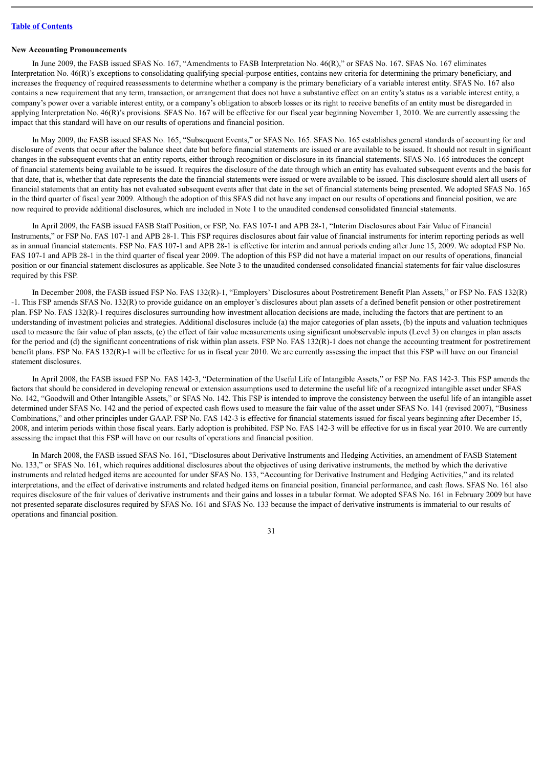### New Accounting Pronouncements

In June 2009, the FASB issued SFAS No. 167, "Amendments to FASB Interpretation No. 46(R)," or SFAS No. 167. SFAS No. 167 eliminates Interpretation No. 46(R)'s exceptions to consolidating qualifying special-purpose entities, contains new criteria for determining the primary beneficiary, and increases the frequency of required reassessments to determine whether a company is the primary beneficiary of a variable interest entity. SFAS No. 167 also contains a new requirement that any term, transaction, or arrangement that does not have a substantive effect on an entity's status as a variable interest entity, a company's power over a variable interest entity, or a company's obligation to absorb losses or its right to receive benefits of an entity must be disregarded in applying Interpretation No. 46(R)'s provisions. SFAS No. 167 will be effective for our fiscal year beginning November 1, 2010. We are currently assessing the impact that this standard will have on our results of operations and financial position.

In May 2009, the FASB issued SFAS No. 165, "Subsequent Events," or SFAS No. 165. SFAS No. 165 establishes general standards of accounting for and disclosure of events that occur after the balance sheet date but before financial statements are issued or are available to be issued. It should not result in significant changes in the subsequent events that an entity reports, either through recognition or disclosure in its financial statements. SFAS No. 165 introduces the concept of financial statements being available to be issued. It requires the disclosure of the date through which an entity has evaluated subsequent events and the basis for that date, that is, whether that date represents the date the financial statements were issued or were available to be issued. This disclosure should alert all users of financial statements that an entity has not evaluated subsequent events after that date in the set of financial statements being presented. We adopted SFAS No. 165 in the third quarter of fiscal year 2009. Although the adoption of this SFAS did not have any impact on our results of operations and financial position, we are now required to provide additional disclosures, which are included in Note 1 to the unaudited condensed consolidated financial statements.

In April 2009, the FASB issued FASB Staff Position, or FSP, No. FAS 107-1 and APB 28-1, "Interim Disclosures about Fair Value of Financial Instruments," or FSP No. FAS 107-1 and APB 28-1. This FSP requires disclosures about fair value of financial instruments for interim reporting periods as well as in annual financial statements. FSP No. FAS 107-1 and APB 28-1 is effective for interim and annual periods ending after June 15, 2009. We adopted FSP No. FAS 107-1 and APB 28-1 in the third quarter of fiscal year 2009. The adoption of this FSP did not have a material impact on our results of operations, financial position or our financial statement disclosures as applicable. See Note 3 to the unaudited condensed consolidated financial statements for fair value disclosures required by this FSP.

In December 2008, the FASB issued FSP No. FAS 132(R)-1, "Employers' Disclosures about Postretirement Benefit Plan Assets," or FSP No. FAS 132(R)-1. This FSP amends SFAS No. 132(R) to provide guidance on an employer's disclosures about plan assets of a defined benefit pension or other postretirement plan. FSP No. FAS 132(R)-1 requires disclosures surrounding how investment allocation decisions are made, including the factors that are pertinent to an understanding of investment policies and strategies. Additional disclosures include (a) the major categories of plan assets, (b) the inputs and valuation techniques used to measure the fair value of plan assets, (c) the effect of fair value measurements using significant unobservable inputs (Level 3) on changes in plan assets for the period and (d) the significant concentrations of risk within plan assets. FSP No. FAS 132(R)-1 does not change the accounting treatment for postretirement benefit plans. FSP No. FAS 132(R)-1 will be effective for us in fiscal year 2010. We are currently assessing the impact that this FSP will have on our financial statement disclosures.

In April 2008, the FASB issued FSP No. FAS 142-3, "Determination of the Useful Life of Intangible Assets," or FSP No. FAS 142-3. This FSP amends the factors that should be considered in developing renewal or extension assumptions used to determine the useful life of a recognized intangible asset under SFAS No. 142, "Goodwill and Other Intangible Assets," or SFAS No. 142. This FSP is intended to improve the consistency between the useful life of an intangible asset determined under SFAS No. 142 and the period of expected cash flows used to measure the fair value of the asset under SFAS No. 141 (revised 2007), "Business Combinations," and other principles under GAAP. FSP No. FAS 142-3 is effective for financial statements issued for fiscal years beginning after December 15, 2008, and interim periods within those fiscal years. Early adoption is prohibited. FSP No. FAS 142-3 will be effective for us in fiscal year 2010. We are currently assessing the impact that this FSP will have on our results of operations and financial position.

In March 2008, the FASB issued SFAS No. 161, "Disclosures about Derivative Instruments and Hedging Activities, an amendment of FASB Statement No. 133," or SFAS No. 161, which requires additional disclosures about the objectives of using derivative instruments, the method by which the derivative instruments and related hedged items are accounted for under SFAS No. 133, "Accounting for Derivative Instrument and Hedging Activities," and its related interpretations, and the effect of derivative instruments and related hedged items on financial position, financial performance, and cash flows. SFAS No. 161 also requires disclosure of the fair values of derivative instruments and their gains and losses in a tabular format. We adopted SFAS No. 161 in February 2009 but have not presented separate disclosures required by SFAS No. 161 and SFAS No. 133 because the impact of derivative instruments is immaterial to our results of operations and financial position.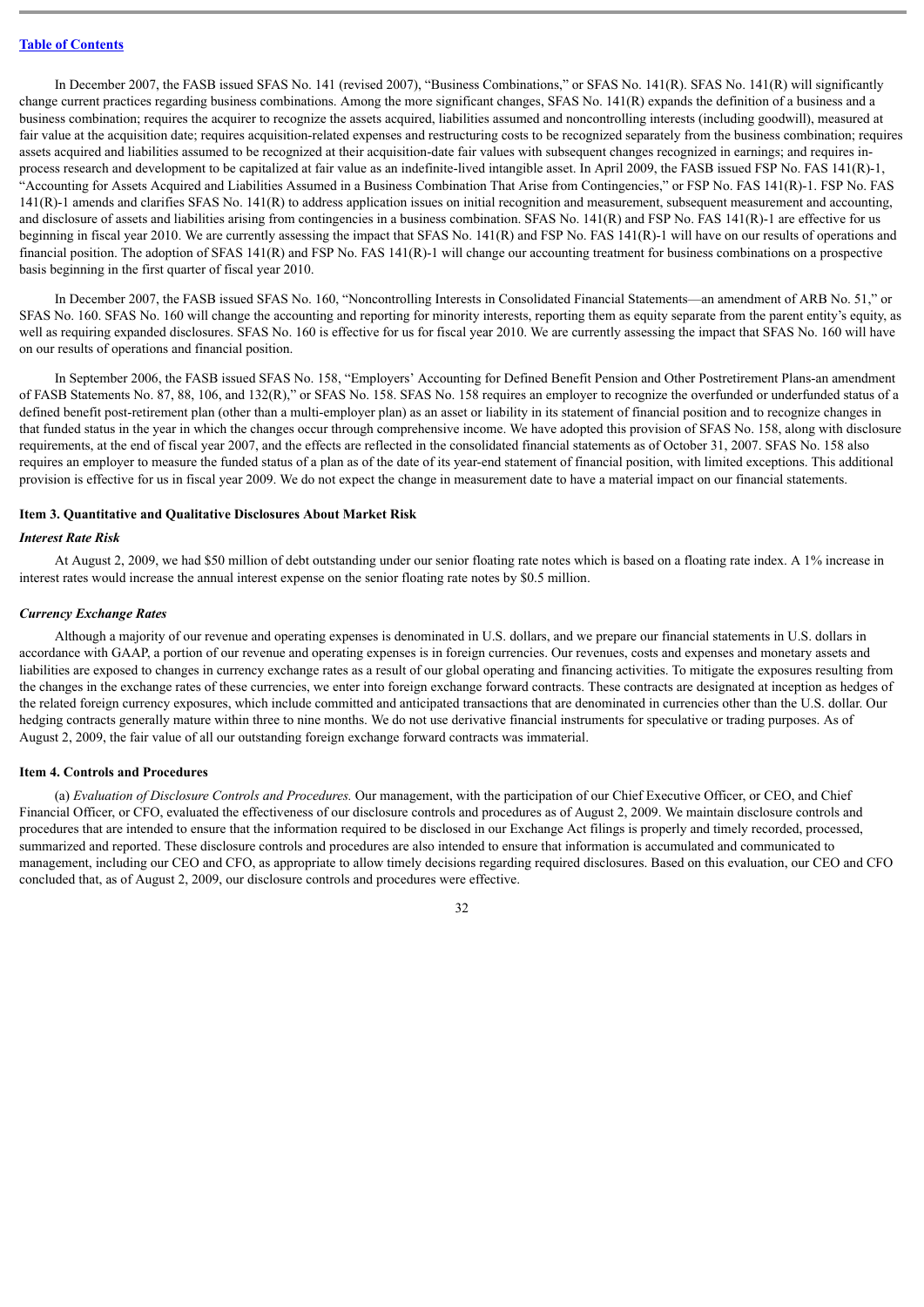In December 2007, the FASB issued SFAS No. 141 (revised 2007), "Business Combinations," or SFAS No. 141(R). SFAS No. 141(R) will significantly change current practices regarding business combinations. Among the more significant changes, SFAS No. 141(R) expands the definition of a business and a business combination; requires the acquirer to recognize the assets acquired, liabilities assumed and noncontrolling interests (including goodwill), measured at fair value at the acquisition date; requires acquisition-related expenses and restructuring costs to be recognized separately from the business combination; requires assets acquired and liabilities assumed to be recognized at their acquisition-date fair values with subsequent changes recognized in earnings; and requires in-process research and development to be capitalized at fair value as an indefinite-lived intangible asset. In April 2009, the FASB issued FSP No. FAS 141(R)-1, "Accounting for Assets Acquired and Liabilities Assumed in a Business Combination That Arise from Contingencies," or FSP No. FAS 141(R)-1. FSP No. FAS 141(R)-1 amends and clarifies SFAS No. 141(R) to address application issues on initial recognition and measurement, subsequent measurement and accounting, and disclosure of assets and liabilities arising from contingencies in a business combination. SFAS No. 141(R) and FSP No. FAS 141(R)-1 are effective for us beginning in fiscal year 2010. We are currently assessing the impact that SFAS No. 141(R) and FSP No. FAS 141(R)-1 will have on our results of operations and financial position. The adoption of SFAS 141(R) and FSP No. FAS 141(R)-1 will change our accounting treatment for business combinations on a prospective basis beginning in the first quarter of fiscal year 2010.

In December 2007, the FASB issued SFAS No. 160, "Noncontrolling Interests in Consolidated Financial Statements—an amendment of ARB No. 51," or SFAS No. 160. SFAS No. 160 will change the accounting and reporting for minority interests, reporting them as equity separate from the parent entity's equity, as well as requiring expanded disclosures. SFAS No. 160 is effective for us for fiscal year 2010. We are currently assessing the impact that SFAS No. 160 will have on our results of operations and financial position.

In September 2006, the FASB issued SFAS No. 158, "Employers' Accounting for Defined Benefit Pension and Other Postretirement Plans-an amendment of FASB Statements No. 87, 88, 106, and 132(R)," or SFAS No. 158. SFAS No. 158 requires an employer to recognize the overfunded or underfunded status of a defined benefit post-retirement plan (other than a multi-employer plan) as an asset or liability in its statement of financial position and to recognize changes in that funded status in the year in which the changes occur through comprehensive income. We have adopted this provision of SFAS No. 158, along with disclosure requirements, at the end of fiscal year 2007, and the effects are reflected in the consolidated financial statements as of October 31, 2007. SFAS No. 158 also requires an employer to measure the funded status of a plan as of the date of its year-end statement of financial position, with limited exceptions. This additional provision is effective for us in fiscal year 2009. We do not expect the change in measurement date to have a material impact on our financial statements.

### Item 3. Quantitative and Qualitative Disclosures About Market Risk

*Interest Rate Risk*

At August 2, 2009, we had $50 million of debt outstanding under our senior floating rate notes which is based on a floating rate index. A 1% increase in interest rates would increase the annual interest expense on the senior floating rate notes by $0.5 million.

*Currency Exchange Rates*

Although a majority of our revenue and operating expenses is denominated in U.S. dollars, and we prepare our financial statements in U.S. dollars in accordance with GAAP, a portion of our revenue and operating expenses is in foreign currencies. Our revenues, costs and expenses and monetary assets and liabilities are exposed to changes in currency exchange rates as a result of our global operating and financing activities. To mitigate the exposures resulting from the changes in the exchange rates of these currencies, we enter into foreign exchange forward contracts. These contracts are designated at inception as hedges of the related foreign currency exposures, which include committed and anticipated transactions that are denominated in currencies other than the U.S. dollar. Our hedging contracts generally mature within three to nine months. We do not use derivative financial instruments for speculative or trading purposes. As of August 2, 2009, the fair value of all our outstanding foreign exchange forward contracts was immaterial.

### Item 4. Controls and Procedures

(a) *Evaluation of Disclosure Controls and Procedures.* Our management, with the participation of our Chief Executive Officer, or CEO, and Chief Financial Officer, or CFO, evaluated the effectiveness of our disclosure controls and procedures as of August 2, 2009. We maintain disclosure controls and procedures that are intended to ensure that the information required to be disclosed in our Exchange Act filings is properly and timely recorded, processed, summarized and reported. These disclosure controls and procedures are also intended to ensure that information is accumulated and communicated to management, including our CEO and CFO, as appropriate to allow timely decisions regarding required disclosures. Based on this evaluation, our CEO and CFO concluded that, as of August 2, 2009, our disclosure controls and procedures were effective.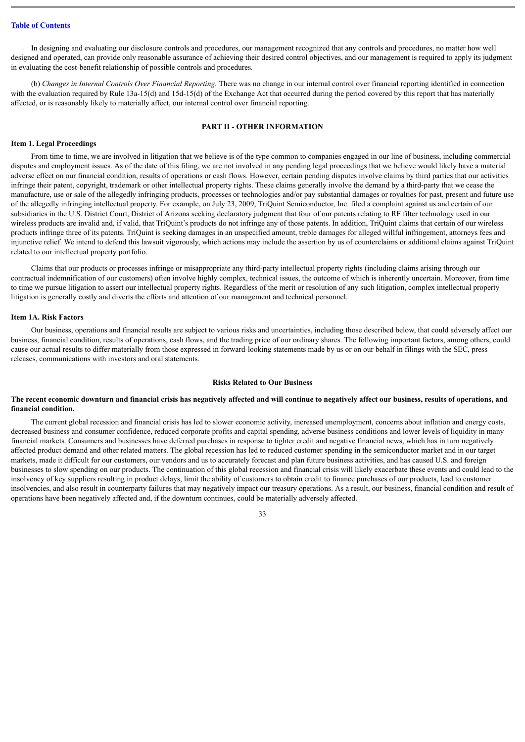In designing and evaluating our disclosure controls and procedures, our management recognized that any controls and procedures, no matter how well designed and operated, can provide only reasonable assurance of achieving their desired control objectives, and our management is required to apply its judgment in evaluating the cost-benefit relationship of possible controls and procedures.

(b) *Changes in Internal Controls Over Financial Reporting.* There was no change in our internal control over financial reporting identified in connection with the evaluation required by Rule 13a-15(d) and 15d-15(d) of the Exchange Act that occurred during the period covered by this report that has materially affected, or is reasonably likely to materially affect, our internal control over financial reporting.

## PART II - OTHER INFORMATION

### Item 1. Legal Proceedings

From time to time, we are involved in litigation that we believe is of the type common to companies engaged in our line of business, including commercial disputes and employment issues. As of the date of this filing, we are not involved in any pending legal proceedings that we believe would likely have a material adverse effect on our financial condition, results of operations or cash flows. However, certain pending disputes involve claims by third parties that our activities infringe their patent, copyright, trademark or other intellectual property rights. These claims generally involve the demand by a third-party that we cease the manufacture, use or sale of the allegedly infringing products, processes or technologies and/or pay substantial damages or royalties for past, present and future use of the allegedly infringing intellectual property. For example, on July 23, 2009, TriQuint Semiconductor, Inc. filed a complaint against us and certain of our subsidiaries in the U.S. District Court, District of Arizona seeking declaratory judgment that four of our patents relating to RF filter technology used in our wireless products are invalid and, if valid, that TriQuint's products do not infringe any of those patents. In addition, TriQuint claims that certain of our wireless products infringe three of its patents. TriQuint is seeking damages in an unspecified amount, treble damages for alleged willful infringement, attorneys fees and injunctive relief. We intend to defend this lawsuit vigorously, which actions may include the assertion by us of counterclaims or additional claims against TriQuint related to our intellectual property portfolio.

Claims that our products or processes infringe or misappropriate any third-party intellectual property rights (including claims arising through our contractual indemnification of our customers) often involve highly complex, technical issues, the outcome of which is inherently uncertain. Moreover, from time to time we pursue litigation to assert our intellectual property rights. Regardless of the merit or resolution of any such litigation, complex intellectual property litigation is generally costly and diverts the efforts and attention of our management and technical personnel.

### Item 1A. Risk Factors

Our business, operations and financial results are subject to various risks and uncertainties, including those described below, that could adversely affect our business, financial condition, results of operations, cash flows, and the trading price of our ordinary shares. The following important factors, among others, could cause our actual results to differ materially from those expressed in forward-looking statements made by us or on our behalf in filings with the SEC, press releases, communications with investors and oral statements.

#### Risks Related to Our Business

**The recent economic downturn and financial crisis has negatively affected and will continue to negatively affect our business, results of operations, and financial condition.**

The current global recession and financial crisis has led to slower economic activity, increased unemployment, concerns about inflation and energy costs, decreased business and consumer confidence, reduced corporate profits and capital spending, adverse business conditions and lower levels of liquidity in many financial markets. Consumers and businesses have deferred purchases in response to tighter credit and negative financial news, which has in turn negatively affected product demand and other related matters. The global recession has led to reduced customer spending in the semiconductor market and in our target markets, made it difficult for our customers, our vendors and us to accurately forecast and plan future business activities, and has caused U.S. and foreign businesses to slow spending on our products. The continuation of this global recession and financial crisis will likely exacerbate these events and could lead to the insolvency of key suppliers resulting in product delays, limit the ability of customers to obtain credit to finance purchases of our products, lead to customer insolvencies, and also result in counterparty failures that may negatively impact our treasury operations. As a result, our business, financial condition and result of operations have been negatively affected and, if the downturn continues, could be materially adversely affected.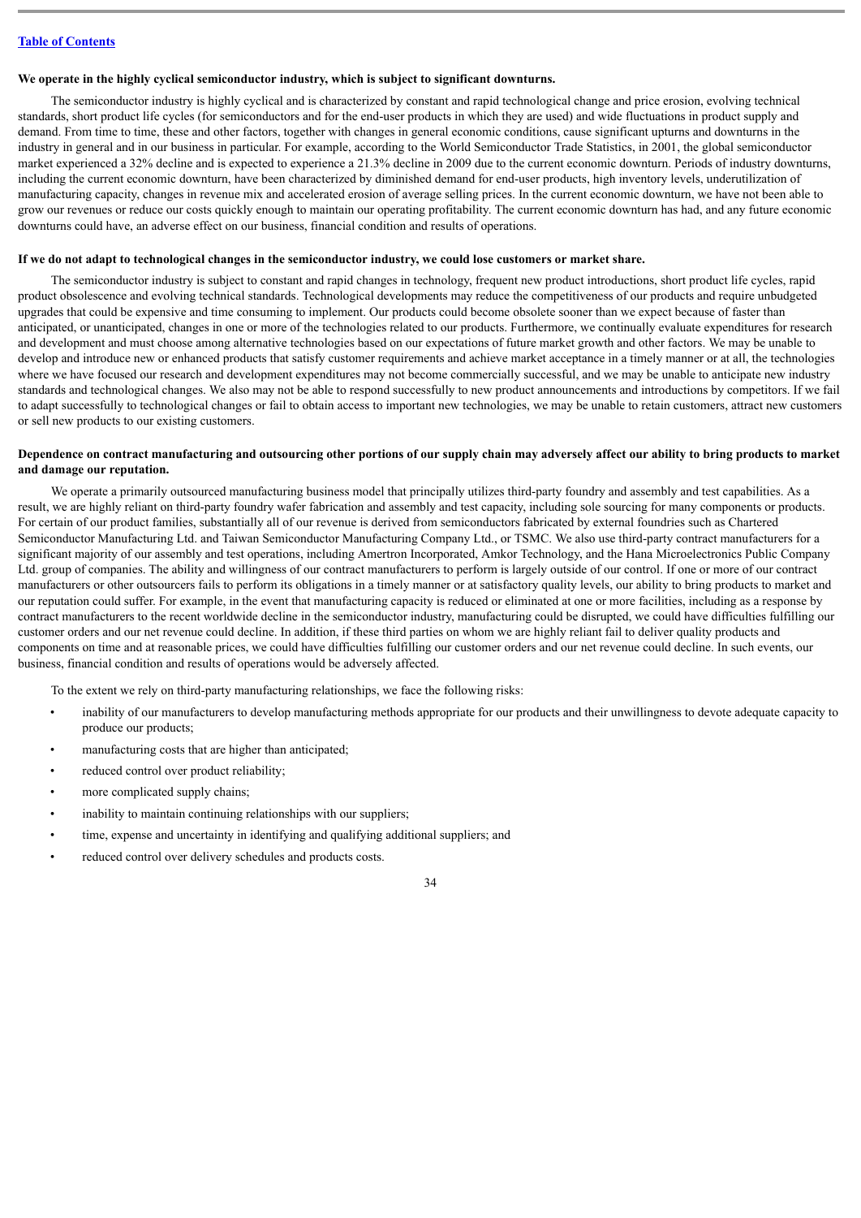**We operate in the highly cyclical semiconductor industry, which is subject to significant downturns.**

The semiconductor industry is highly cyclical and is characterized by constant and rapid technological change and price erosion, evolving technical standards, short product life cycles (for semiconductors and for the end-user products in which they are used) and wide fluctuations in product supply and demand. From time to time, these and other factors, together with changes in general economic conditions, cause significant upturns and downturns in the industry in general and in our business in particular. For example, according to the World Semiconductor Trade Statistics, in 2001, the global semiconductor market experienced a 32% decline and is expected to experience a 21.3% decline in 2009 due to the current economic downturn. Periods of industry downturns, including the current economic downturn, have been characterized by diminished demand for end-user products, high inventory levels, underutilization of manufacturing capacity, changes in revenue mix and accelerated erosion of average selling prices. In the current economic downturn, we have not been able to grow our revenues or reduce our costs quickly enough to maintain our operating profitability. The current economic downturn has had, and any future economic downturns could have, an adverse effect on our business, financial condition and results of operations.

**If we do not adapt to technological changes in the semiconductor industry, we could lose customers or market share.**

The semiconductor industry is subject to constant and rapid changes in technology, frequent new product introductions, short product life cycles, rapid product obsolescence and evolving technical standards. Technological developments may reduce the competitiveness of our products and require unbudgeted upgrades that could be expensive and time consuming to implement. Our products could become obsolete sooner than we expect because of faster than anticipated, or unanticipated, changes in one or more of the technologies related to our products. Furthermore, we continually evaluate expenditures for research and development and must choose among alternative technologies based on our expectations of future market growth and other factors. We may be unable to develop and introduce new or enhanced products that satisfy customer requirements and achieve market acceptance in a timely manner or at all, the technologies where we have focused our research and development expenditures may not become commercially successful, and we may be unable to anticipate new industry standards and technological changes. We also may not be able to respond successfully to new product announcements and introductions by competitors. If we fail to adapt successfully to technological changes or fail to obtain access to important new technologies, we may be unable to retain customers, attract new customers or sell new products to our existing customers.

**Dependence on contract manufacturing and outsourcing other portions of our supply chain may adversely affect our ability to bring products to market and damage our reputation.**

We operate a primarily outsourced manufacturing business model that principally utilizes third-party foundry and assembly and test capabilities. As a result, we are highly reliant on third-party foundry wafer fabrication and assembly and test capacity, including sole sourcing for many components or products. For certain of our product families, substantially all of our revenue is derived from semiconductors fabricated by external foundries such as Chartered Semiconductor Manufacturing Ltd. and Taiwan Semiconductor Manufacturing Company Ltd., or TSMC. We also use third-party contract manufacturers for a significant majority of our assembly and test operations, including Amertron Incorporated, Amkor Technology, and the Hana Microelectronics Public Company Ltd. group of companies. The ability and willingness of our contract manufacturers to perform is largely outside of our control. If one or more of our contract manufacturers or other outsourcers fails to perform its obligations in a timely manner or at satisfactory quality levels, our ability to bring products to market and our reputation could suffer. For example, in the event that manufacturing capacity is reduced or eliminated at one or more facilities, including as a response by contract manufacturers to the recent worldwide decline in the semiconductor industry, manufacturing could be disrupted, we could have difficulties fulfilling our customer orders and our net revenue could decline. In addition, if these third parties on whom we are highly reliant fail to deliver quality products and components on time and at reasonable prices, we could have difficulties fulfilling our customer orders and our net revenue could decline. In such events, our business, financial condition and results of operations would be adversely affected.

To the extent we rely on third-party manufacturing relationships, we face the following risks:

- inability of our manufacturers to develop manufacturing methods appropriate for our products and their unwillingness to devote adequate capacity to produce our products;
- manufacturing costs that are higher than anticipated;
- reduced control over product reliability;
- more complicated supply chains;
- inability to maintain continuing relationships with our suppliers;
- time, expense and uncertainty in identifying and qualifying additional suppliers; and
- reduced control over delivery schedules and products costs.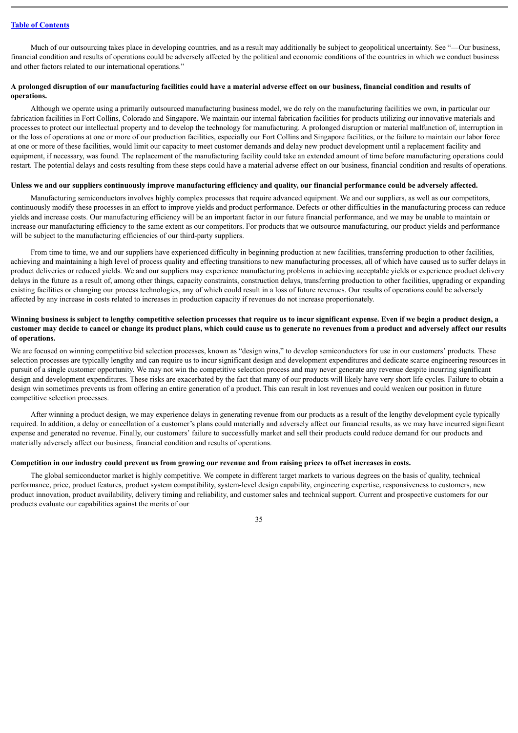Much of our outsourcing takes place in developing countries, and as a result may additionally be subject to geopolitical uncertainty. See "—Our business, financial condition and results of operations could be adversely affected by the political and economic conditions of the countries in which we conduct business and other factors related to our international operations."

**A prolonged disruption of our manufacturing facilities could have a material adverse effect on our business, financial condition and results of operations.**

Although we operate using a primarily outsourced manufacturing business model, we do rely on the manufacturing facilities we own, in particular our fabrication facilities in Fort Collins, Colorado and Singapore. We maintain our internal fabrication facilities for products utilizing our innovative materials and processes to protect our intellectual property and to develop the technology for manufacturing. A prolonged disruption or material malfunction of, interruption in or the loss of operations at one or more of our production facilities, especially our Fort Collins and Singapore facilities, or the failure to maintain our labor force at one or more of these facilities, would limit our capacity to meet customer demands and delay new product development until a replacement facility and equipment, if necessary, was found. The replacement of the manufacturing facility could take an extended amount of time before manufacturing operations could restart. The potential delays and costs resulting from these steps could have a material adverse effect on our business, financial condition and results of operations.

**Unless we and our suppliers continuously improve manufacturing efficiency and quality, our financial performance could be adversely affected.**

Manufacturing semiconductors involves highly complex processes that require advanced equipment. We and our suppliers, as well as our competitors, continuously modify these processes in an effort to improve yields and product performance. Defects or other difficulties in the manufacturing process can reduce yields and increase costs. Our manufacturing efficiency will be an important factor in our future financial performance, and we may be unable to maintain or increase our manufacturing efficiency to the same extent as our competitors. For products that we outsource manufacturing, our product yields and performance will be subject to the manufacturing efficiencies of our third-party suppliers.

From time to time, we and our suppliers have experienced difficulty in beginning production at new facilities, transferring production to other facilities, achieving and maintaining a high level of process quality and effecting transitions to new manufacturing processes, all of which have caused us to suffer delays in product deliveries or reduced yields. We and our suppliers may experience manufacturing problems in achieving acceptable yields or experience product delivery delays in the future as a result of, among other things, capacity constraints, construction delays, transferring production to other facilities, upgrading or expanding existing facilities or changing our process technologies, any of which could result in a loss of future revenues. Our results of operations could be adversely affected by any increase in costs related to increases in production capacity if revenues do not increase proportionately.

**Winning business is subject to lengthy competitive selection processes that require us to incur significant expense. Even if we begin a product design, a customer may decide to cancel or change its product plans, which could cause us to generate no revenues from a product and adversely affect our results of operations.**

We are focused on winning competitive bid selection processes, known as "design wins," to develop semiconductors for use in our customers' products. These selection processes are typically lengthy and can require us to incur significant design and development expenditures and dedicate scarce engineering resources in pursuit of a single customer opportunity. We may not win the competitive selection process and may never generate any revenue despite incurring significant design and development expenditures. These risks are exacerbated by the fact that many of our products will likely have very short life cycles. Failure to obtain a design win sometimes prevents us from offering an entire generation of a product. This can result in lost revenues and could weaken our position in future competitive selection processes.

After winning a product design, we may experience delays in generating revenue from our products as a result of the lengthy development cycle typically required. In addition, a delay or cancellation of a customer's plans could materially and adversely affect our financial results, as we may have incurred significant expense and generated no revenue. Finally, our customers' failure to successfully market and sell their products could reduce demand for our products and materially adversely affect our business, financial condition and results of operations.

**Competition in our industry could prevent us from growing our revenue and from raising prices to offset increases in costs.**

The global semiconductor market is highly competitive. We compete in different target markets to various degrees on the basis of quality, technical performance, price, product features, product system compatibility, system-level design capability, engineering expertise, responsiveness to customers, new product innovation, product availability, delivery timing and reliability, and customer sales and technical support. Current and prospective customers for our products evaluate our capabilities against the merits of our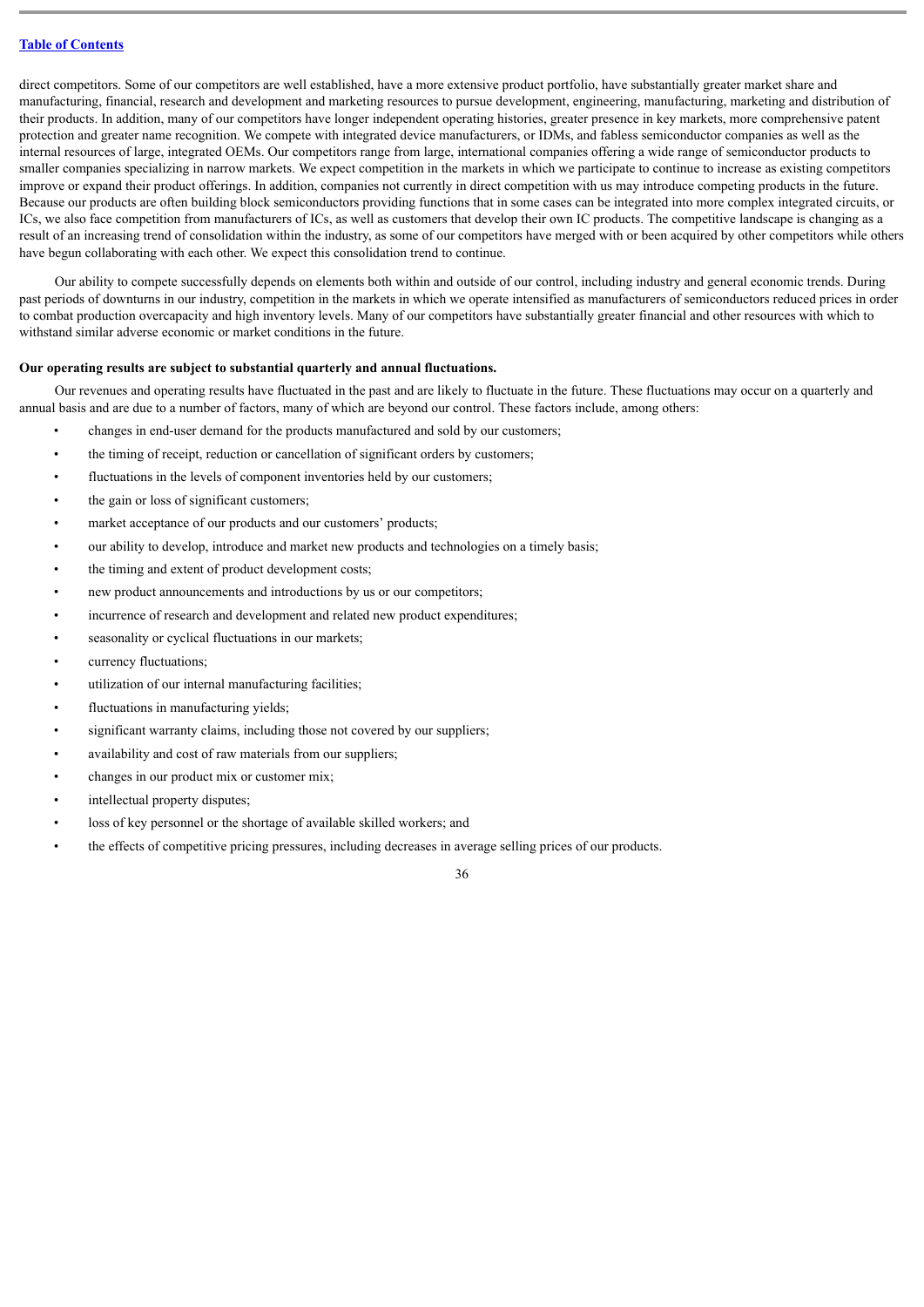direct competitors. Some of our competitors are well established, have a more extensive product portfolio, have substantially greater market share and manufacturing, financial, research and development and marketing resources to pursue development, engineering, manufacturing, marketing and distribution of their products. In addition, many of our competitors have longer independent operating histories, greater presence in key markets, more comprehensive patent protection and greater name recognition. We compete with integrated device manufacturers, or IDMs, and fabless semiconductor companies as well as the internal resources of large, integrated OEMs. Our competitors range from large, international companies offering a wide range of semiconductor products to smaller companies specializing in narrow markets. We expect competition in the markets in which we participate to continue to increase as existing competitors improve or expand their product offerings. In addition, companies not currently in direct competition with us may introduce competing products in the future. Because our products are often building block semiconductors providing functions that in some cases can be integrated into more complex integrated circuits, or ICs, we also face competition from manufacturers of ICs, as well as customers that develop their own IC products. The competitive landscape is changing as a result of an increasing trend of consolidation within the industry, as some of our competitors have merged with or been acquired by other competitors while others have begun collaborating with each other. We expect this consolidation trend to continue.

Our ability to compete successfully depends on elements both within and outside of our control, including industry and general economic trends. During past periods of downturns in our industry, competition in the markets in which we operate intensified as manufacturers of semiconductors reduced prices in order to combat production overcapacity and high inventory levels. Many of our competitors have substantially greater financial and other resources with which to withstand similar adverse economic or market conditions in the future.

**Our operating results are subject to substantial quarterly and annual fluctuations.**

Our revenues and operating results have fluctuated in the past and are likely to fluctuate in the future. These fluctuations may occur on a quarterly and annual basis and are due to a number of factors, many of which are beyond our control. These factors include, among others:

- changes in end-user demand for the products manufactured and sold by our customers;
- the timing of receipt, reduction or cancellation of significant orders by customers;
- fluctuations in the levels of component inventories held by our customers;
- the gain or loss of significant customers;
- market acceptance of our products and our customers' products;
- our ability to develop, introduce and market new products and technologies on a timely basis;
- the timing and extent of product development costs;
- new product announcements and introductions by us or our competitors;
- incurrence of research and development and related new product expenditures;
- seasonality or cyclical fluctuations in our markets;
- currency fluctuations;
- utilization of our internal manufacturing facilities;
- fluctuations in manufacturing yields;
- significant warranty claims, including those not covered by our suppliers;
- availability and cost of raw materials from our suppliers;
- changes in our product mix or customer mix;
- intellectual property disputes;
- loss of key personnel or the shortage of available skilled workers; and
- the effects of competitive pricing pressures, including decreases in average selling prices of our products.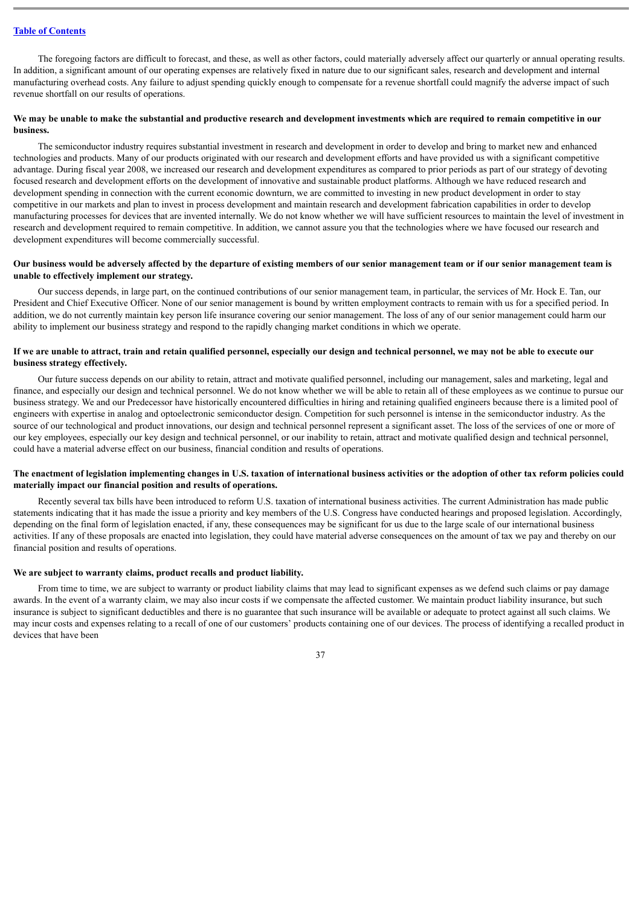The foregoing factors are difficult to forecast, and these, as well as other factors, could materially adversely affect our quarterly or annual operating results. In addition, a significant amount of our operating expenses are relatively fixed in nature due to our significant sales, research and development and internal manufacturing overhead costs. Any failure to adjust spending quickly enough to compensate for a revenue shortfall could magnify the adverse impact of such revenue shortfall on our results of operations.

**We may be unable to make the substantial and productive research and development investments which are required to remain competitive in our business.**

The semiconductor industry requires substantial investment in research and development in order to develop and bring to market new and enhanced technologies and products. Many of our products originated with our research and development efforts and have provided us with a significant competitive advantage. During fiscal year 2008, we increased our research and development expenditures as compared to prior periods as part of our strategy of devoting focused research and development efforts on the development of innovative and sustainable product platforms. Although we have reduced research and development spending in connection with the current economic downturn, we are committed to investing in new product development in order to stay competitive in our markets and plan to invest in process development and maintain research and development fabrication capabilities in order to develop manufacturing processes for devices that are invented internally. We do not know whether we will have sufficient resources to maintain the level of investment in research and development required to remain competitive. In addition, we cannot assure you that the technologies where we have focused our research and development expenditures will become commercially successful.

**Our business would be adversely affected by the departure of existing members of our senior management team or if our senior management team is unable to effectively implement our strategy.**

Our success depends, in large part, on the continued contributions of our senior management team, in particular, the services of Mr. Hock E. Tan, our President and Chief Executive Officer. None of our senior management is bound by written employment contracts to remain with us for a specified period. In addition, we do not currently maintain key person life insurance covering our senior management. The loss of any of our senior management could harm our ability to implement our business strategy and respond to the rapidly changing market conditions in which we operate.

**If we are unable to attract, train and retain qualified personnel, especially our design and technical personnel, we may not be able to execute our business strategy effectively.**

Our future success depends on our ability to retain, attract and motivate qualified personnel, including our management, sales and marketing, legal and finance, and especially our design and technical personnel. We do not know whether we will be able to retain all of these employees as we continue to pursue our business strategy. We and our Predecessor have historically encountered difficulties in hiring and retaining qualified engineers because there is a limited pool of engineers with expertise in analog and optoelectronic semiconductor design. Competition for such personnel is intense in the semiconductor industry. As the source of our technological and product innovations, our design and technical personnel represent a significant asset. The loss of the services of one or more of our key employees, especially our key design and technical personnel, or our inability to retain, attract and motivate qualified design and technical personnel, could have a material adverse effect on our business, financial condition and results of operations.

**The enactment of legislation implementing changes in U.S. taxation of international business activities or the adoption of other tax reform policies could materially impact our financial position and results of operations.**

Recently several tax bills have been introduced to reform U.S. taxation of international business activities. The current Administration has made public statements indicating that it has made the issue a priority and key members of the U.S. Congress have conducted hearings and proposed legislation. Accordingly, depending on the final form of legislation enacted, if any, these consequences may be significant for us due to the large scale of our international business activities. If any of these proposals are enacted into legislation, they could have material adverse consequences on the amount of tax we pay and thereby on our financial position and results of operations.

**We are subject to warranty claims, product recalls and product liability.**

From time to time, we are subject to warranty or product liability claims that may lead to significant expenses as we defend such claims or pay damage awards. In the event of a warranty claim, we may also incur costs if we compensate the affected customer. We maintain product liability insurance, but such insurance is subject to significant deductibles and there is no guarantee that such insurance will be available or adequate to protect against all such claims. We may incur costs and expenses relating to a recall of one of our customers' products containing one of our devices. The process of identifying a recalled product in devices that have been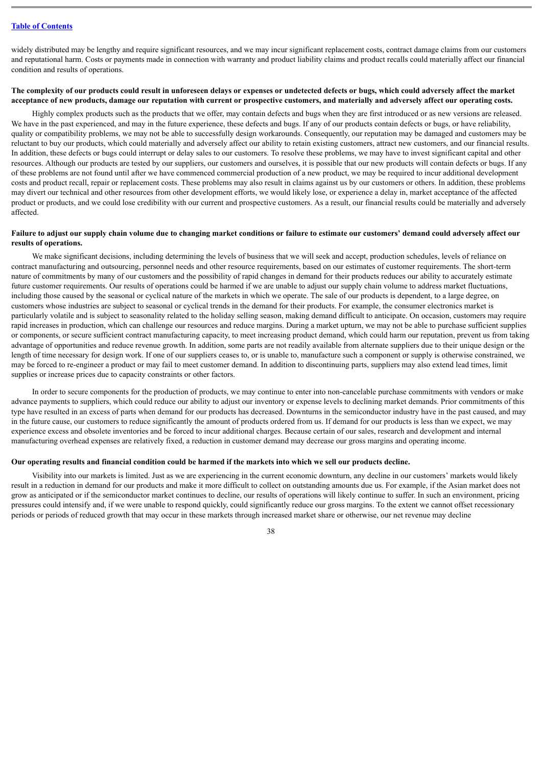widely distributed may be lengthy and require significant resources, and we may incur significant replacement costs, contract damage claims from our customers and reputational harm. Costs or payments made in connection with warranty and product liability claims and product recalls could materially affect our financial condition and results of operations.

**The complexity of our products could result in unforeseen delays or expenses or undetected defects or bugs, which could adversely affect the market acceptance of new products, damage our reputation with current or prospective customers, and materially and adversely affect our operating costs.**

Highly complex products such as the products that we offer, may contain defects and bugs when they are first introduced or as new versions are released. We have in the past experienced, and may in the future experience, these defects and bugs. If any of our products contain defects or bugs, or have reliability, quality or compatibility problems, we may not be able to successfully design workarounds. Consequently, our reputation may be damaged and customers may be reluctant to buy our products, which could materially and adversely affect our ability to retain existing customers, attract new customers, and our financial results. In addition, these defects or bugs could interrupt or delay sales to our customers. To resolve these problems, we may have to invest significant capital and other resources. Although our products are tested by our suppliers, our customers and ourselves, it is possible that our new products will contain defects or bugs. If any of these problems are not found until after we have commenced commercial production of a new product, we may be required to incur additional development costs and product recall, repair or replacement costs. These problems may also result in claims against us by our customers or others. In addition, these problems may divert our technical and other resources from other development efforts, we would likely lose, or experience a delay in, market acceptance of the affected product or products, and we could lose credibility with our current and prospective customers. As a result, our financial results could be materially and adversely affected.

**Failure to adjust our supply chain volume due to changing market conditions or failure to estimate our customers' demand could adversely affect our results of operations.**

We make significant decisions, including determining the levels of business that we will seek and accept, production schedules, levels of reliance on contract manufacturing and outsourcing, personnel needs and other resource requirements, based on our estimates of customer requirements. The short-term nature of commitments by many of our customers and the possibility of rapid changes in demand for their products reduces our ability to accurately estimate future customer requirements. Our results of operations could be harmed if we are unable to adjust our supply chain volume to address market fluctuations, including those caused by the seasonal or cyclical nature of the markets in which we operate. The sale of our products is dependent, to a large degree, on customers whose industries are subject to seasonal or cyclical trends in the demand for their products. For example, the consumer electronics market is particularly volatile and is subject to seasonality related to the holiday selling season, making demand difficult to anticipate. On occasion, customers may require rapid increases in production, which can challenge our resources and reduce margins. During a market upturn, we may not be able to purchase sufficient supplies or components, or secure sufficient contract manufacturing capacity, to meet increasing product demand, which could harm our reputation, prevent us from taking advantage of opportunities and reduce revenue growth. In addition, some parts are not readily available from alternate suppliers due to their unique design or the length of time necessary for design work. If one of our suppliers ceases to, or is unable to, manufacture such a component or supply is otherwise constrained, we may be forced to re-engineer a product or may fail to meet customer demand. In addition to discontinuing parts, suppliers may also extend lead times, limit supplies or increase prices due to capacity constraints or other factors.

In order to secure components for the production of products, we may continue to enter into non-cancelable purchase commitments with vendors or make advance payments to suppliers, which could reduce our ability to adjust our inventory or expense levels to declining market demands. Prior commitments of this type have resulted in an excess of parts when demand for our products has decreased. Downturns in the semiconductor industry have in the past caused, and may in the future cause, our customers to reduce significantly the amount of products ordered from us. If demand for our products is less than we expect, we may experience excess and obsolete inventories and be forced to incur additional charges. Because certain of our sales, research and development and internal manufacturing overhead expenses are relatively fixed, a reduction in customer demand may decrease our gross margins and operating income.

**Our operating results and financial condition could be harmed if the markets into which we sell our products decline.**

Visibility into our markets is limited. Just as we are experiencing in the current economic downturn, any decline in our customers' markets would likely result in a reduction in demand for our products and make it more difficult to collect on outstanding amounts due us. For example, if the Asian market does not grow as anticipated or if the semiconductor market continues to decline, our results of operations will likely continue to suffer. In such an environment, pricing pressures could intensify and, if we were unable to respond quickly, could significantly reduce our gross margins. To the extent we cannot offset recessionary periods or periods of reduced growth that may occur in these markets through increased market share or otherwise, our net revenue may decline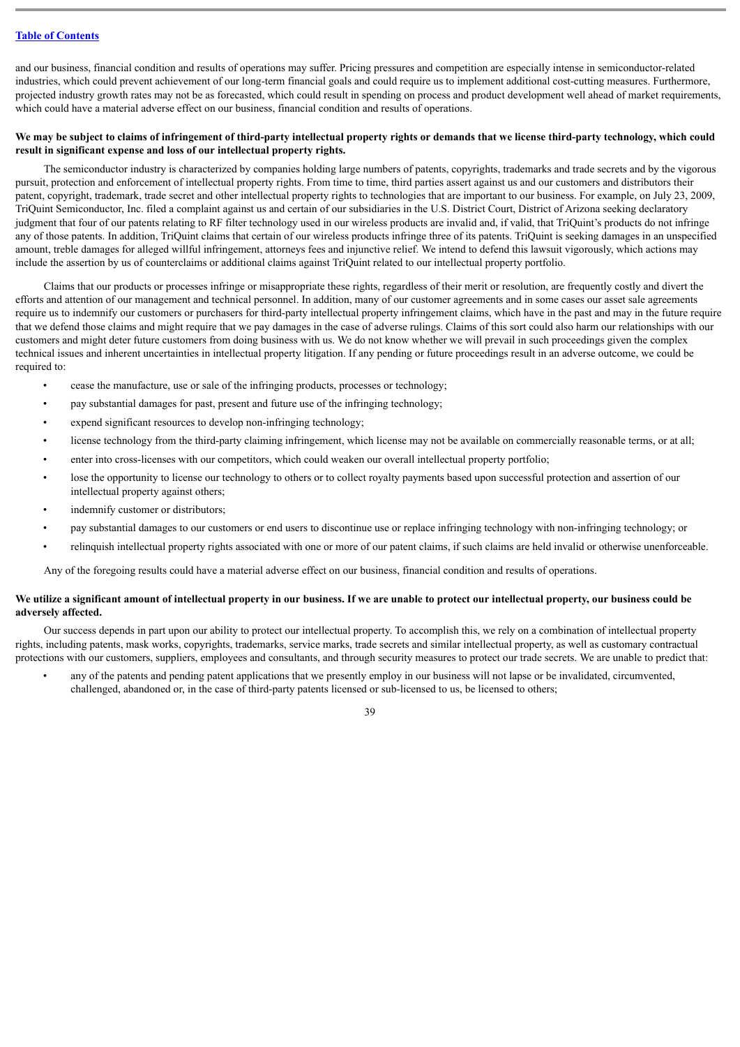and our business, financial condition and results of operations may suffer. Pricing pressures and competition are especially intense in semiconductor-related industries, which could prevent achievement of our long-term financial goals and could require us to implement additional cost-cutting measures. Furthermore, projected industry growth rates may not be as forecasted, which could result in spending on process and product development well ahead of market requirements, which could have a material adverse effect on our business, financial condition and results of operations.

**We may be subject to claims of infringement of third-party intellectual property rights or demands that we license third-party technology, which could result in significant expense and loss of our intellectual property rights.**

The semiconductor industry is characterized by companies holding large numbers of patents, copyrights, trademarks and trade secrets and by the vigorous pursuit, protection and enforcement of intellectual property rights. From time to time, third parties assert against us and our customers and distributors their patent, copyright, trademark, trade secret and other intellectual property rights to technologies that are important to our business. For example, on July 23, 2009, TriQuint Semiconductor, Inc. filed a complaint against us and certain of our subsidiaries in the U.S. District Court, District of Arizona seeking declaratory judgment that four of our patents relating to RF filter technology used in our wireless products are invalid and, if valid, that TriQuint's products do not infringe any of those patents. In addition, TriQuint claims that certain of our wireless products infringe three of its patents. TriQuint is seeking damages in an unspecified amount, treble damages for alleged willful infringement, attorneys fees and injunctive relief. We intend to defend this lawsuit vigorously, which actions may include the assertion by us of counterclaims or additional claims against TriQuint related to our intellectual property portfolio.

Claims that our products or processes infringe or misappropriate these rights, regardless of their merit or resolution, are frequently costly and divert the efforts and attention of our management and technical personnel. In addition, many of our customer agreements and in some cases our asset sale agreements require us to indemnify our customers or purchasers for third-party intellectual property infringement claims, which have in the past and may in the future require that we defend those claims and might require that we pay damages in the case of adverse rulings. Claims of this sort could also harm our relationships with our customers and might deter future customers from doing business with us. We do not know whether we will prevail in such proceedings given the complex technical issues and inherent uncertainties in intellectual property litigation. If any pending or future proceedings result in an adverse outcome, we could be required to:

- cease the manufacture, use or sale of the infringing products, processes or technology;
- pay substantial damages for past, present and future use of the infringing technology;
- expend significant resources to develop non-infringing technology;
- license technology from the third-party claiming infringement, which license may not be available on commercially reasonable terms, or at all;
- enter into cross-licenses with our competitors, which could weaken our overall intellectual property portfolio;
- lose the opportunity to license our technology to others or to collect royalty payments based upon successful protection and assertion of our intellectual property against others;
- indemnify customer or distributors;
- pay substantial damages to our customers or end users to discontinue use or replace infringing technology with non-infringing technology; or
- relinquish intellectual property rights associated with one or more of our patent claims, if such claims are held invalid or otherwise unenforceable.

Any of the foregoing results could have a material adverse effect on our business, financial condition and results of operations.

**We utilize a significant amount of intellectual property in our business. If we are unable to protect our intellectual property, our business could be adversely affected.**

Our success depends in part upon our ability to protect our intellectual property. To accomplish this, we rely on a combination of intellectual property rights, including patents, mask works, copyrights, trademarks, service marks, trade secrets and similar intellectual property, as well as customary contractual protections with our customers, suppliers, employees and consultants, and through security measures to protect our trade secrets. We are unable to predict that:

- any of the patents and pending patent applications that we presently employ in our business will not lapse or be invalidated, circumvented, challenged, abandoned or, in the case of third-party patents licensed or sub-licensed to us, be licensed to others;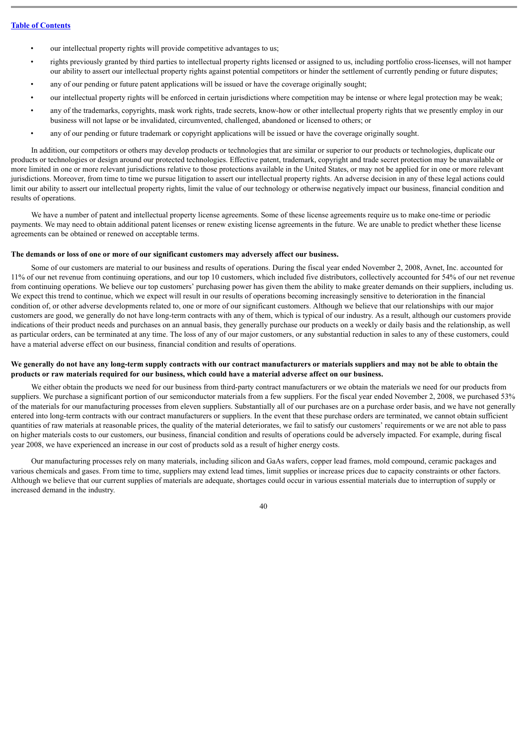- our intellectual property rights will provide competitive advantages to us;
- rights previously granted by third parties to intellectual property rights licensed or assigned to us, including portfolio cross-licenses, will not hamper our ability to assert our intellectual property rights against potential competitors or hinder the settlement of currently pending or future disputes;
- any of our pending or future patent applications will be issued or have the coverage originally sought;
- our intellectual property rights will be enforced in certain jurisdictions where competition may be intense or where legal protection may be weak;
- any of the trademarks, copyrights, mask work rights, trade secrets, know-how or other intellectual property rights that we presently employ in our business will not lapse or be invalidated, circumvented, challenged, abandoned or licensed to others; or
- any of our pending or future trademark or copyright applications will be issued or have the coverage originally sought.

In addition, our competitors or others may develop products or technologies that are similar or superior to our products or technologies, duplicate our products or technologies or design around our protected technologies. Effective patent, trademark, copyright and trade secret protection may be unavailable or more limited in one or more relevant jurisdictions relative to those protections available in the United States, or may not be applied for in one or more relevant jurisdictions. Moreover, from time to time we pursue litigation to assert our intellectual property rights. An adverse decision in any of these legal actions could limit our ability to assert our intellectual property rights, limit the value of our technology or otherwise negatively impact our business, financial condition and results of operations.

We have a number of patent and intellectual property license agreements. Some of these license agreements require us to make one-time or periodic payments. We may need to obtain additional patent licenses or renew existing license agreements in the future. We are unable to predict whether these license agreements can be obtained or renewed on acceptable terms.

**The demands or loss of one or more of our significant customers may adversely affect our business.**

Some of our customers are material to our business and results of operations. During the fiscal year ended November 2, 2008, Avnet, Inc. accounted for 11% of our net revenue from continuing operations, and our top 10 customers, which included five distributors, collectively accounted for 54% of our net revenue from continuing operations. We believe our top customers' purchasing power has given them the ability to make greater demands on their suppliers, including us. We expect this trend to continue, which we expect will result in our results of operations becoming increasingly sensitive to deterioration in the financial condition of, or other adverse developments related to, one or more of our significant customers. Although we believe that our relationships with our major customers are good, we generally do not have long-term contracts with any of them, which is typical of our industry. As a result, although our customers provide indications of their product needs and purchases on an annual basis, they generally purchase our products on a weekly or daily basis and the relationship, as well as particular orders, can be terminated at any time. The loss of any of our major customers, or any substantial reduction in sales to any of these customers, could have a material adverse effect on our business, financial condition and results of operations.

**We generally do not have any long-term supply contracts with our contract manufacturers or materials suppliers and may not be able to obtain the products or raw materials required for our business, which could have a material adverse affect on our business.**

We either obtain the products we need for our business from third-party contract manufacturers or we obtain the materials we need for our products from suppliers. We purchase a significant portion of our semiconductor materials from a few suppliers. For the fiscal year ended November 2, 2008, we purchased 53% of the materials for our manufacturing processes from eleven suppliers. Substantially all of our purchases are on a purchase order basis, and we have not generally entered into long-term contracts with our contract manufacturers or suppliers. In the event that these purchase orders are terminated, we cannot obtain sufficient quantities of raw materials at reasonable prices, the quality of the material deteriorates, we fail to satisfy our customers' requirements or we are not able to pass on higher materials costs to our customers, our business, financial condition and results of operations could be adversely impacted. For example, during fiscal year 2008, we have experienced an increase in our cost of products sold as a result of higher energy costs.

Our manufacturing processes rely on many materials, including silicon and GaAs wafers, copper lead frames, mold compound, ceramic packages and various chemicals and gases. From time to time, suppliers may extend lead times, limit supplies or increase prices due to capacity constraints or other factors. Although we believe that our current supplies of materials are adequate, shortages could occur in various essential materials due to interruption of supply or increased demand in the industry.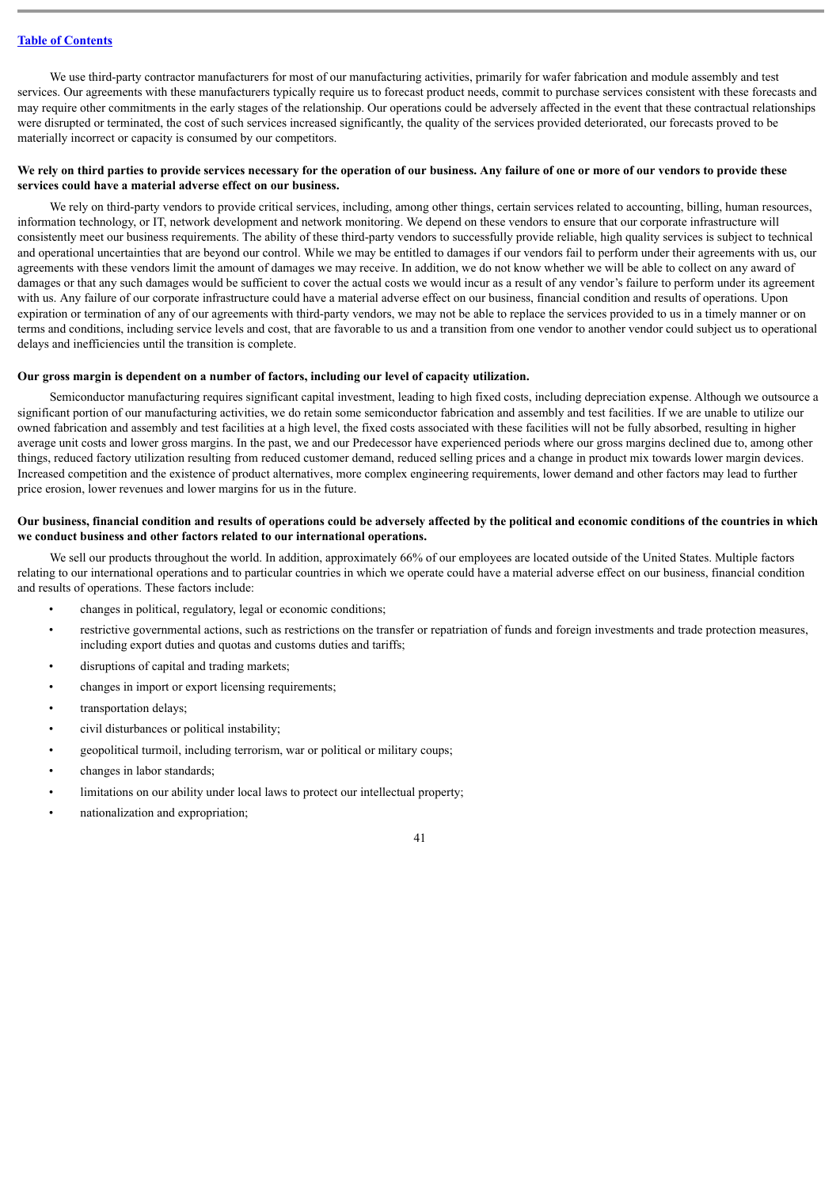We use third-party contractor manufacturers for most of our manufacturing activities, primarily for wafer fabrication and module assembly and test services. Our agreements with these manufacturers typically require us to forecast product needs, commit to purchase services consistent with these forecasts and may require other commitments in the early stages of the relationship. Our operations could be adversely affected in the event that these contractual relationships were disrupted or terminated, the cost of such services increased significantly, the quality of the services provided deteriorated, our forecasts proved to be materially incorrect or capacity is consumed by our competitors.

**We rely on third parties to provide services necessary for the operation of our business. Any failure of one or more of our vendors to provide these services could have a material adverse effect on our business.**

We rely on third-party vendors to provide critical services, including, among other things, certain services related to accounting, billing, human resources, information technology, or IT, network development and network monitoring. We depend on these vendors to ensure that our corporate infrastructure will consistently meet our business requirements. The ability of these third-party vendors to successfully provide reliable, high quality services is subject to technical and operational uncertainties that are beyond our control. While we may be entitled to damages if our vendors fail to perform under their agreements with us, our agreements with these vendors limit the amount of damages we may receive. In addition, we do not know whether we will be able to collect on any award of damages or that any such damages would be sufficient to cover the actual costs we would incur as a result of any vendor's failure to perform under its agreement with us. Any failure of our corporate infrastructure could have a material adverse effect on our business, financial condition and results of operations. Upon expiration or termination of any of our agreements with third-party vendors, we may not be able to replace the services provided to us in a timely manner or on terms and conditions, including service levels and cost, that are favorable to us and a transition from one vendor to another vendor could subject us to operational delays and inefficiencies until the transition is complete.

**Our gross margin is dependent on a number of factors, including our level of capacity utilization.**

Semiconductor manufacturing requires significant capital investment, leading to high fixed costs, including depreciation expense. Although we outsource a significant portion of our manufacturing activities, we do retain some semiconductor fabrication and assembly and test facilities. If we are unable to utilize our owned fabrication and assembly and test facilities at a high level, the fixed costs associated with these facilities will not be fully absorbed, resulting in higher average unit costs and lower gross margins. In the past, we and our Predecessor have experienced periods where our gross margins declined due to, among other things, reduced factory utilization resulting from reduced customer demand, reduced selling prices and a change in product mix towards lower margin devices. Increased competition and the existence of product alternatives, more complex engineering requirements, lower demand and other factors may lead to further price erosion, lower revenues and lower margins for us in the future.

**Our business, financial condition and results of operations could be adversely affected by the political and economic conditions of the countries in which we conduct business and other factors related to our international operations.**

We sell our products throughout the world. In addition, approximately 66% of our employees are located outside of the United States. Multiple factors relating to our international operations and to particular countries in which we operate could have a material adverse effect on our business, financial condition and results of operations. These factors include:

- changes in political, regulatory, legal or economic conditions;
- restrictive governmental actions, such as restrictions on the transfer or repatriation of funds and foreign investments and trade protection measures, including export duties and quotas and customs duties and tariffs;
- disruptions of capital and trading markets;
- changes in import or export licensing requirements;
- transportation delays;
- civil disturbances or political instability;
- geopolitical turmoil, including terrorism, war or political or military coups;
- changes in labor standards;
- limitations on our ability under local laws to protect our intellectual property;
- nationalization and expropriation;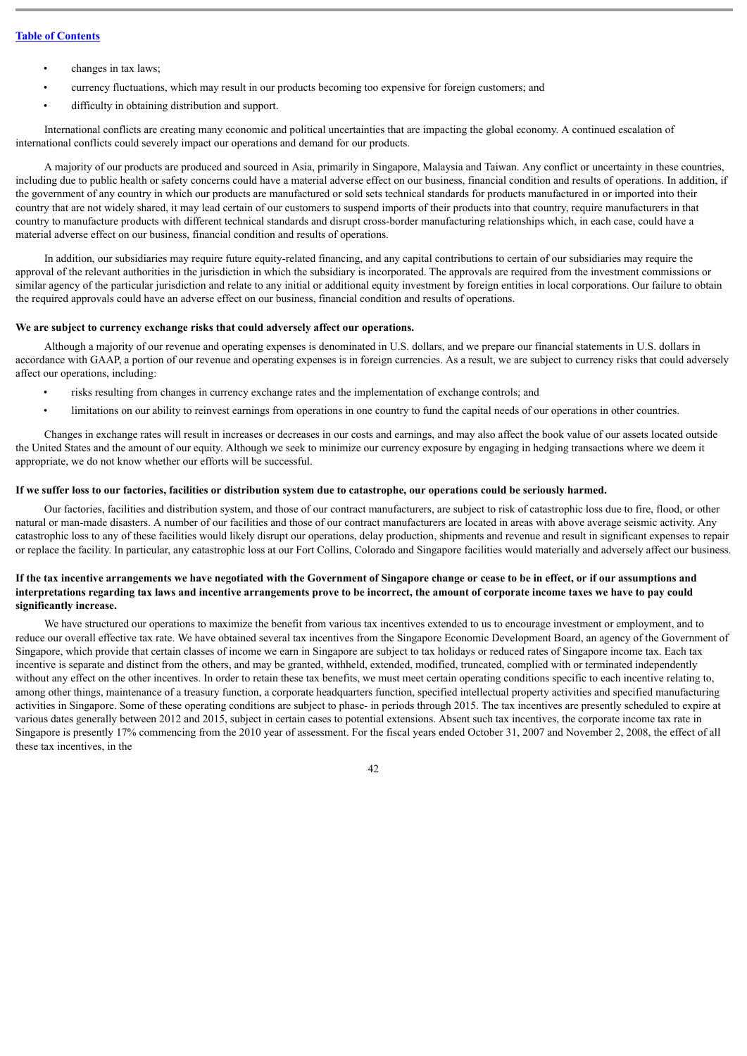- changes in tax laws;
- currency fluctuations, which may result in our products becoming too expensive for foreign customers; and
- difficulty in obtaining distribution and support.

International conflicts are creating many economic and political uncertainties that are impacting the global economy. A continued escalation of international conflicts could severely impact our operations and demand for our products.

A majority of our products are produced and sourced in Asia, primarily in Singapore, Malaysia and Taiwan. Any conflict or uncertainty in these countries, including due to public health or safety concerns could have a material adverse effect on our business, financial condition and results of operations. In addition, if the government of any country in which our products are manufactured or sold sets technical standards for products manufactured in or imported into their country that are not widely shared, it may lead certain of our customers to suspend imports of their products into that country, require manufacturers in that country to manufacture products with different technical standards and disrupt cross-border manufacturing relationships which, in each case, could have a material adverse effect on our business, financial condition and results of operations.

In addition, our subsidiaries may require future equity-related financing, and any capital contributions to certain of our subsidiaries may require the approval of the relevant authorities in the jurisdiction in which the subsidiary is incorporated. The approvals are required from the investment commissions or similar agency of the particular jurisdiction and relate to any initial or additional equity investment by foreign entities in local corporations. Our failure to obtain the required approvals could have an adverse effect on our business, financial condition and results of operations.

**We are subject to currency exchange risks that could adversely affect our operations.**

Although a majority of our revenue and operating expenses is denominated in U.S. dollars, and we prepare our financial statements in U.S. dollars in accordance with GAAP, a portion of our revenue and operating expenses is in foreign currencies. As a result, we are subject to currency risks that could adversely affect our operations, including:

- risks resulting from changes in currency exchange rates and the implementation of exchange controls; and
- limitations on our ability to reinvest earnings from operations in one country to fund the capital needs of our operations in other countries.

Changes in exchange rates will result in increases or decreases in our costs and earnings, and may also affect the book value of our assets located outside the United States and the amount of our equity. Although we seek to minimize our currency exposure by engaging in hedging transactions where we deem it appropriate, we do not know whether our efforts will be successful.

**If we suffer loss to our factories, facilities or distribution system due to catastrophe, our operations could be seriously harmed.**

Our factories, facilities and distribution system, and those of our contract manufacturers, are subject to risk of catastrophic loss due to fire, flood, or other natural or man-made disasters. A number of our facilities and those of our contract manufacturers are located in areas with above average seismic activity. Any catastrophic loss to any of these facilities would likely disrupt our operations, delay production, shipments and revenue and result in significant expenses to repair or replace the facility. In particular, any catastrophic loss at our Fort Collins, Colorado and Singapore facilities would materially and adversely affect our business.

**If the tax incentive arrangements we have negotiated with the Government of Singapore change or cease to be in effect, or if our assumptions and interpretations regarding tax laws and incentive arrangements prove to be incorrect, the amount of corporate income taxes we have to pay could significantly increase.**

We have structured our operations to maximize the benefit from various tax incentives extended to us to encourage investment or employment, and to reduce our overall effective tax rate. We have obtained several tax incentives from the Singapore Economic Development Board, an agency of the Government of Singapore, which provide that certain classes of income we earn in Singapore are subject to tax holidays or reduced rates of Singapore income tax. Each tax incentive is separate and distinct from the others, and may be granted, withheld, extended, modified, truncated, complied with or terminated independently without any effect on the other incentives. In order to retain these tax benefits, we must meet certain operating conditions specific to each incentive relating to, among other things, maintenance of a treasury function, a corporate headquarters function, specified intellectual property activities and specified manufacturing activities in Singapore. Some of these operating conditions are subject to phase- in periods through 2015. The tax incentives are presently scheduled to expire at various dates generally between 2012 and 2015, subject in certain cases to potential extensions. Absent such tax incentives, the corporate income tax rate in Singapore is presently 17% commencing from the 2010 year of assessment. For the fiscal years ended October 31, 2007 and November 2, 2008, the effect of all these tax incentives, in the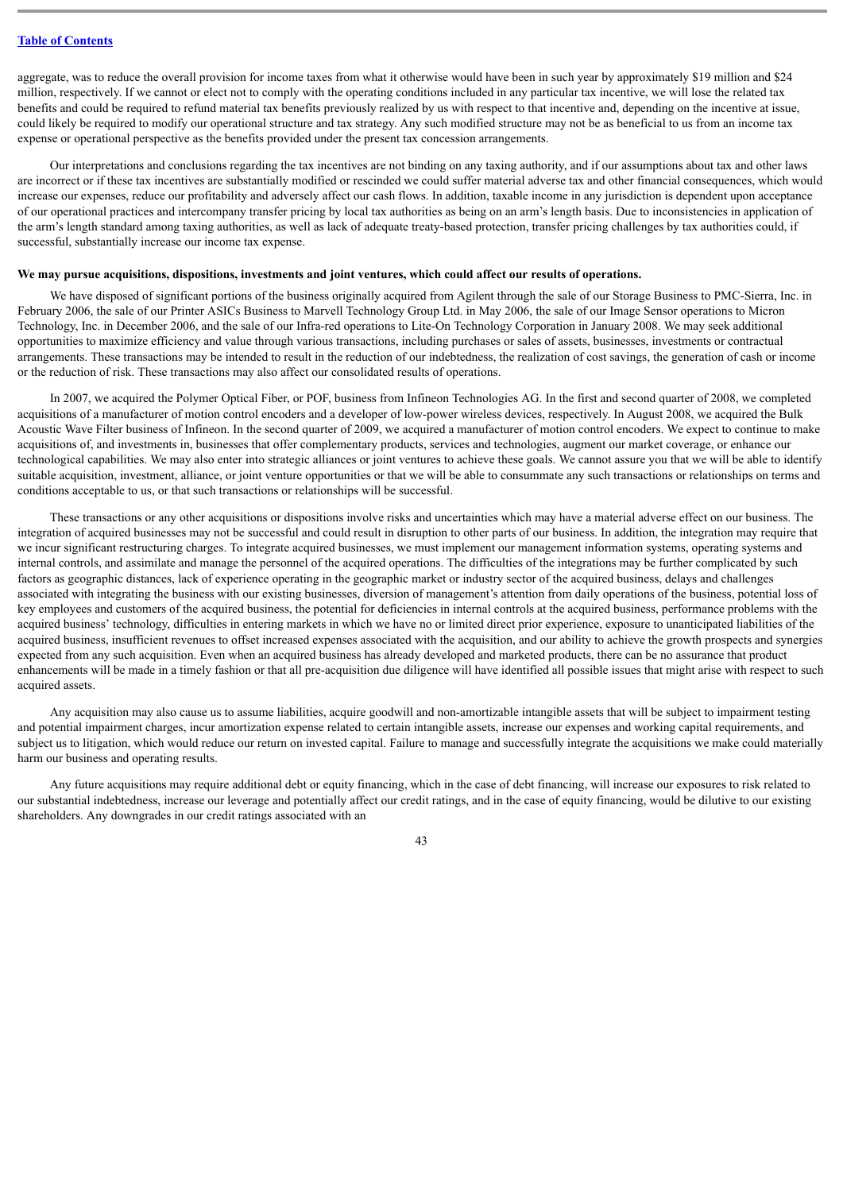aggregate, was to reduce the overall provision for income taxes from what it otherwise would have been in such year by approximately $19 million and $24 million, respectively. If we cannot or elect not to comply with the operating conditions included in any particular tax incentive, we will lose the related tax benefits and could be required to refund material tax benefits previously realized by us with respect to that incentive and, depending on the incentive at issue, could likely be required to modify our operational structure and tax strategy. Any such modified structure may not be as beneficial to us from an income tax expense or operational perspective as the benefits provided under the present tax concession arrangements.

Our interpretations and conclusions regarding the tax incentives are not binding on any taxing authority, and if our assumptions about tax and other laws are incorrect or if these tax incentives are substantially modified or rescinded we could suffer material adverse tax and other financial consequences, which would increase our expenses, reduce our profitability and adversely affect our cash flows. In addition, taxable income in any jurisdiction is dependent upon acceptance of our operational practices and intercompany transfer pricing by local tax authorities as being on an arm's length basis. Due to inconsistencies in application of the arm's length standard among taxing authorities, as well as lack of adequate treaty-based protection, transfer pricing challenges by tax authorities could, if successful, substantially increase our income tax expense.

**We may pursue acquisitions, dispositions, investments and joint ventures, which could affect our results of operations.**

We have disposed of significant portions of the business originally acquired from Agilent through the sale of our Storage Business to PMC-Sierra, Inc. in February 2006, the sale of our Printer ASICs Business to Marvell Technology Group Ltd. in May 2006, the sale of our Image Sensor operations to Micron Technology, Inc. in December 2006, and the sale of our Infra-red operations to Lite-On Technology Corporation in January 2008. We may seek additional opportunities to maximize efficiency and value through various transactions, including purchases or sales of assets, businesses, investments or contractual arrangements. These transactions may be intended to result in the reduction of our indebtedness, the realization of cost savings, the generation of cash or income or the reduction of risk. These transactions may also affect our consolidated results of operations.

In 2007, we acquired the Polymer Optical Fiber, or POF, business from Infineon Technologies AG. In the first and second quarter of 2008, we completed acquisitions of a manufacturer of motion control encoders and a developer of low-power wireless devices, respectively. In August 2008, we acquired the Bulk Acoustic Wave Filter business of Infineon. In the second quarter of 2009, we acquired a manufacturer of motion control encoders. We expect to continue to make acquisitions of, and investments in, businesses that offer complementary products, services and technologies, augment our market coverage, or enhance our technological capabilities. We may also enter into strategic alliances or joint ventures to achieve these goals. We cannot assure you that we will be able to identify suitable acquisition, investment, alliance, or joint venture opportunities or that we will be able to consummate any such transactions or relationships on terms and conditions acceptable to us, or that such transactions or relationships will be successful.

These transactions or any other acquisitions or dispositions involve risks and uncertainties which may have a material adverse effect on our business. The integration of acquired businesses may not be successful and could result in disruption to other parts of our business. In addition, the integration may require that we incur significant restructuring charges. To integrate acquired businesses, we must implement our management information systems, operating systems and internal controls, and assimilate and manage the personnel of the acquired operations. The difficulties of the integrations may be further complicated by such factors as geographic distances, lack of experience operating in the geographic market or industry sector of the acquired business, delays and challenges associated with integrating the business with our existing businesses, diversion of management's attention from daily operations of the business, potential loss of key employees and customers of the acquired business, the potential for deficiencies in internal controls at the acquired business, performance problems with the acquired business' technology, difficulties in entering markets in which we have no or limited direct prior experience, exposure to unanticipated liabilities of the acquired business, insufficient revenues to offset increased expenses associated with the acquisition, and our ability to achieve the growth prospects and synergies expected from any such acquisition. Even when an acquired business has already developed and marketed products, there can be no assurance that product enhancements will be made in a timely fashion or that all pre-acquisition due diligence will have identified all possible issues that might arise with respect to such acquired assets.

Any acquisition may also cause us to assume liabilities, acquire goodwill and non-amortizable intangible assets that will be subject to impairment testing and potential impairment charges, incur amortization expense related to certain intangible assets, increase our expenses and working capital requirements, and subject us to litigation, which would reduce our return on invested capital. Failure to manage and successfully integrate the acquisitions we make could materially harm our business and operating results.

Any future acquisitions may require additional debt or equity financing, which in the case of debt financing, will increase our exposures to risk related to our substantial indebtedness, increase our leverage and potentially affect our credit ratings, and in the case of equity financing, would be dilutive to our existing shareholders. Any downgrades in our credit ratings associated with an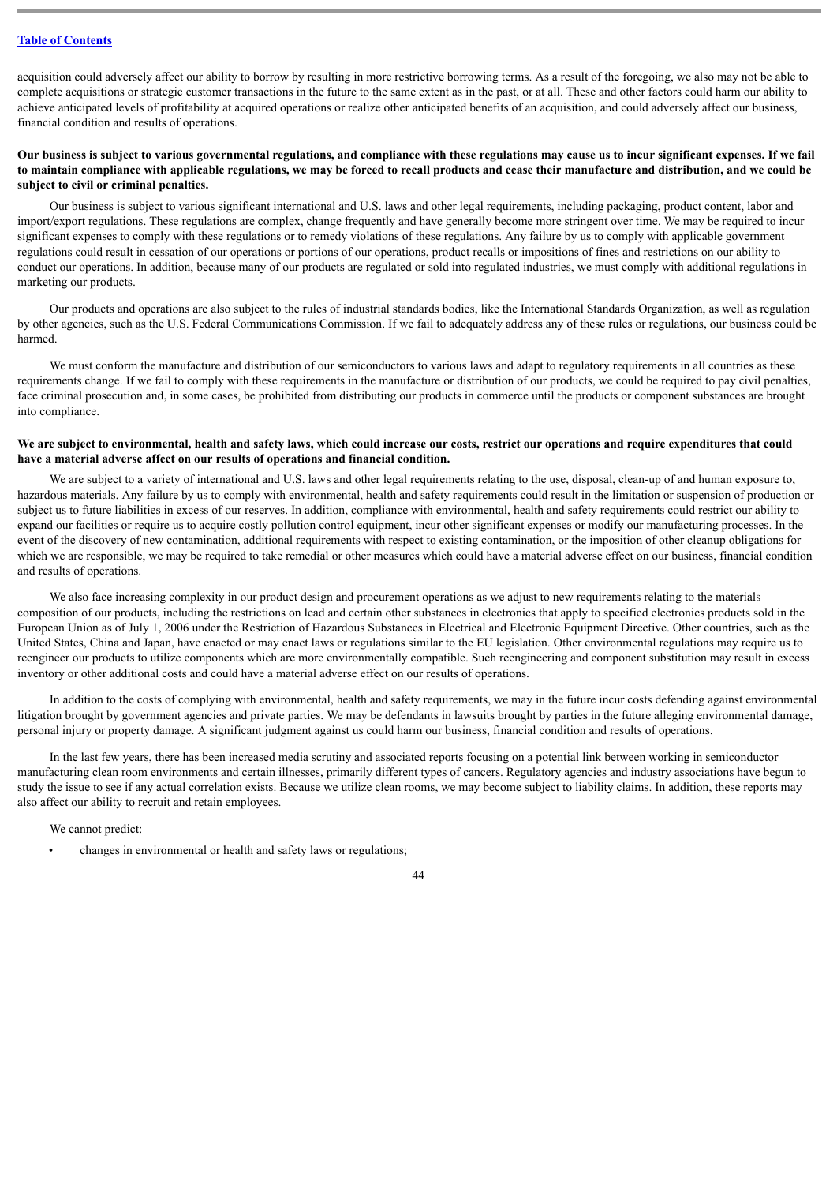acquisition could adversely affect our ability to borrow by resulting in more restrictive borrowing terms. As a result of the foregoing, we also may not be able to complete acquisitions or strategic customer transactions in the future to the same extent as in the past, or at all. These and other factors could harm our ability to achieve anticipated levels of profitability at acquired operations or realize other anticipated benefits of an acquisition, and could adversely affect our business, financial condition and results of operations.

**Our business is subject to various governmental regulations, and compliance with these regulations may cause us to incur significant expenses. If we fail to maintain compliance with applicable regulations, we may be forced to recall products and cease their manufacture and distribution, and we could be subject to civil or criminal penalties.**

Our business is subject to various significant international and U.S. laws and other legal requirements, including packaging, product content, labor and import/export regulations. These regulations are complex, change frequently and have generally become more stringent over time. We may be required to incur significant expenses to comply with these regulations or to remedy violations of these regulations. Any failure by us to comply with applicable government regulations could result in cessation of our operations or portions of our operations, product recalls or impositions of fines and restrictions on our ability to conduct our operations. In addition, because many of our products are regulated or sold into regulated industries, we must comply with additional regulations in marketing our products.

Our products and operations are also subject to the rules of industrial standards bodies, like the International Standards Organization, as well as regulation by other agencies, such as the U.S. Federal Communications Commission. If we fail to adequately address any of these rules or regulations, our business could be harmed.

We must conform the manufacture and distribution of our semiconductors to various laws and adapt to regulatory requirements in all countries as these requirements change. If we fail to comply with these requirements in the manufacture or distribution of our products, we could be required to pay civil penalties, face criminal prosecution and, in some cases, be prohibited from distributing our products in commerce until the products or component substances are brought into compliance.

**We are subject to environmental, health and safety laws, which could increase our costs, restrict our operations and require expenditures that could have a material adverse affect on our results of operations and financial condition.**

We are subject to a variety of international and U.S. laws and other legal requirements relating to the use, disposal, clean-up of and human exposure to, hazardous materials. Any failure by us to comply with environmental, health and safety requirements could result in the limitation or suspension of production or subject us to future liabilities in excess of our reserves. In addition, compliance with environmental, health and safety requirements could restrict our ability to expand our facilities or require us to acquire costly pollution control equipment, incur other significant expenses or modify our manufacturing processes. In the event of the discovery of new contamination, additional requirements with respect to existing contamination, or the imposition of other cleanup obligations for which we are responsible, we may be required to take remedial or other measures which could have a material adverse effect on our business, financial condition and results of operations.

We also face increasing complexity in our product design and procurement operations as we adjust to new requirements relating to the materials composition of our products, including the restrictions on lead and certain other substances in electronics that apply to specified electronics products sold in the European Union as of July 1, 2006 under the Restriction of Hazardous Substances in Electrical and Electronic Equipment Directive. Other countries, such as the United States, China and Japan, have enacted or may enact laws or regulations similar to the EU legislation. Other environmental regulations may require us to reengineer our products to utilize components which are more environmentally compatible. Such reengineering and component substitution may result in excess inventory or other additional costs and could have a material adverse effect on our results of operations.

In addition to the costs of complying with environmental, health and safety requirements, we may in the future incur costs defending against environmental litigation brought by government agencies and private parties. We may be defendants in lawsuits brought by parties in the future alleging environmental damage, personal injury or property damage. A significant judgment against us could harm our business, financial condition and results of operations.

In the last few years, there has been increased media scrutiny and associated reports focusing on a potential link between working in semiconductor manufacturing clean room environments and certain illnesses, primarily different types of cancers. Regulatory agencies and industry associations have begun to study the issue to see if any actual correlation exists. Because we utilize clean rooms, we may become subject to liability claims. In addition, these reports may also affect our ability to recruit and retain employees.

We cannot predict:

- changes in environmental or health and safety laws or regulations;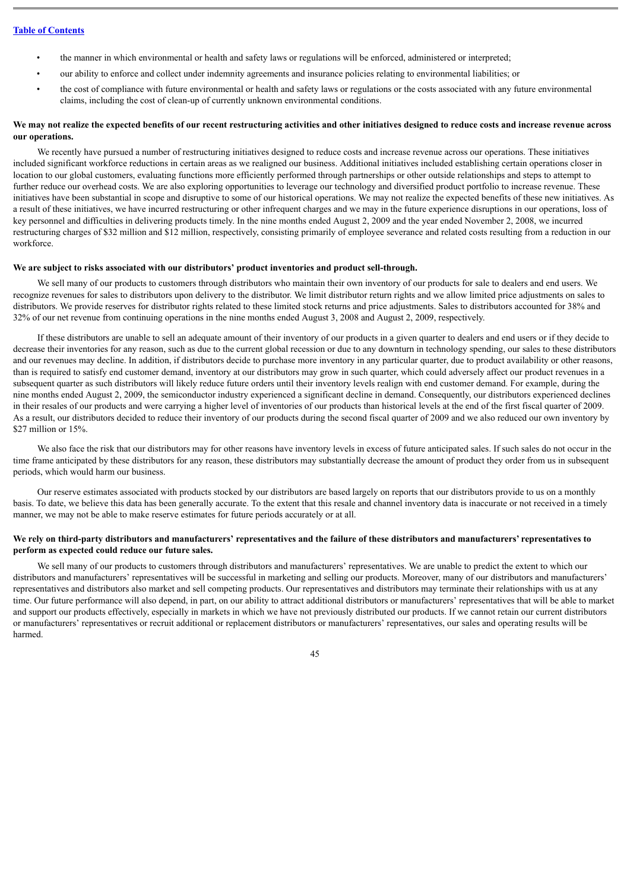- the manner in which environmental or health and safety laws or regulations will be enforced, administered or interpreted;
- our ability to enforce and collect under indemnity agreements and insurance policies relating to environmental liabilities; or
- the cost of compliance with future environmental or health and safety laws or regulations or the costs associated with any future environmental claims, including the cost of clean-up of currently unknown environmental conditions.

**We may not realize the expected benefits of our recent restructuring activities and other initiatives designed to reduce costs and increase revenue across our operations.**

We recently have pursued a number of restructuring initiatives designed to reduce costs and increase revenue across our operations. These initiatives included significant workforce reductions in certain areas as we realigned our business. Additional initiatives included establishing certain operations closer in location to our global customers, evaluating functions more efficiently performed through partnerships or other outside relationships and steps to attempt to further reduce our overhead costs. We are also exploring opportunities to leverage our technology and diversified product portfolio to increase revenue. These initiatives have been substantial in scope and disruptive to some of our historical operations. We may not realize the expected benefits of these new initiatives. As a result of these initiatives, we have incurred restructuring or other infrequent charges and we may in the future experience disruptions in our operations, loss of key personnel and difficulties in delivering products timely. In the nine months ended August 2, 2009 and the year ended November 2, 2008, we incurred restructuring charges of $32 million and $12 million, respectively, consisting primarily of employee severance and related costs resulting from a reduction in our workforce.

**We are subject to risks associated with our distributors' product inventories and product sell-through.**

We sell many of our products to customers through distributors who maintain their own inventory of our products for sale to dealers and end users. We recognize revenues for sales to distributors upon delivery to the distributor. We limit distributor return rights and we allow limited price adjustments on sales to distributors. We provide reserves for distributor rights related to these limited stock returns and price adjustments. Sales to distributors accounted for 38% and 32% of our net revenue from continuing operations in the nine months ended August 3, 2008 and August 2, 2009, respectively.

If these distributors are unable to sell an adequate amount of their inventory of our products in a given quarter to dealers and end users or if they decide to decrease their inventories for any reason, such as due to the current global recession or due to any downturn in technology spending, our sales to these distributors and our revenues may decline. In addition, if distributors decide to purchase more inventory in any particular quarter, due to product availability or other reasons, than is required to satisfy end customer demand, inventory at our distributors may grow in such quarter, which could adversely affect our product revenues in a subsequent quarter as such distributors will likely reduce future orders until their inventory levels realign with end customer demand. For example, during the nine months ended August 2, 2009, the semiconductor industry experienced a significant decline in demand. Consequently, our distributors experienced declines in their resales of our products and were carrying a higher level of inventories of our products than historical levels at the end of the first fiscal quarter of 2009. As a result, our distributors decided to reduce their inventory of our products during the second fiscal quarter of 2009 and we also reduced our own inventory by $27 million or 15%.

We also face the risk that our distributors may for other reasons have inventory levels in excess of future anticipated sales. If such sales do not occur in the time frame anticipated by these distributors for any reason, these distributors may substantially decrease the amount of product they order from us in subsequent periods, which would harm our business.

Our reserve estimates associated with products stocked by our distributors are based largely on reports that our distributors provide to us on a monthly basis. To date, we believe this data has been generally accurate. To the extent that this resale and channel inventory data is inaccurate or not received in a timely manner, we may not be able to make reserve estimates for future periods accurately or at all.

**We rely on third-party distributors and manufacturers' representatives and the failure of these distributors and manufacturers' representatives to perform as expected could reduce our future sales.**

We sell many of our products to customers through distributors and manufacturers' representatives. We are unable to predict the extent to which our distributors and manufacturers' representatives will be successful in marketing and selling our products. Moreover, many of our distributors and manufacturers' representatives and distributors also market and sell competing products. Our representatives and distributors may terminate their relationships with us at any time. Our future performance will also depend, in part, on our ability to attract additional distributors or manufacturers' representatives that will be able to market and support our products effectively, especially in markets in which we have not previously distributed our products. If we cannot retain our current distributors or manufacturers' representatives or recruit additional or replacement distributors or manufacturers' representatives, our sales and operating results will be harmed.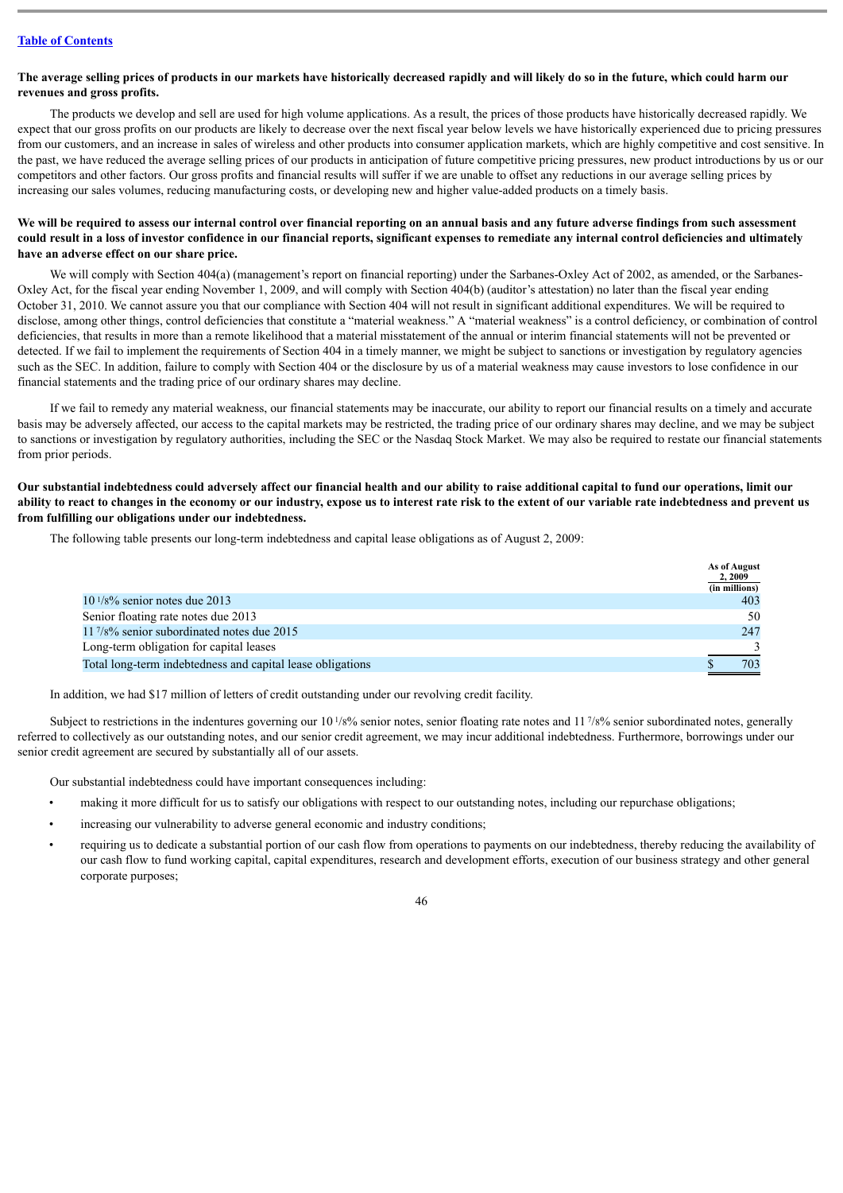[Table of Contents](#)

**The average selling prices of products in our markets have historically decreased rapidly and will likely do so in the future, which could harm our revenues and gross profits.**

The products we develop and sell are used for high volume applications. As a result, the prices of those products have historically decreased rapidly. We expect that our gross profits on our products are likely to decrease over the next fiscal year below levels we have historically experienced due to pricing pressures from our customers, and an increase in sales of wireless and other products into consumer application markets, which are highly competitive and cost sensitive. In the past, we have reduced the average selling prices of our products in anticipation of future competitive pricing pressures, new product introductions by us or our competitors and other factors. Our gross profits and financial results will suffer if we are unable to offset any reductions in our average selling prices by increasing our sales volumes, reducing manufacturing costs, or developing new and higher value-added products on a timely basis.

**We will be required to assess our internal control over financial reporting on an annual basis and any future adverse findings from such assessment could result in a loss of investor confidence in our financial reports, significant expenses to remediate any internal control deficiencies and ultimately have an adverse effect on our share price.**

We will comply with Section 404(a) (management's report on financial reporting) under the Sarbanes-Oxley Act of 2002, as amended, or the Sarbanes-Oxley Act, for the fiscal year ending November 1, 2009, and will comply with Section 404(b) (auditor's attestation) no later than the fiscal year ending October 31, 2010. We cannot assure you that our compliance with Section 404 will not result in significant additional expenditures. We will be required to disclose, among other things, control deficiencies that constitute a "material weakness." A "material weakness" is a control deficiency, or combination of control deficiencies, that results in more than a remote likelihood that a material misstatement of the annual or interim financial statements will not be prevented or detected. If we fail to implement the requirements of Section 404 in a timely manner, we might be subject to sanctions or investigation by regulatory agencies such as the SEC. In addition, failure to comply with Section 404 or the disclosure by us of a material weakness may cause investors to lose confidence in our financial statements and the trading price of our ordinary shares may decline.

If we fail to remedy any material weakness, our financial statements may be inaccurate, our ability to report our financial results on a timely and accurate basis may be adversely affected, our access to the capital markets may be restricted, the trading price of our ordinary shares may decline, and we may be subject to sanctions or investigation by regulatory authorities, including the SEC or the Nasdaq Stock Market. We may also be required to restate our financial statements from prior periods.

**Our substantial indebtedness could adversely affect our financial health and our ability to raise additional capital to fund our operations, limit our ability to react to changes in the economy or our industry, expose us to interest rate risk to the extent of our variable rate indebtedness and prevent us from fulfilling our obligations under our indebtedness.**

The following table presents our long-term indebtedness and capital lease obligations as of August 2, 2009:

| | As of August 2, 2009 (in millions) |
|---|---|
| 10 1/8% senior notes due 2013 | 403 |
| Senior floating rate notes due 2013 | 50 |
| 11 7/8% senior subordinated notes due 2015 | 247 |
| Long-term obligation for capital leases | 3 |
| Total long-term indebtedness and capital lease obligations | $ 703 |

In addition, we had $17 million of letters of credit outstanding under our revolving credit facility.

Subject to restrictions in the indentures governing our 10 1/8% senior notes, senior floating rate notes and 11 7/8% senior subordinated notes, generally referred to collectively as our outstanding notes, and our senior credit agreement, we may incur additional indebtedness. Furthermore, borrowings under our senior credit agreement are secured by substantially all of our assets.

Our substantial indebtedness could have important consequences including:

- making it more difficult for us to satisfy our obligations with respect to our outstanding notes, including our repurchase obligations;
- increasing our vulnerability to adverse general economic and industry conditions;
- requiring us to dedicate a substantial portion of our cash flow from operations to payments on our indebtedness, thereby reducing the availability of our cash flow to fund working capital, capital expenditures, research and development efforts, execution of our business strategy and other general corporate purposes;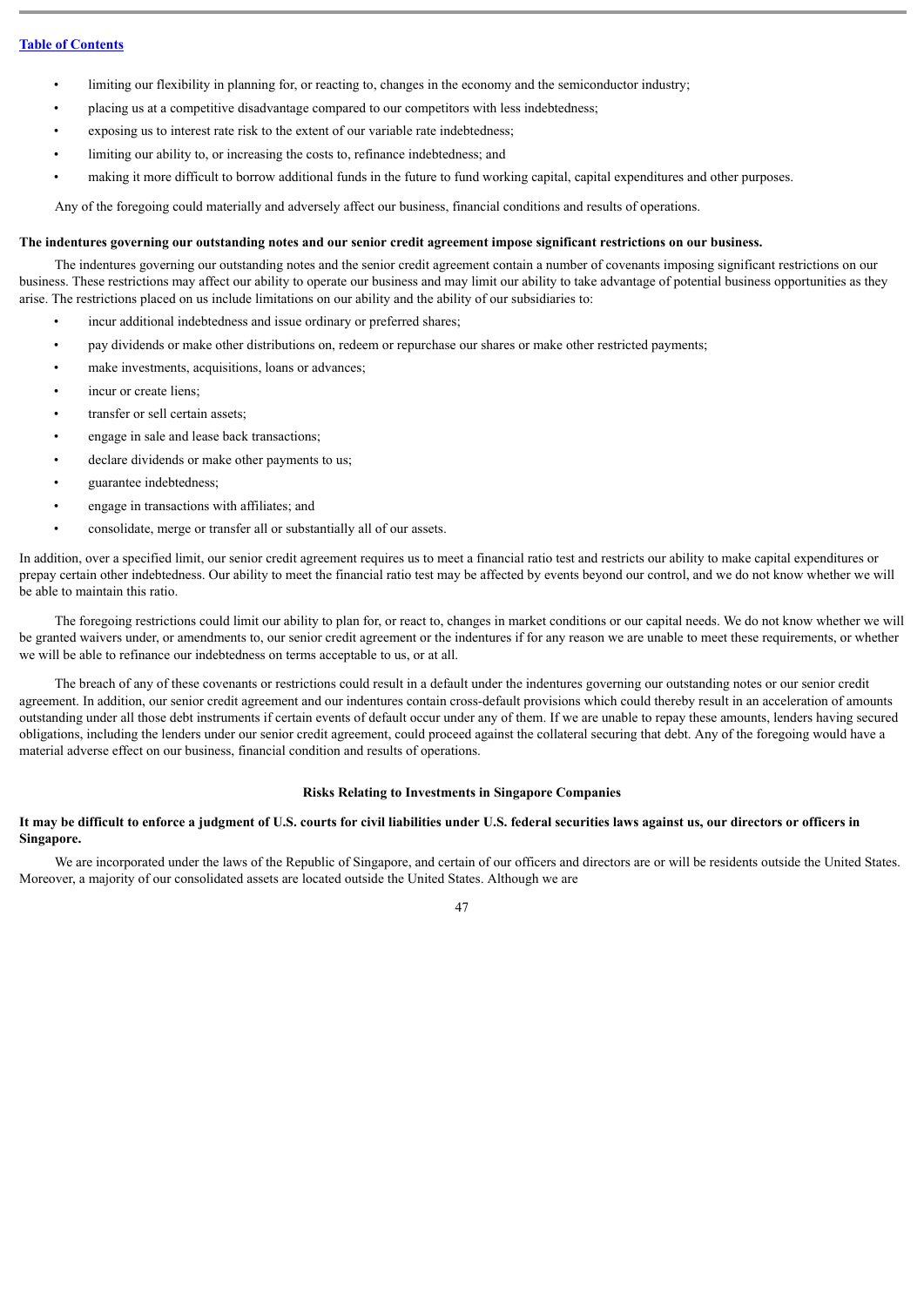- limiting our flexibility in planning for, or reacting to, changes in the economy and the semiconductor industry;
- placing us at a competitive disadvantage compared to our competitors with less indebtedness;
- exposing us to interest rate risk to the extent of our variable rate indebtedness;
- limiting our ability to, or increasing the costs to, refinance indebtedness; and
- making it more difficult to borrow additional funds in the future to fund working capital, capital expenditures and other purposes.

Any of the foregoing could materially and adversely affect our business, financial conditions and results of operations.

**The indentures governing our outstanding notes and our senior credit agreement impose significant restrictions on our business.**

The indentures governing our outstanding notes and the senior credit agreement contain a number of covenants imposing significant restrictions on our business. These restrictions may affect our ability to operate our business and may limit our ability to take advantage of potential business opportunities as they arise. The restrictions placed on us include limitations on our ability and the ability of our subsidiaries to:

- incur additional indebtedness and issue ordinary or preferred shares;
- pay dividends or make other distributions on, redeem or repurchase our shares or make other restricted payments;
- make investments, acquisitions, loans or advances;
- incur or create liens;
- transfer or sell certain assets;
- engage in sale and lease back transactions;
- declare dividends or make other payments to us;
- guarantee indebtedness;
- engage in transactions with affiliates; and
- consolidate, merge or transfer all or substantially all of our assets.

In addition, over a specified limit, our senior credit agreement requires us to meet a financial ratio test and restricts our ability to make capital expenditures or prepay certain other indebtedness. Our ability to meet the financial ratio test may be affected by events beyond our control, and we do not know whether we will be able to maintain this ratio.

The foregoing restrictions could limit our ability to plan for, or react to, changes in market conditions or our capital needs. We do not know whether we will be granted waivers under, or amendments to, our senior credit agreement or the indentures if for any reason we are unable to meet these requirements, or whether we will be able to refinance our indebtedness on terms acceptable to us, or at all.

The breach of any of these covenants or restrictions could result in a default under the indentures governing our outstanding notes or our senior credit agreement. In addition, our senior credit agreement and our indentures contain cross-default provisions which could thereby result in an acceleration of amounts outstanding under all those debt instruments if certain events of default occur under any of them. If we are unable to repay these amounts, lenders having secured obligations, including the lenders under our senior credit agreement, could proceed against the collateral securing that debt. Any of the foregoing would have a material adverse effect on our business, financial condition and results of operations.

## Risks Relating to Investments in Singapore Companies

**It may be difficult to enforce a judgment of U.S. courts for civil liabilities under U.S. federal securities laws against us, our directors or officers in Singapore.**

We are incorporated under the laws of the Republic of Singapore, and certain of our officers and directors are or will be residents outside the United States. Moreover, a majority of our consolidated assets are located outside the United States. Although we are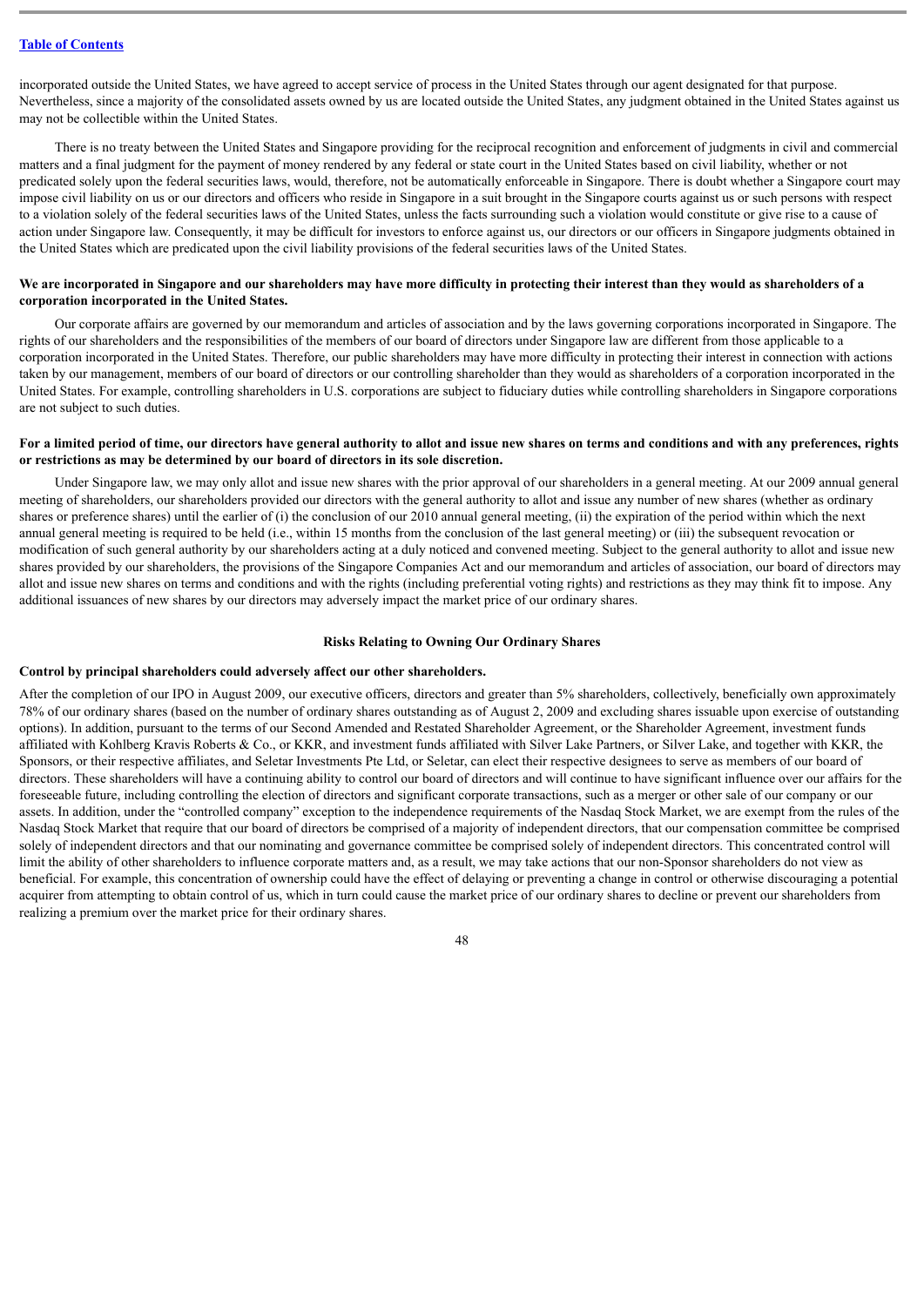incorporated outside the United States, we have agreed to accept service of process in the United States through our agent designated for that purpose. Nevertheless, since a majority of the consolidated assets owned by us are located outside the United States, any judgment obtained in the United States against us may not be collectible within the United States.

There is no treaty between the United States and Singapore providing for the reciprocal recognition and enforcement of judgments in civil and commercial matters and a final judgment for the payment of money rendered by any federal or state court in the United States based on civil liability, whether or not predicated solely upon the federal securities laws, would, therefore, not be automatically enforceable in Singapore. There is doubt whether a Singapore court may impose civil liability on us or our directors and officers who reside in Singapore in a suit brought in the Singapore courts against us or such persons with respect to a violation solely of the federal securities laws of the United States, unless the facts surrounding such a violation would constitute or give rise to a cause of action under Singapore law. Consequently, it may be difficult for investors to enforce against us, our directors or our officers in Singapore judgments obtained in the United States which are predicated upon the civil liability provisions of the federal securities laws of the United States.

**We are incorporated in Singapore and our shareholders may have more difficulty in protecting their interest than they would as shareholders of a corporation incorporated in the United States.**

Our corporate affairs are governed by our memorandum and articles of association and by the laws governing corporations incorporated in Singapore. The rights of our shareholders and the responsibilities of the members of our board of directors under Singapore law are different from those applicable to a corporation incorporated in the United States. Therefore, our public shareholders may have more difficulty in protecting their interest in connection with actions taken by our management, members of our board of directors or our controlling shareholder than they would as shareholders of a corporation incorporated in the United States. For example, controlling shareholders in U.S. corporations are subject to fiduciary duties while controlling shareholders in Singapore corporations are not subject to such duties.

**For a limited period of time, our directors have general authority to allot and issue new shares on terms and conditions and with any preferences, rights or restrictions as may be determined by our board of directors in its sole discretion.**

Under Singapore law, we may only allot and issue new shares with the prior approval of our shareholders in a general meeting. At our 2009 annual general meeting of shareholders, our shareholders provided our directors with the general authority to allot and issue any number of new shares (whether as ordinary shares or preference shares) until the earlier of (i) the conclusion of our 2010 annual general meeting, (ii) the expiration of the period within which the next annual general meeting is required to be held (i.e., within 15 months from the conclusion of the last general meeting) or (iii) the subsequent revocation or modification of such general authority by our shareholders acting at a duly noticed and convened meeting. Subject to the general authority to allot and issue new shares provided by our shareholders, the provisions of the Singapore Companies Act and our memorandum and articles of association, our board of directors may allot and issue new shares on terms and conditions and with the rights (including preferential voting rights) and restrictions as they may think fit to impose. Any additional issuances of new shares by our directors may adversely impact the market price of our ordinary shares.

## Risks Relating to Owning Our Ordinary Shares

**Control by principal shareholders could adversely affect our other shareholders.**

After the completion of our IPO in August 2009, our executive officers, directors and greater than 5% shareholders, collectively, beneficially own approximately 78% of our ordinary shares (based on the number of ordinary shares outstanding as of August 2, 2009 and excluding shares issuable upon exercise of outstanding options). In addition, pursuant to the terms of our Second Amended and Restated Shareholder Agreement, or the Shareholder Agreement, investment funds affiliated with Kohlberg Kravis Roberts & Co., or KKR, and investment funds affiliated with Silver Lake Partners, or Silver Lake, and together with KKR, the Sponsors, or their respective affiliates, and Seletar Investments Pte Ltd, or Seletar, can elect their respective designees to serve as members of our board of directors. These shareholders will have a continuing ability to control our board of directors and will continue to have significant influence over our affairs for the foreseeable future, including controlling the election of directors and significant corporate transactions, such as a merger or other sale of our company or our assets. In addition, under the "controlled company" exception to the independence requirements of the Nasdaq Stock Market, we are exempt from the rules of the Nasdaq Stock Market that require that our board of directors be comprised of a majority of independent directors, that our compensation committee be comprised solely of independent directors and that our nominating and governance committee be comprised solely of independent directors. This concentrated control will limit the ability of other shareholders to influence corporate matters and, as a result, we may take actions that our non-Sponsor shareholders do not view as beneficial. For example, this concentration of ownership could have the effect of delaying or preventing a change in control or otherwise discouraging a potential acquirer from attempting to obtain control of us, which in turn could cause the market price of our ordinary shares to decline or prevent our shareholders from realizing a premium over the market price for their ordinary shares.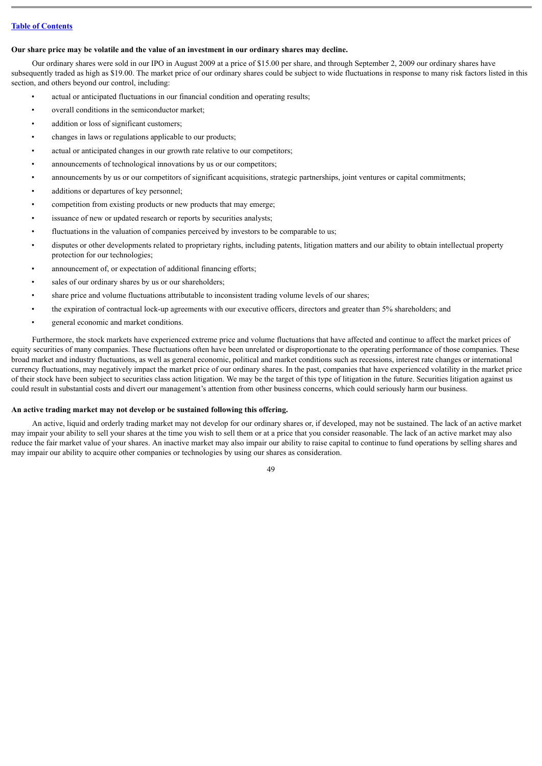**Our share price may be volatile and the value of an investment in our ordinary shares may decline.**

Our ordinary shares were sold in our IPO in August 2009 at a price of $15.00 per share, and through September 2, 2009 our ordinary shares have subsequently traded as high as $19.00. The market price of our ordinary shares could be subject to wide fluctuations in response to many risk factors listed in this section, and others beyond our control, including:

- actual or anticipated fluctuations in our financial condition and operating results;
- overall conditions in the semiconductor market;
- addition or loss of significant customers;
- changes in laws or regulations applicable to our products;
- actual or anticipated changes in our growth rate relative to our competitors;
- announcements of technological innovations by us or our competitors;
- announcements by us or our competitors of significant acquisitions, strategic partnerships, joint ventures or capital commitments;
- additions or departures of key personnel;
- competition from existing products or new products that may emerge;
- issuance of new or updated research or reports by securities analysts;
- fluctuations in the valuation of companies perceived by investors to be comparable to us;
- disputes or other developments related to proprietary rights, including patents, litigation matters and our ability to obtain intellectual property protection for our technologies;
- announcement of, or expectation of additional financing efforts;
- sales of our ordinary shares by us or our shareholders;
- share price and volume fluctuations attributable to inconsistent trading volume levels of our shares;
- the expiration of contractual lock-up agreements with our executive officers, directors and greater than 5% shareholders; and
- general economic and market conditions.

Furthermore, the stock markets have experienced extreme price and volume fluctuations that have affected and continue to affect the market prices of equity securities of many companies. These fluctuations often have been unrelated or disproportionate to the operating performance of those companies. These broad market and industry fluctuations, as well as general economic, political and market conditions such as recessions, interest rate changes or international currency fluctuations, may negatively impact the market price of our ordinary shares. In the past, companies that have experienced volatility in the market price of their stock have been subject to securities class action litigation. We may be the target of this type of litigation in the future. Securities litigation against us could result in substantial costs and divert our management's attention from other business concerns, which could seriously harm our business.

**An active trading market may not develop or be sustained following this offering.**

An active, liquid and orderly trading market may not develop for our ordinary shares or, if developed, may not be sustained. The lack of an active market may impair your ability to sell your shares at the time you wish to sell them or at a price that you consider reasonable. The lack of an active market may also reduce the fair market value of your shares. An inactive market may also impair our ability to raise capital to continue to fund operations by selling shares and may impair our ability to acquire other companies or technologies by using our shares as consideration.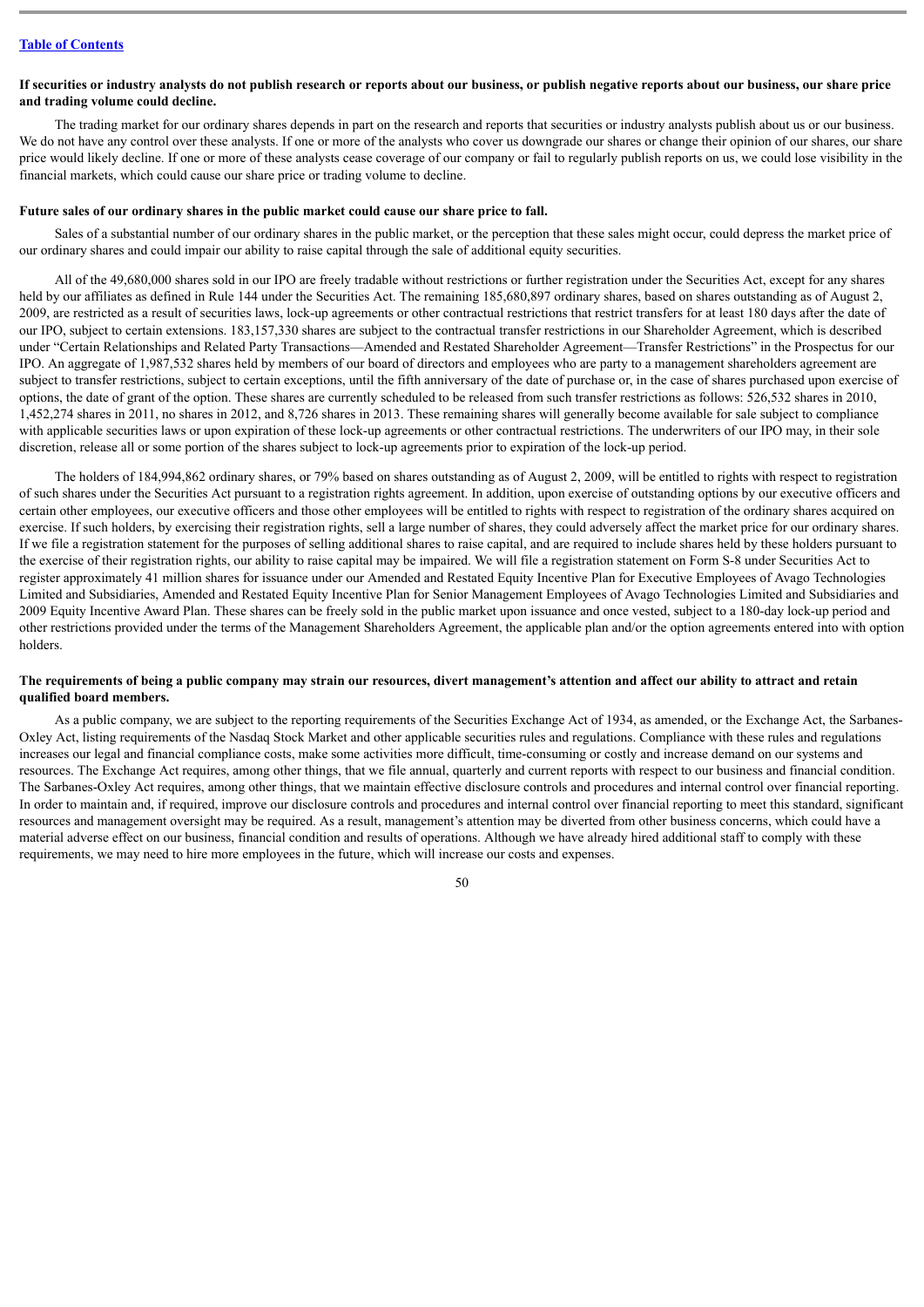**If securities or industry analysts do not publish research or reports about our business, or publish negative reports about our business, our share price and trading volume could decline.**

The trading market for our ordinary shares depends in part on the research and reports that securities or industry analysts publish about us or our business. We do not have any control over these analysts. If one or more of the analysts who cover us downgrade our shares or change their opinion of our shares, our share price would likely decline. If one or more of these analysts cease coverage of our company or fail to regularly publish reports on us, we could lose visibility in the financial markets, which could cause our share price or trading volume to decline.

**Future sales of our ordinary shares in the public market could cause our share price to fall.**

Sales of a substantial number of our ordinary shares in the public market, or the perception that these sales might occur, could depress the market price of our ordinary shares and could impair our ability to raise capital through the sale of additional equity securities.

All of the 49,680,000 shares sold in our IPO are freely tradable without restrictions or further registration under the Securities Act, except for any shares held by our affiliates as defined in Rule 144 under the Securities Act. The remaining 185,680,897 ordinary shares, based on shares outstanding as of August 2, 2009, are restricted as a result of securities laws, lock-up agreements or other contractual restrictions that restrict transfers for at least 180 days after the date of our IPO, subject to certain extensions. 183,157,330 shares are subject to the contractual transfer restrictions in our Shareholder Agreement, which is described under "Certain Relationships and Related Party Transactions—Amended and Restated Shareholder Agreement—Transfer Restrictions" in the Prospectus for our IPO. An aggregate of 1,987,532 shares held by members of our board of directors and employees who are party to a management shareholders agreement are subject to transfer restrictions, subject to certain exceptions, until the fifth anniversary of the date of purchase or, in the case of shares purchased upon exercise of options, the date of grant of the option. These shares are currently scheduled to be released from such transfer restrictions as follows: 526,532 shares in 2010, 1,452,274 shares in 2011, no shares in 2012, and 8,726 shares in 2013. These remaining shares will generally become available for sale subject to compliance with applicable securities laws or upon expiration of these lock-up agreements or other contractual restrictions. The underwriters of our IPO may, in their sole discretion, release all or some portion of the shares subject to lock-up agreements prior to expiration of the lock-up period.

The holders of 184,994,862 ordinary shares, or 79% based on shares outstanding as of August 2, 2009, will be entitled to rights with respect to registration of such shares under the Securities Act pursuant to a registration rights agreement. In addition, upon exercise of outstanding options by our executive officers and certain other employees, our executive officers and those other employees will be entitled to rights with respect to registration of the ordinary shares acquired on exercise. If such holders, by exercising their registration rights, sell a large number of shares, they could adversely affect the market price for our ordinary shares. If we file a registration statement for the purposes of selling additional shares to raise capital, and are required to include shares held by these holders pursuant to the exercise of their registration rights, our ability to raise capital may be impaired. We will file a registration statement on Form S-8 under Securities Act to register approximately 41 million shares for issuance under our Amended and Restated Equity Incentive Plan for Executive Employees of Avago Technologies Limited and Subsidiaries, Amended and Restated Equity Incentive Plan for Senior Management Employees of Avago Technologies Limited and Subsidiaries and 2009 Equity Incentive Award Plan. These shares can be freely sold in the public market upon issuance and once vested, subject to a 180-day lock-up period and other restrictions provided under the terms of the Management Shareholders Agreement, the applicable plan and/or the option agreements entered into with option holders.

**The requirements of being a public company may strain our resources, divert management's attention and affect our ability to attract and retain qualified board members.**

As a public company, we are subject to the reporting requirements of the Securities Exchange Act of 1934, as amended, or the Exchange Act, the Sarbanes-Oxley Act, listing requirements of the Nasdaq Stock Market and other applicable securities rules and regulations. Compliance with these rules and regulations increases our legal and financial compliance costs, make some activities more difficult, time-consuming or costly and increase demand on our systems and resources. The Exchange Act requires, among other things, that we file annual, quarterly and current reports with respect to our business and financial condition. The Sarbanes-Oxley Act requires, among other things, that we maintain effective disclosure controls and procedures and internal control over financial reporting. In order to maintain and, if required, improve our disclosure controls and procedures and internal control over financial reporting to meet this standard, significant resources and management oversight may be required. As a result, management's attention may be diverted from other business concerns, which could have a material adverse effect on our business, financial condition and results of operations. Although we have already hired additional staff to comply with these requirements, we may need to hire more employees in the future, which will increase our costs and expenses.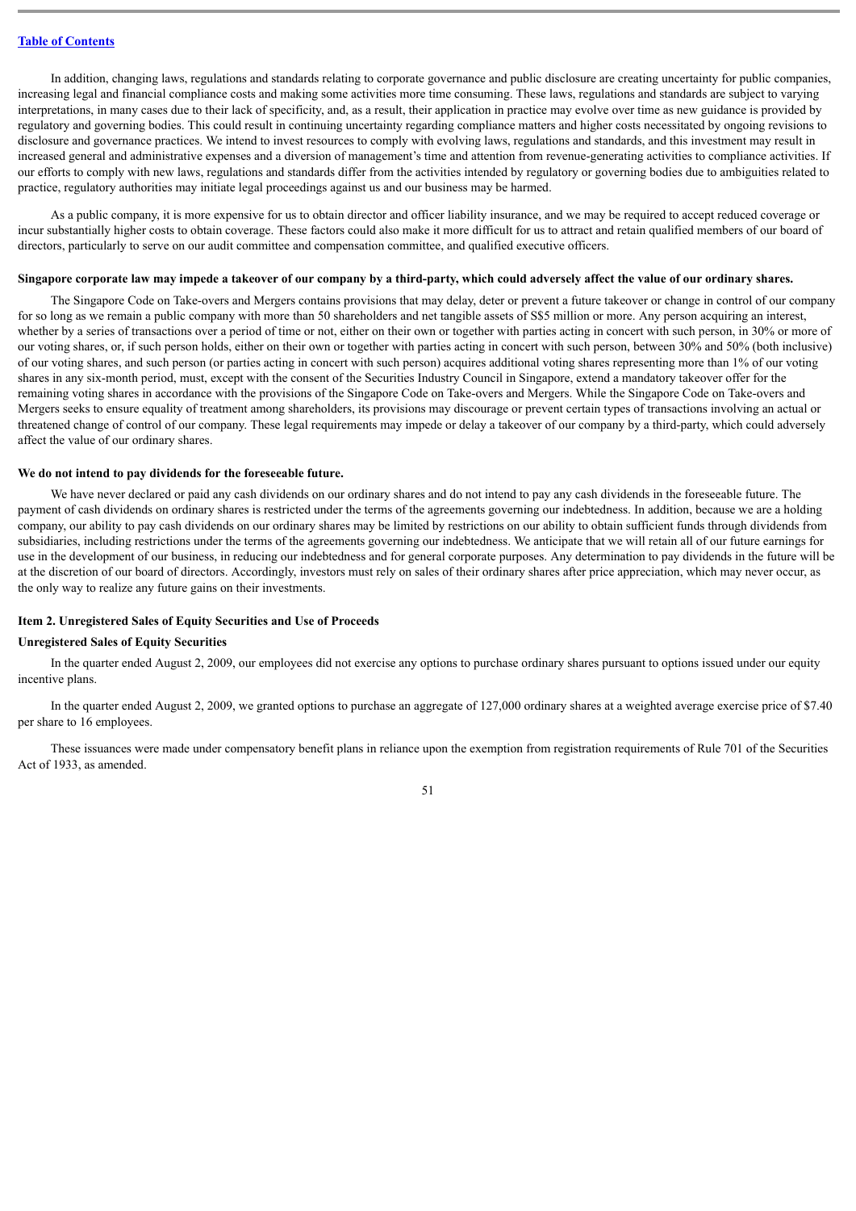In addition, changing laws, regulations and standards relating to corporate governance and public disclosure are creating uncertainty for public companies, increasing legal and financial compliance costs and making some activities more time consuming. These laws, regulations and standards are subject to varying interpretations, in many cases due to their lack of specificity, and, as a result, their application in practice may evolve over time as new guidance is provided by regulatory and governing bodies. This could result in continuing uncertainty regarding compliance matters and higher costs necessitated by ongoing revisions to disclosure and governance practices. We intend to invest resources to comply with evolving laws, regulations and standards, and this investment may result in increased general and administrative expenses and a diversion of management's time and attention from revenue-generating activities to compliance activities. If our efforts to comply with new laws, regulations and standards differ from the activities intended by regulatory or governing bodies due to ambiguities related to practice, regulatory authorities may initiate legal proceedings against us and our business may be harmed.

As a public company, it is more expensive for us to obtain director and officer liability insurance, and we may be required to accept reduced coverage or incur substantially higher costs to obtain coverage. These factors could also make it more difficult for us to attract and retain qualified members of our board of directors, particularly to serve on our audit committee and compensation committee, and qualified executive officers.

**Singapore corporate law may impede a takeover of our company by a third-party, which could adversely affect the value of our ordinary shares.**

The Singapore Code on Take-overs and Mergers contains provisions that may delay, deter or prevent a future takeover or change in control of our company for so long as we remain a public company with more than 50 shareholders and net tangible assets of S$5 million or more. Any person acquiring an interest, whether by a series of transactions over a period of time or not, either on their own or together with parties acting in concert with such person, in 30% or more of our voting shares, or, if such person holds, either on their own or together with parties acting in concert with such person, between 30% and 50% (both inclusive) of our voting shares, and such person (or parties acting in concert with such person) acquires additional voting shares representing more than 1% of our voting shares in any six-month period, must, except with the consent of the Securities Industry Council in Singapore, extend a mandatory takeover offer for the remaining voting shares in accordance with the provisions of the Singapore Code on Take-overs and Mergers. While the Singapore Code on Take-overs and Mergers seeks to ensure equality of treatment among shareholders, its provisions may discourage or prevent certain types of transactions involving an actual or threatened change of control of our company. These legal requirements may impede or delay a takeover of our company by a third-party, which could adversely affect the value of our ordinary shares.

**We do not intend to pay dividends for the foreseeable future.**

We have never declared or paid any cash dividends on our ordinary shares and do not intend to pay any cash dividends in the foreseeable future. The payment of cash dividends on ordinary shares is restricted under the terms of the agreements governing our indebtedness. In addition, because we are a holding company, our ability to pay cash dividends on our ordinary shares may be limited by restrictions on our ability to obtain sufficient funds through dividends from subsidiaries, including restrictions under the terms of the agreements governing our indebtedness. We anticipate that we will retain all of our future earnings for use in the development of our business, in reducing our indebtedness and for general corporate purposes. Any determination to pay dividends in the future will be at the discretion of our board of directors. Accordingly, investors must rely on sales of their ordinary shares after price appreciation, which may never occur, as the only way to realize any future gains on their investments.

## Item 2. Unregistered Sales of Equity Securities and Use of Proceeds

### Unregistered Sales of Equity Securities

In the quarter ended August 2, 2009, our employees did not exercise any options to purchase ordinary shares pursuant to options issued under our equity incentive plans.

In the quarter ended August 2, 2009, we granted options to purchase an aggregate of 127,000 ordinary shares at a weighted average exercise price of $7.40 per share to 16 employees.

These issuances were made under compensatory benefit plans in reliance upon the exemption from registration requirements of Rule 701 of the Securities Act of 1933, as amended.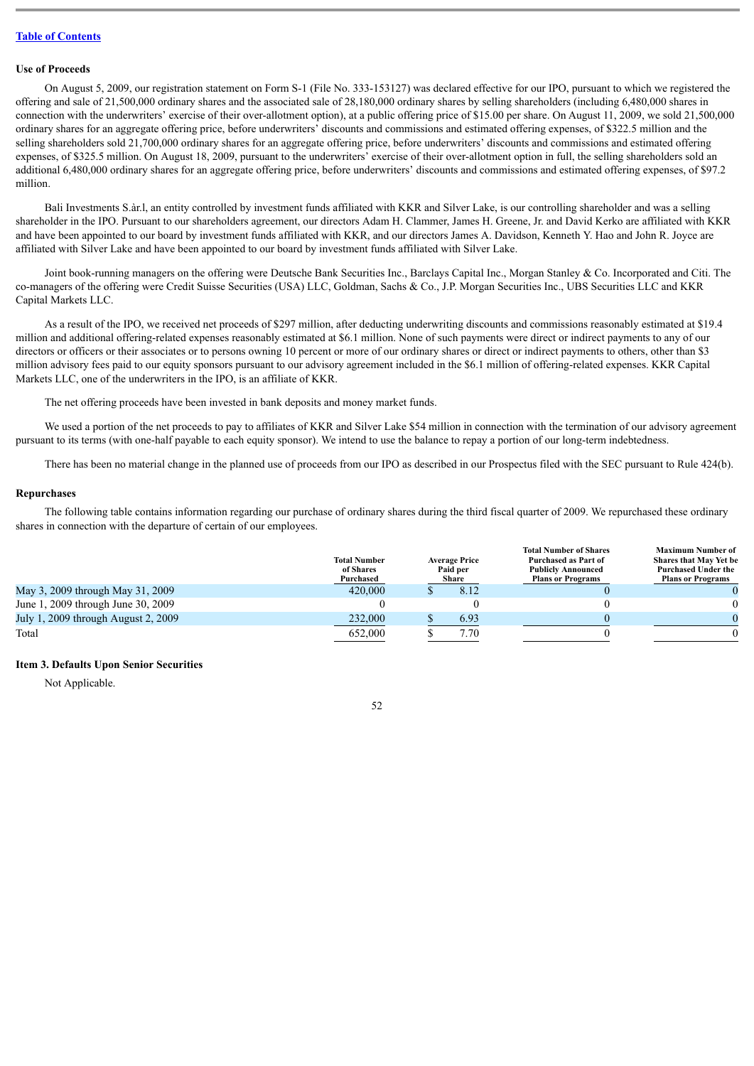[Table of Contents](#)

**Use of Proceeds**

On August 5, 2009, our registration statement on Form S-1 (File No. 333-153127) was declared effective for our IPO, pursuant to which we registered the offering and sale of 21,500,000 ordinary shares and the associated sale of 28,180,000 ordinary shares by selling shareholders (including 6,480,000 shares in connection with the underwriters' exercise of their over-allotment option), at a public offering price of $15.00 per share. On August 11, 2009, we sold 21,500,000 ordinary shares for an aggregate offering price, before underwriters' discounts and commissions and estimated offering expenses, of $322.5 million and the selling shareholders sold 21,700,000 ordinary shares for an aggregate offering price, before underwriters' discounts and commissions and estimated offering expenses, of $325.5 million. On August 18, 2009, pursuant to the underwriters' exercise of their over-allotment option in full, the selling shareholders sold an additional 6,480,000 ordinary shares for an aggregate offering price, before underwriters' discounts and commissions and estimated offering expenses, of $97.2 million.

Bali Investments S.àr.l, an entity controlled by investment funds affiliated with KKR and Silver Lake, is our controlling shareholder and was a selling shareholder in the IPO. Pursuant to our shareholders agreement, our directors Adam H. Clammer, James H. Greene, Jr. and David Kerko are affiliated with KKR and have been appointed to our board by investment funds affiliated with KKR, and our directors James A. Davidson, Kenneth Y. Hao and John R. Joyce are affiliated with Silver Lake and have been appointed to our board by investment funds affiliated with Silver Lake.

Joint book-running managers on the offering were Deutsche Bank Securities Inc., Barclays Capital Inc., Morgan Stanley & Co. Incorporated and Citi. The co-managers of the offering were Credit Suisse Securities (USA) LLC, Goldman, Sachs & Co., J.P. Morgan Securities Inc., UBS Securities LLC and KKR Capital Markets LLC.

As a result of the IPO, we received net proceeds of $297 million, after deducting underwriting discounts and commissions reasonably estimated at $19.4 million and additional offering-related expenses reasonably estimated at $6.1 million. None of such payments were direct or indirect payments to any of our directors or officers or their associates or to persons owning 10 percent or more of our ordinary shares or direct or indirect payments to others, other than $3 million advisory fees paid to our equity sponsors pursuant to our advisory agreement included in the $6.1 million of offering-related expenses. KKR Capital Markets LLC, one of the underwriters in the IPO, is an affiliate of KKR.

The net offering proceeds have been invested in bank deposits and money market funds.

We used a portion of the net proceeds to pay to affiliates of KKR and Silver Lake $54 million in connection with the termination of our advisory agreement pursuant to its terms (with one-half payable to each equity sponsor). We intend to use the balance to repay a portion of our long-term indebtedness.

There has been no material change in the planned use of proceeds from our IPO as described in our Prospectus filed with the SEC pursuant to Rule 424(b).

**Repurchases**

The following table contains information regarding our purchase of ordinary shares during the third fiscal quarter of 2009. We repurchased these ordinary shares in connection with the departure of certain of our employees.

| | Total Number of Shares Purchased | Average Price Paid per Share | Total Number of Shares Purchased as Part of Publicly Announced Plans or Programs | Maximum Number of Shares that May Yet be Purchased Under the Plans or Programs |
|---|---|---|---|---|
| May 3, 2009 through May 31, 2009 | 420,000 | $ 8.12 | 0 | 0 |
| June 1, 2009 through June 30, 2009 | 0 | 0 | 0 | 0 |
| July 1, 2009 through August 2, 2009 | 232,000 | $ 6.93 | 0 | 0 |
| Total | 652,000 | $ 7.70 | 0 | 0 |

**Item 3. Defaults Upon Senior Securities**

Not Applicable.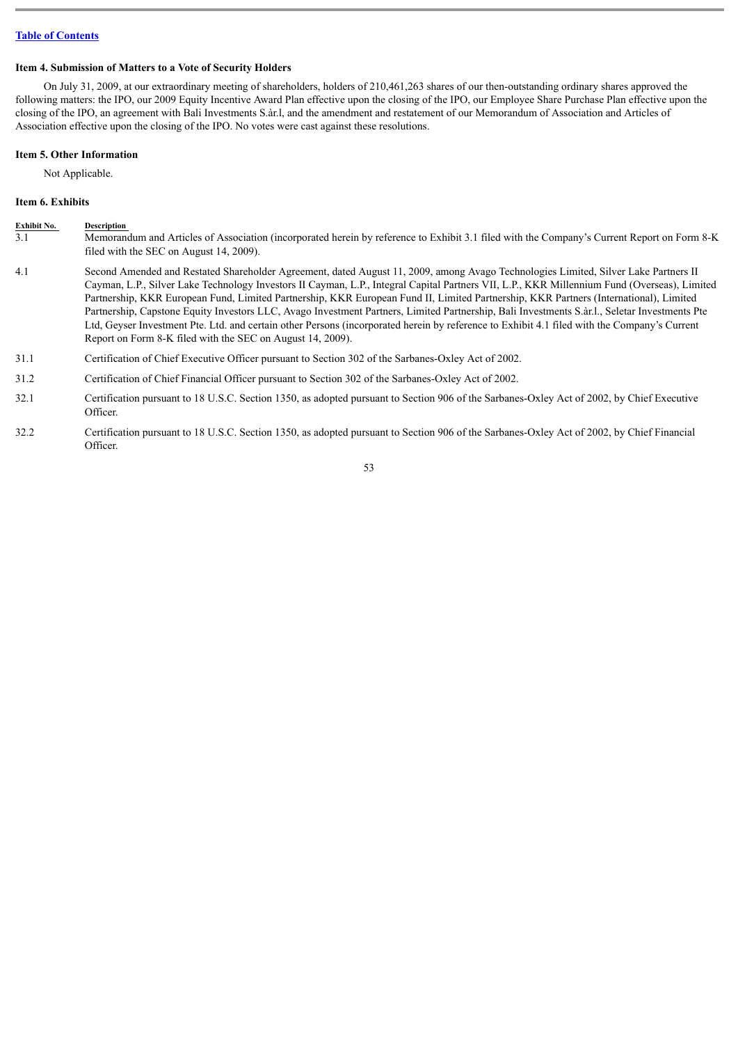[Table of Contents]

### Item 4. Submission of Matters to a Vote of Security Holders

On July 31, 2009, at our extraordinary meeting of shareholders, holders of 210,461,263 shares of our then-outstanding ordinary shares approved the following matters: the IPO, our 2009 Equity Incentive Award Plan effective upon the closing of the IPO, our Employee Share Purchase Plan effective upon the closing of the IPO, an agreement with Bali Investments S.àr.l, and the amendment and restatement of our Memorandum of Association and Articles of Association effective upon the closing of the IPO. No votes were cast against these resolutions.

### Item 5. Other Information

Not Applicable.

### Item 6. Exhibits

| Exhibit No. | Description |
|---|---|
| 3.1 | Memorandum and Articles of Association (incorporated herein by reference to Exhibit 3.1 filed with the Company's Current Report on Form 8-K filed with the SEC on August 14, 2009). |
| 4.1 | Second Amended and Restated Shareholder Agreement, dated August 11, 2009, among Avago Technologies Limited, Silver Lake Partners II Cayman, L.P., Silver Lake Technology Investors II Cayman, L.P., Integral Capital Partners VII, L.P., KKR Millennium Fund (Overseas), Limited Partnership, KKR European Fund, Limited Partnership, KKR European Fund II, Limited Partnership, KKR Partners (International), Limited Partnership, Capstone Equity Investors LLC, Avago Investment Partners, Limited Partnership, Bali Investments S.àr.l., Seletar Investments Pte Ltd, Geyser Investment Pte. Ltd. and certain other Persons (incorporated herein by reference to Exhibit 4.1 filed with the Company's Current Report on Form 8-K filed with the SEC on August 14, 2009). |
| 31.1 | Certification of Chief Executive Officer pursuant to Section 302 of the Sarbanes-Oxley Act of 2002. |
| 31.2 | Certification of Chief Financial Officer pursuant to Section 302 of the Sarbanes-Oxley Act of 2002. |
| 32.1 | Certification pursuant to 18 U.S.C. Section 1350, as adopted pursuant to Section 906 of the Sarbanes-Oxley Act of 2002, by Chief Executive Officer. |
| 32.2 | Certification pursuant to 18 U.S.C. Section 1350, as adopted pursuant to Section 906 of the Sarbanes-Oxley Act of 2002, by Chief Financial Officer. |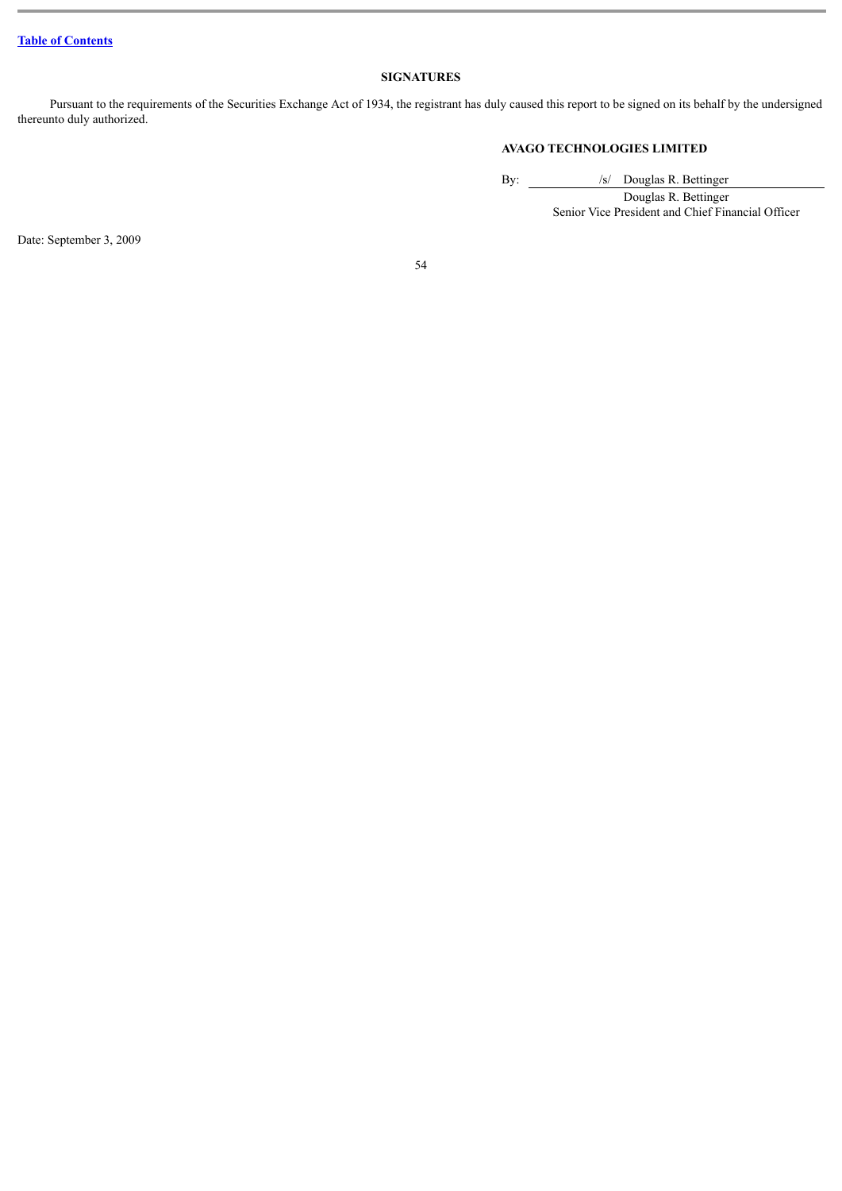## SIGNATURES

Pursuant to the requirements of the Securities Exchange Act of 1934, the registrant has duly caused this report to be signed on its behalf by the undersigned thereunto duly authorized.

**AVAGO TECHNOLOGIES LIMITED**

By: /s/ Douglas R. Bettinger

Douglas R. Bettinger
Senior Vice President and Chief Financial Officer

Date: September 3, 2009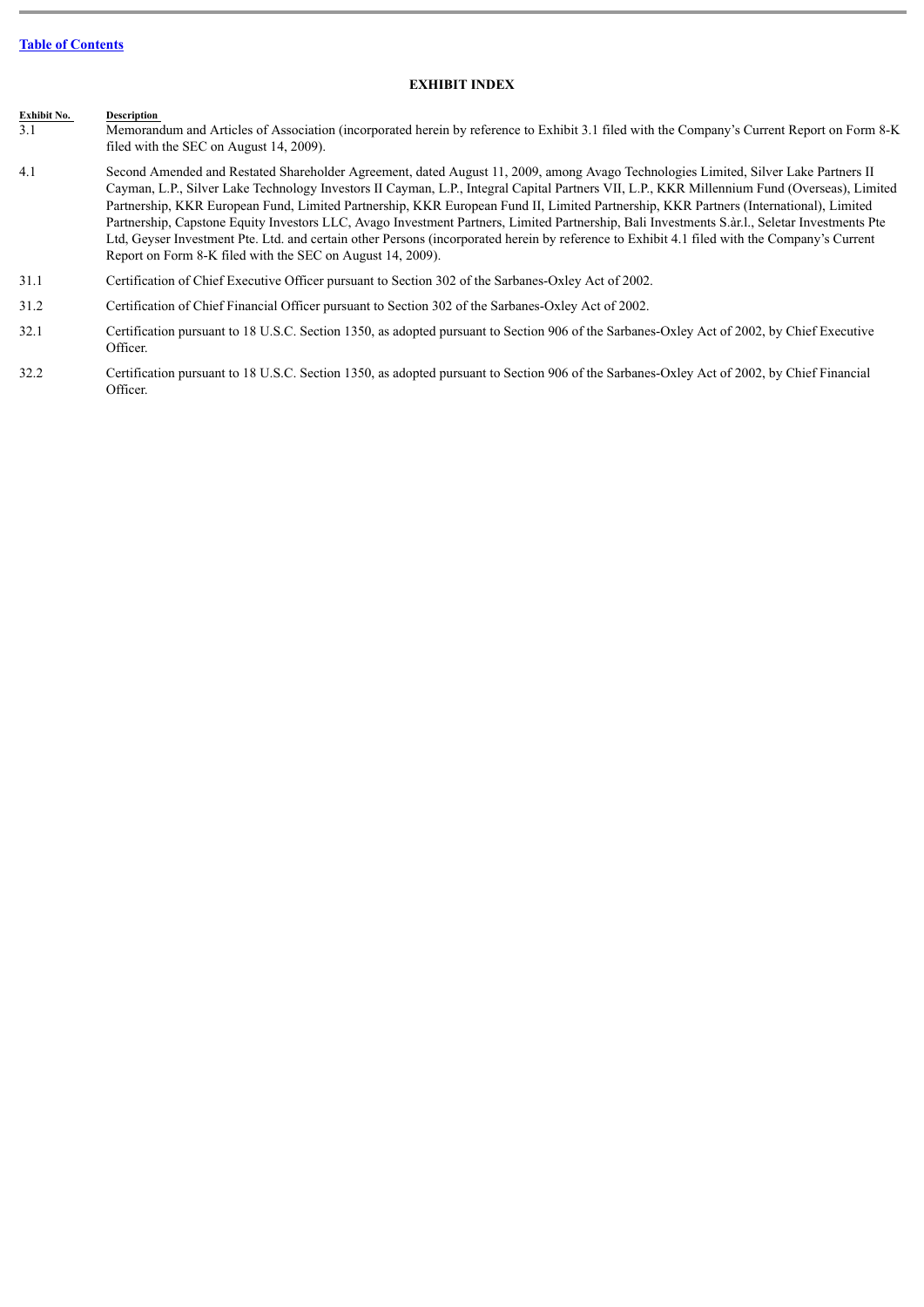[Table of Contents](#)

## EXHIBIT INDEX

| Exhibit No. | Description |
|---|---|
| 3.1 | Memorandum and Articles of Association (incorporated herein by reference to Exhibit 3.1 filed with the Company's Current Report on Form 8-K filed with the SEC on August 14, 2009). |
| 4.1 | Second Amended and Restated Shareholder Agreement, dated August 11, 2009, among Avago Technologies Limited, Silver Lake Partners II Cayman, L.P., Silver Lake Technology Investors II Cayman, L.P., Integral Capital Partners VII, L.P., KKR Millennium Fund (Overseas), Limited Partnership, KKR European Fund, Limited Partnership, KKR European Fund II, Limited Partnership, KKR Partners (International), Limited Partnership, Capstone Equity Investors LLC, Avago Investment Partners, Limited Partnership, Bali Investments S.àr.l., Seletar Investments Pte Ltd, Geyser Investment Pte. Ltd. and certain other Persons (incorporated herein by reference to Exhibit 4.1 filed with the Company's Current Report on Form 8-K filed with the SEC on August 14, 2009). |
| 31.1 | Certification of Chief Executive Officer pursuant to Section 302 of the Sarbanes-Oxley Act of 2002. |
| 31.2 | Certification of Chief Financial Officer pursuant to Section 302 of the Sarbanes-Oxley Act of 2002. |
| 32.1 | Certification pursuant to 18 U.S.C. Section 1350, as adopted pursuant to Section 906 of the Sarbanes-Oxley Act of 2002, by Chief Executive Officer. |
| 32.2 | Certification pursuant to 18 U.S.C. Section 1350, as adopted pursuant to Section 906 of the Sarbanes-Oxley Act of 2002, by Chief Financial Officer. |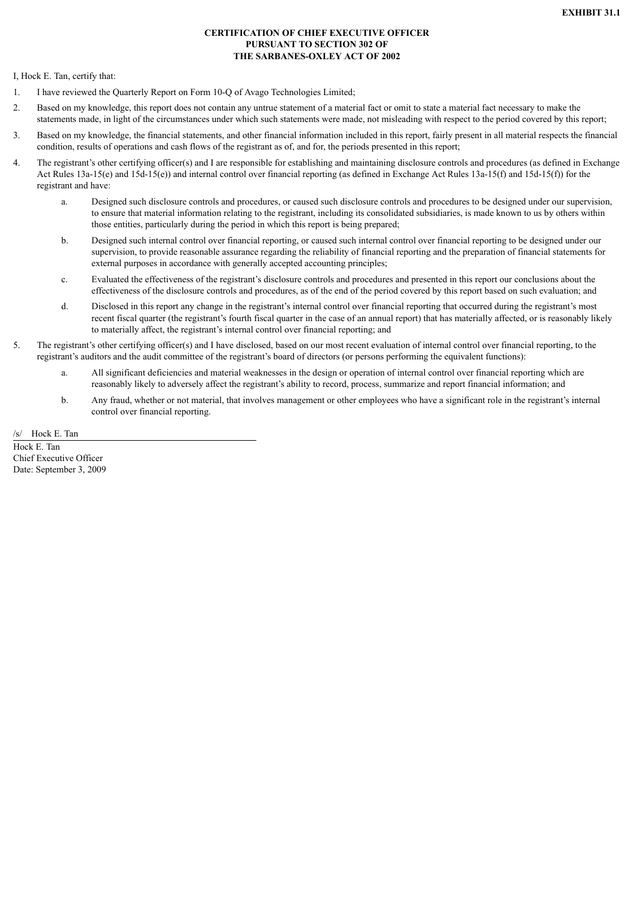**EXHIBIT 31.1**

**CERTIFICATION OF CHIEF EXECUTIVE OFFICER PURSUANT TO SECTION 302 OF THE SARBANES-OXLEY ACT OF 2002**

I, Hock E. Tan, certify that:

1. I have reviewed the Quarterly Report on Form 10-Q of Avago Technologies Limited;
2. Based on my knowledge, this report does not contain any untrue statement of a material fact or omit to state a material fact necessary to make the statements made, in light of the circumstances under which such statements were made, not misleading with respect to the period covered by this report;
3. Based on my knowledge, the financial statements, and other financial information included in this report, fairly present in all material respects the financial condition, results of operations and cash flows of the registrant as of, and for, the periods presented in this report;
4. The registrant's other certifying officer(s) and I are responsible for establishing and maintaining disclosure controls and procedures (as defined in Exchange Act Rules 13a-15(e) and 15d-15(e)) and internal control over financial reporting (as defined in Exchange Act Rules 13a-15(f) and 15d-15(f)) for the registrant and have:
   a. Designed such disclosure controls and procedures, or caused such disclosure controls and procedures to be designed under our supervision, to ensure that material information relating to the registrant, including its consolidated subsidiaries, is made known to us by others within those entities, particularly during the period in which this report is being prepared;
   b. Designed such internal control over financial reporting, or caused such internal control over financial reporting to be designed under our supervision, to provide reasonable assurance regarding the reliability of financial reporting and the preparation of financial statements for external purposes in accordance with generally accepted accounting principles;
   c. Evaluated the effectiveness of the registrant's disclosure controls and procedures and presented in this report our conclusions about the effectiveness of the disclosure controls and procedures, as of the end of the period covered by this report based on such evaluation; and
   d. Disclosed in this report any change in the registrant's internal control over financial reporting that occurred during the registrant's most recent fiscal quarter (the registrant's fourth fiscal quarter in the case of an annual report) that has materially affected, or is reasonably likely to materially affect, the registrant's internal control over financial reporting; and
5. The registrant's other certifying officer(s) and I have disclosed, based on our most recent evaluation of internal control over financial reporting, to the registrant's auditors and the audit committee of the registrant's board of directors (or persons performing the equivalent functions):
   a. All significant deficiencies and material weaknesses in the design or operation of internal control over financial reporting which are reasonably likely to adversely affect the registrant's ability to record, process, summarize and report financial information; and
   b. Any fraud, whether or not material, that involves management or other employees who have a significant role in the registrant's internal control over financial reporting.

/s/ Hock E. Tan

Hock E. Tan
Chief Executive Officer
Date: September 3, 2009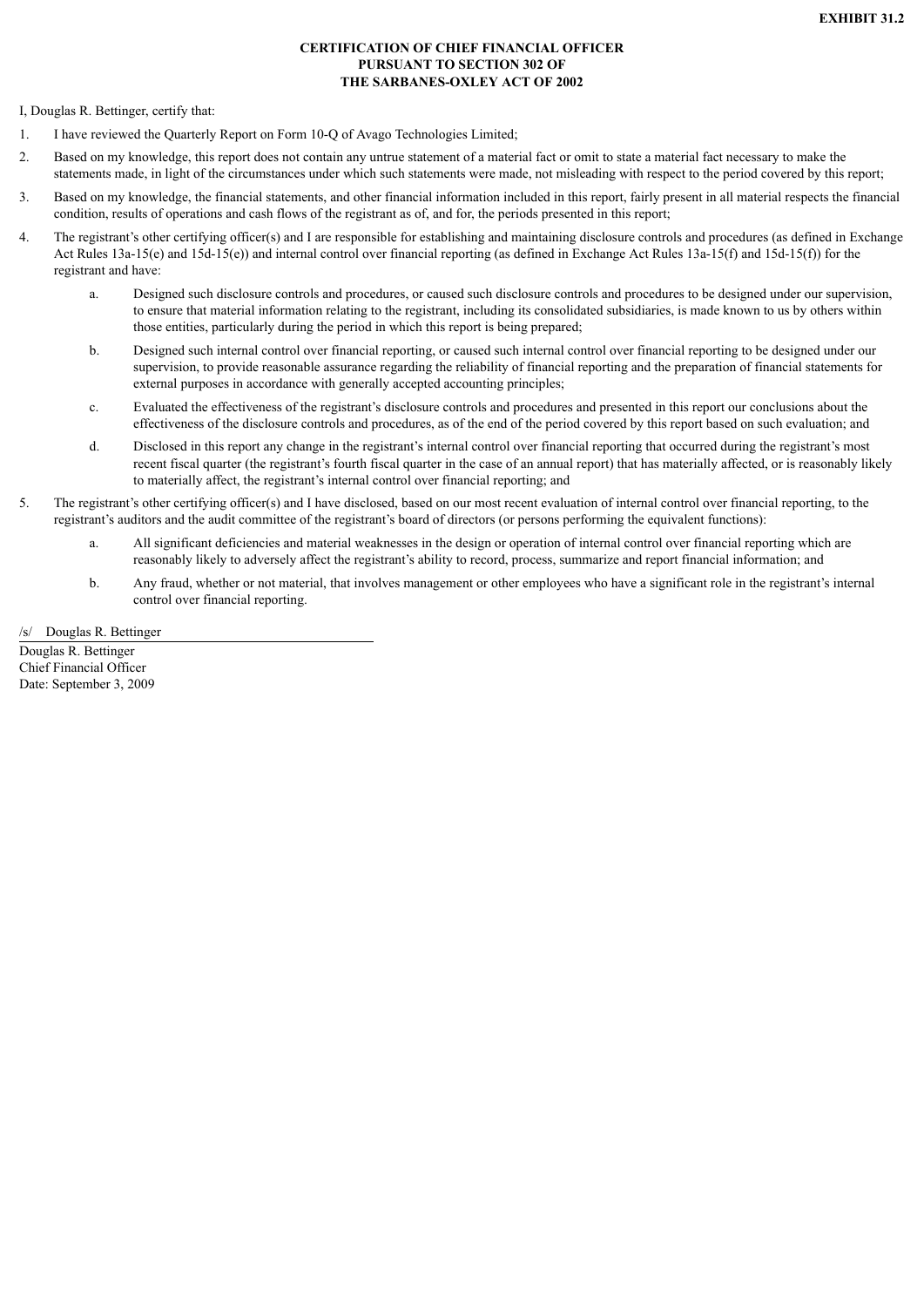**EXHIBIT 31.2**

**CERTIFICATION OF CHIEF FINANCIAL OFFICER PURSUANT TO SECTION 302 OF THE SARBANES-OXLEY ACT OF 2002**

I, Douglas R. Bettinger, certify that:

1. I have reviewed the Quarterly Report on Form 10-Q of Avago Technologies Limited;
2. Based on my knowledge, this report does not contain any untrue statement of a material fact or omit to state a material fact necessary to make the statements made, in light of the circumstances under which such statements were made, not misleading with respect to the period covered by this report;
3. Based on my knowledge, the financial statements, and other financial information included in this report, fairly present in all material respects the financial condition, results of operations and cash flows of the registrant as of, and for, the periods presented in this report;
4. The registrant's other certifying officer(s) and I are responsible for establishing and maintaining disclosure controls and procedures (as defined in Exchange Act Rules 13a-15(e) and 15d-15(e)) and internal control over financial reporting (as defined in Exchange Act Rules 13a-15(f) and 15d-15(f)) for the registrant and have:
   a. Designed such disclosure controls and procedures, or caused such disclosure controls and procedures to be designed under our supervision, to ensure that material information relating to the registrant, including its consolidated subsidiaries, is made known to us by others within those entities, particularly during the period in which this report is being prepared;
   b. Designed such internal control over financial reporting, or caused such internal control over financial reporting to be designed under our supervision, to provide reasonable assurance regarding the reliability of financial reporting and the preparation of financial statements for external purposes in accordance with generally accepted accounting principles;
   c. Evaluated the effectiveness of the registrant's disclosure controls and procedures and presented in this report our conclusions about the effectiveness of the disclosure controls and procedures, as of the end of the period covered by this report based on such evaluation; and
   d. Disclosed in this report any change in the registrant's internal control over financial reporting that occurred during the registrant's most recent fiscal quarter (the registrant's fourth fiscal quarter in the case of an annual report) that has materially affected, or is reasonably likely to materially affect, the registrant's internal control over financial reporting; and
5. The registrant's other certifying officer(s) and I have disclosed, based on our most recent evaluation of internal control over financial reporting, to the registrant's auditors and the audit committee of the registrant's board of directors (or persons performing the equivalent functions):
   a. All significant deficiencies and material weaknesses in the design or operation of internal control over financial reporting which are reasonably likely to adversely affect the registrant's ability to record, process, summarize and report financial information; and
   b. Any fraud, whether or not material, that involves management or other employees who have a significant role in the registrant's internal control over financial reporting.

/s/ Douglas R. Bettinger

Douglas R. Bettinger
Chief Financial Officer
Date: September 3, 2009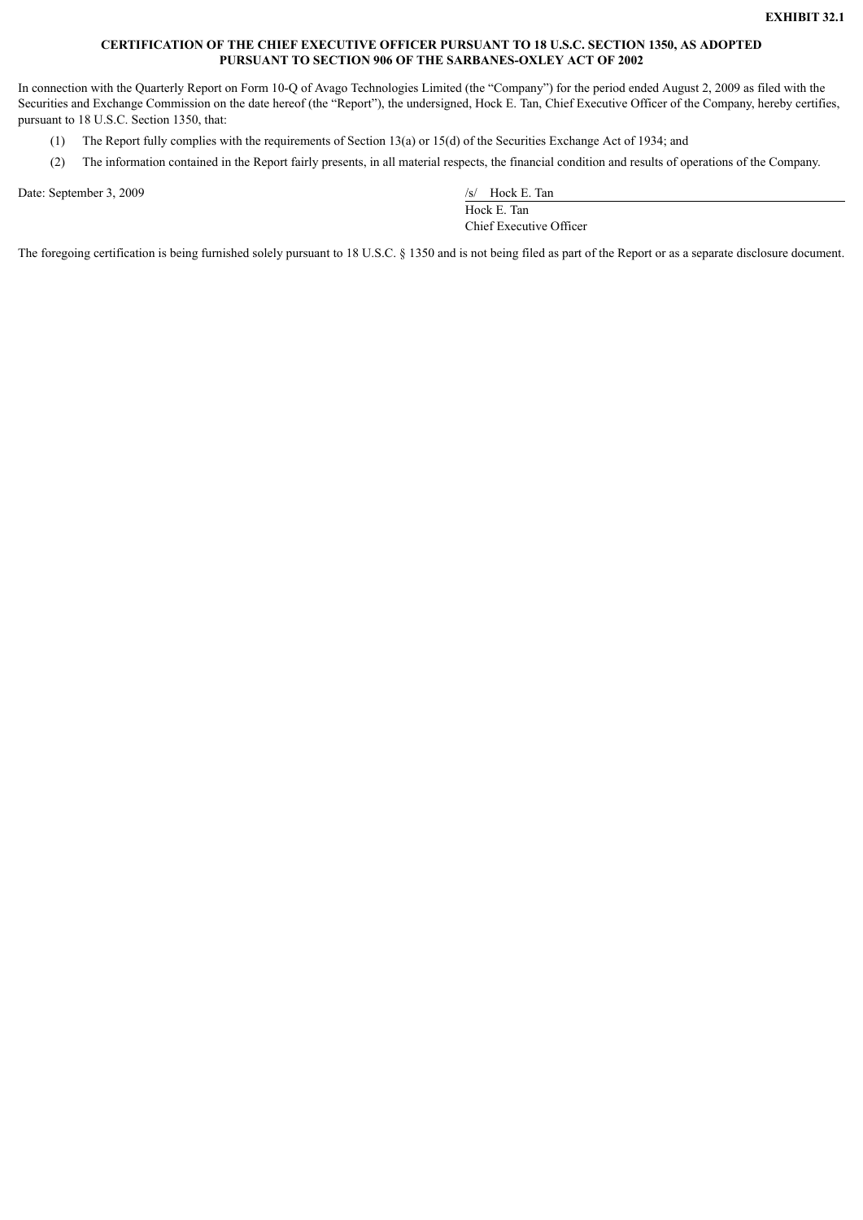**EXHIBIT 32.1**

**CERTIFICATION OF THE CHIEF EXECUTIVE OFFICER PURSUANT TO 18 U.S.C. SECTION 1350, AS ADOPTED PURSUANT TO SECTION 906 OF THE SARBANES-OXLEY ACT OF 2002**

In connection with the Quarterly Report on Form 10-Q of Avago Technologies Limited (the "Company") for the period ended August 2, 2009 as filed with the Securities and Exchange Commission on the date hereof (the "Report"), the undersigned, Hock E. Tan, Chief Executive Officer of the Company, hereby certifies, pursuant to 18 U.S.C. Section 1350, that:

(1) The Report fully complies with the requirements of Section 13(a) or 15(d) of the Securities Exchange Act of 1934; and

(2) The information contained in the Report fairly presents, in all material respects, the financial condition and results of operations of the Company.

Date: September 3, 2009

/s/ Hock E. Tan

Hock E. Tan
Chief Executive Officer

The foregoing certification is being furnished solely pursuant to 18 U.S.C. § 1350 and is not being filed as part of the Report or as a separate disclosure document.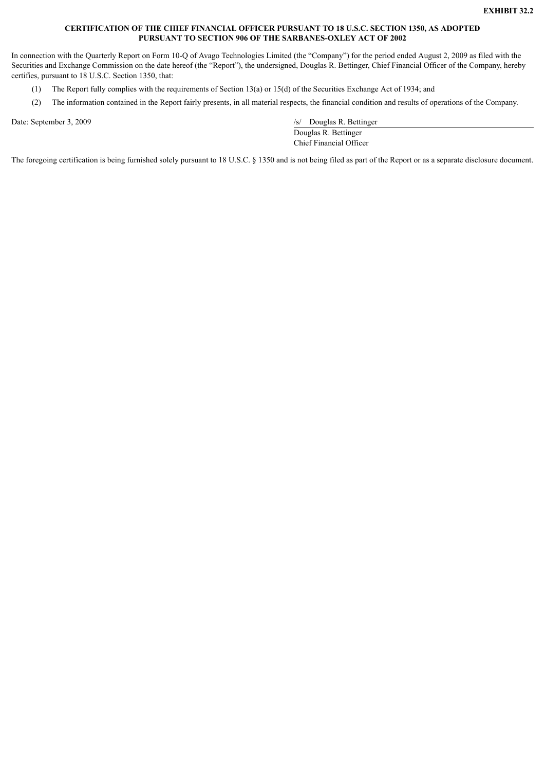**EXHIBIT 32.2**

**CERTIFICATION OF THE CHIEF FINANCIAL OFFICER PURSUANT TO 18 U.S.C. SECTION 1350, AS ADOPTED PURSUANT TO SECTION 906 OF THE SARBANES-OXLEY ACT OF 2002**

In connection with the Quarterly Report on Form 10-Q of Avago Technologies Limited (the "Company") for the period ended August 2, 2009 as filed with the Securities and Exchange Commission on the date hereof (the "Report"), the undersigned, Douglas R. Bettinger, Chief Financial Officer of the Company, hereby certifies, pursuant to 18 U.S.C. Section 1350, that:

(1) The Report fully complies with the requirements of Section 13(a) or 15(d) of the Securities Exchange Act of 1934; and

(2) The information contained in the Report fairly presents, in all material respects, the financial condition and results of operations of the Company.

Date: September 3, 2009

/s/ Douglas R. Bettinger

Douglas R. Bettinger
Chief Financial Officer

The foregoing certification is being furnished solely pursuant to 18 U.S.C. § 1350 and is not being filed as part of the Report or as a separate disclosure document.